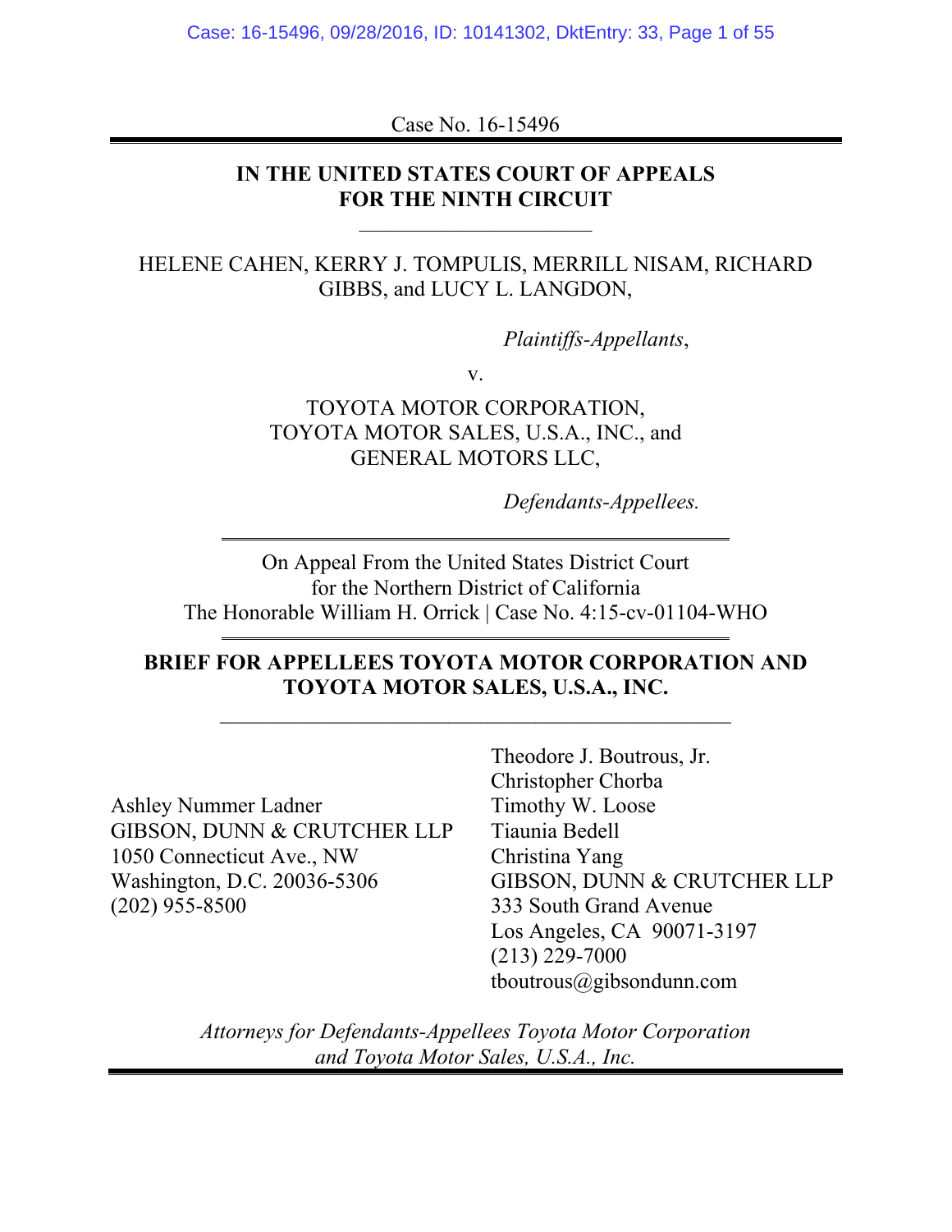Case No. 16-15496

**IN THE UNITED STATES COURT OF APPEALS**
**FOR THE NINTH CIRCUIT**

HELENE CAHEN, KERRY J. TOMPULIS, MERRILL NISAM, RICHARD GIBBS, and LUCY L. LANGDON,

*Plaintiffs-Appellants*,

v.

TOYOTA MOTOR CORPORATION,
TOYOTA MOTOR SALES, U.S.A., INC., and
GENERAL MOTORS LLC,

*Defendants-Appellees.*

On Appeal From the United States District Court
for the Northern District of California
The Honorable William H. Orrick | Case No. 4:15-cv-01104-WHO

**BRIEF FOR APPELLEES TOYOTA MOTOR CORPORATION AND TOYOTA MOTOR SALES, U.S.A., INC.**

Ashley Nummer Ladner
GIBSON, DUNN & CRUTCHER LLP
1050 Connecticut Ave., NW
Washington, D.C. 20036-5306
(202) 955-8500

Theodore J. Boutrous, Jr.
Christopher Chorba
Timothy W. Loose
Tiaunia Bedell
Christina Yang
GIBSON, DUNN & CRUTCHER LLP
333 South Grand Avenue
Los Angeles, CA 90071-3197
(213) 229-7000
tboutrous@gibsondunn.com

*Attorneys for Defendants-Appellees Toyota Motor Corporation and Toyota Motor Sales, U.S.A., Inc.*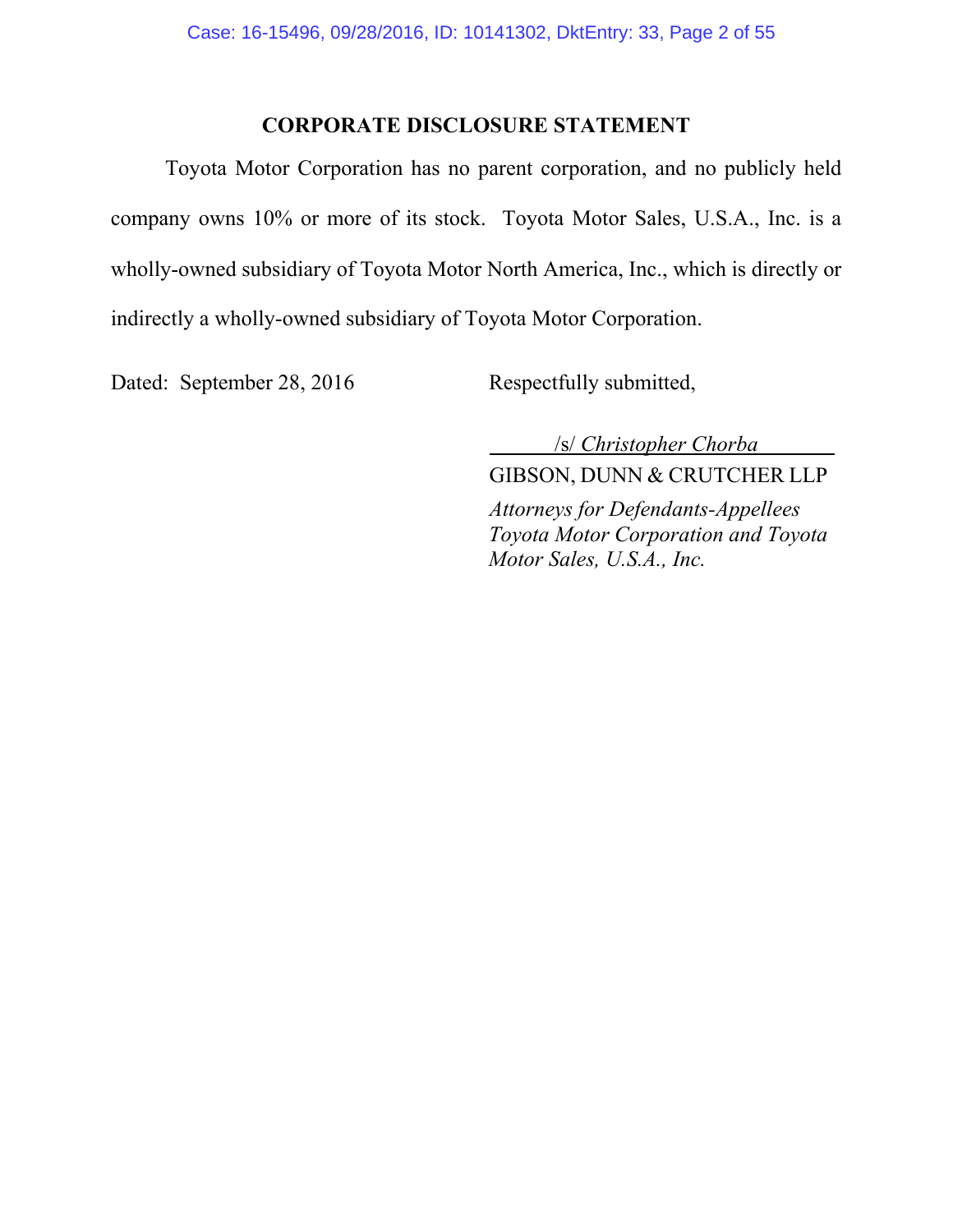## CORPORATE DISCLOSURE STATEMENT

Toyota Motor Corporation has no parent corporation, and no publicly held company owns 10% or more of its stock. Toyota Motor Sales, U.S.A., Inc. is a wholly-owned subsidiary of Toyota Motor North America, Inc., which is directly or indirectly a wholly-owned subsidiary of Toyota Motor Corporation.

Dated: September 28, 2016

Respectfully submitted,

/s/ *Christopher Chorba*

GIBSON, DUNN & CRUTCHER LLP

*Attorneys for Defendants-Appellees Toyota Motor Corporation and Toyota Motor Sales, U.S.A., Inc.*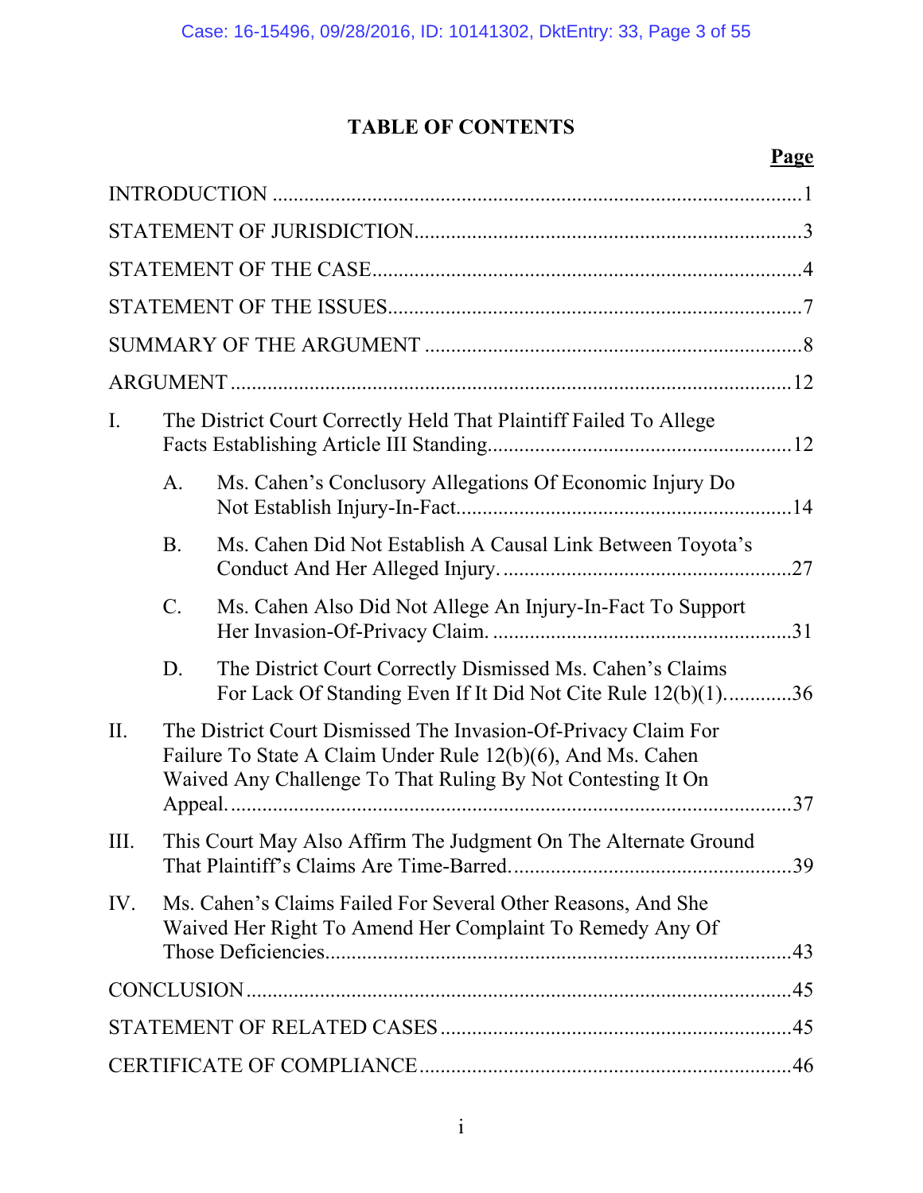# TABLE OF CONTENTS

| | Page |
|---|---|
| INTRODUCTION | 1 |
| STATEMENT OF JURISDICTION | 3 |
| STATEMENT OF THE CASE | 4 |
| STATEMENT OF THE ISSUES | 7 |
| SUMMARY OF THE ARGUMENT | 8 |
| ARGUMENT | 12 |
| I. The District Court Correctly Held That Plaintiff Failed To Allege Facts Establishing Article III Standing | 12 |
| A. Ms. Cahen's Conclusory Allegations Of Economic Injury Do Not Establish Injury-In-Fact | 14 |
| B. Ms. Cahen Did Not Establish A Causal Link Between Toyota's Conduct And Her Alleged Injury. | 27 |
| C. Ms. Cahen Also Did Not Allege An Injury-In-Fact To Support Her Invasion-Of-Privacy Claim. | 31 |
| D. The District Court Correctly Dismissed Ms. Cahen's Claims For Lack Of Standing Even If It Did Not Cite Rule 12(b)(1). | 36 |
| II. The District Court Dismissed The Invasion-Of-Privacy Claim For Failure To State A Claim Under Rule 12(b)(6), And Ms. Cahen Waived Any Challenge To That Ruling By Not Contesting It On Appeal. | 37 |
| III. This Court May Also Affirm The Judgment On The Alternate Ground That Plaintiff's Claims Are Time-Barred. | 39 |
| IV. Ms. Cahen's Claims Failed For Several Other Reasons, And She Waived Her Right To Amend Her Complaint To Remedy Any Of Those Deficiencies | 43 |
| CONCLUSION | 45 |
| STATEMENT OF RELATED CASES | 45 |
| CERTIFICATE OF COMPLIANCE | 46 |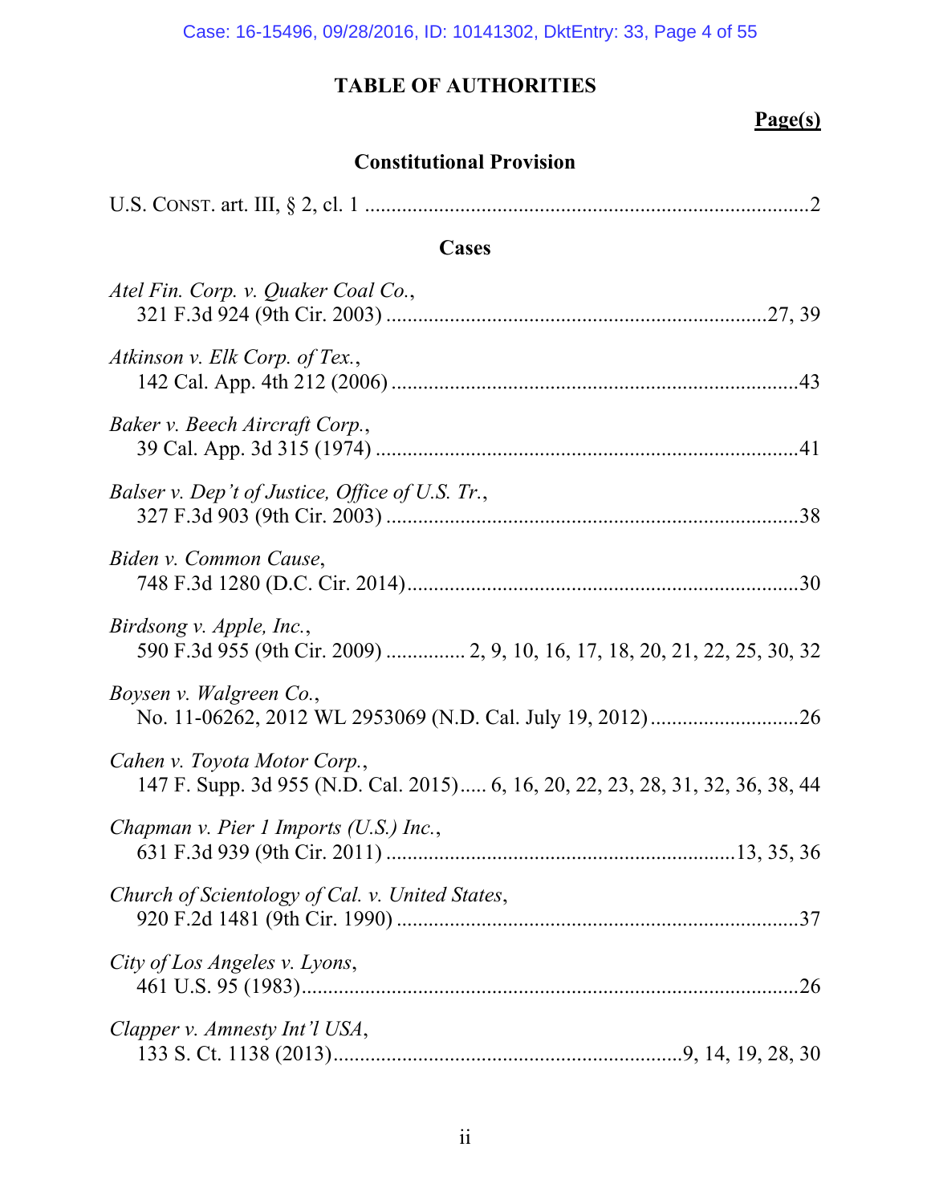# TABLE OF AUTHORITIES

**Page(s)**

## Constitutional Provision

U.S. CONST. art. III, § 2, cl. 1 ..................................................................................2

## Cases

*Atel Fin. Corp. v. Quaker Coal Co.*,
321 F.3d 924 (9th Cir. 2003) ......................................................................27, 39

*Atkinson v. Elk Corp. of Tex.*,
142 Cal. App. 4th 212 (2006) ...........................................................................43

*Baker v. Beech Aircraft Corp.*,
39 Cal. App. 3d 315 (1974) ..............................................................................41

*Balser v. Dep't of Justice, Office of U.S. Tr.*,
327 F.3d 903 (9th Cir. 2003) ............................................................................38

*Biden v. Common Cause*,
748 F.3d 1280 (D.C. Cir. 2014).........................................................................30

*Birdsong v. Apple, Inc.*,
590 F.3d 955 (9th Cir. 2009) .............. 2, 9, 10, 16, 17, 18, 20, 21, 22, 25, 30, 32

*Boysen v. Walgreen Co.*,
No. 11-06262, 2012 WL 2953069 (N.D. Cal. July 19, 2012)............................26

*Cahen v. Toyota Motor Corp.*,
147 F. Supp. 3d 955 (N.D. Cal. 2015)..... 6, 16, 20, 22, 23, 28, 31, 32, 36, 38, 44

*Chapman v. Pier 1 Imports (U.S.) Inc.*,
631 F.3d 939 (9th Cir. 2011) ...............................................................13, 35, 36

*Church of Scientology of Cal. v. United States*,
920 F.2d 1481 (9th Cir. 1990) ...........................................................................37

*City of Los Angeles v. Lyons*,
461 U.S. 95 (1983)..............................................................................................26

*Clapper v. Amnesty Int'l USA*,
133 S. Ct. 1138 (2013)................................................................9, 14, 19, 28, 30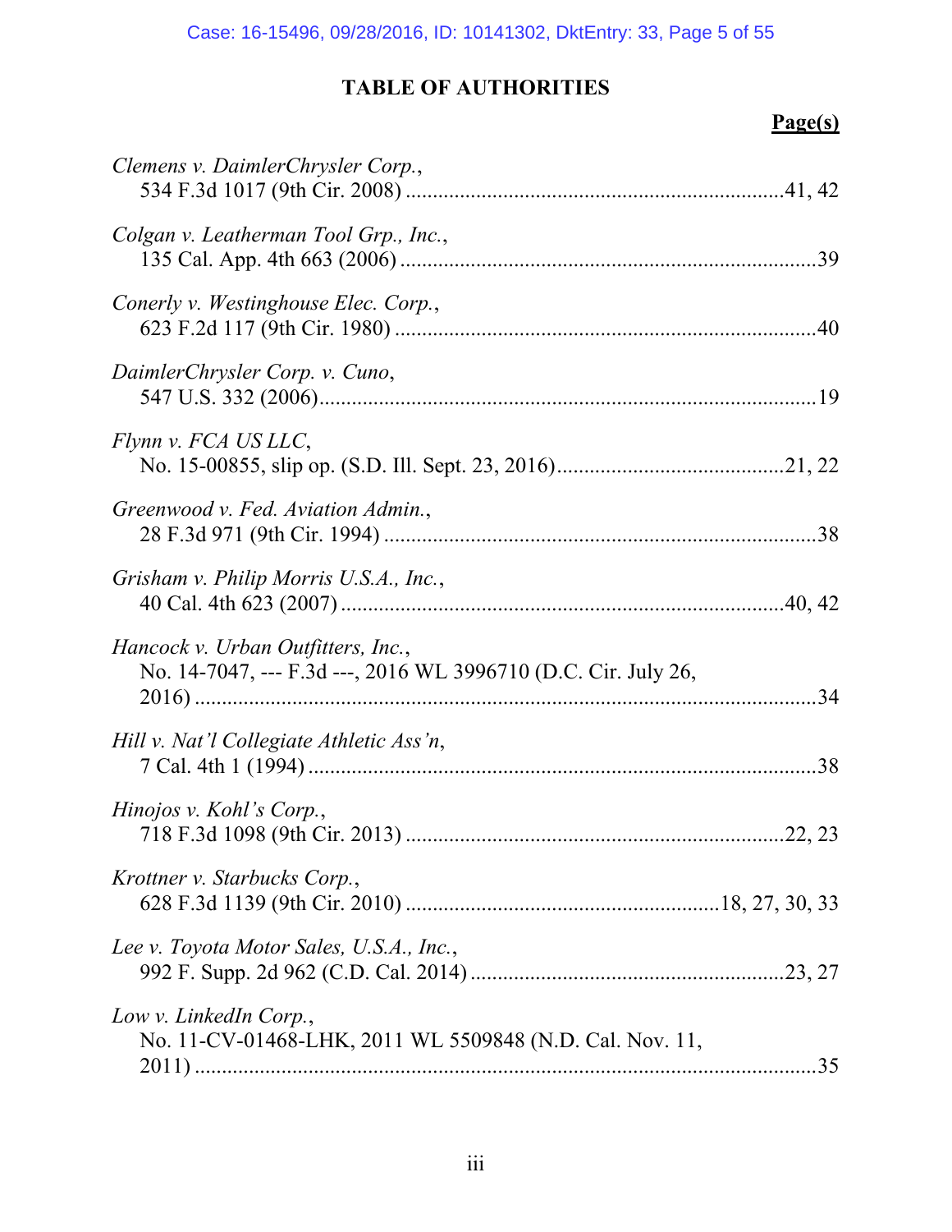# TABLE OF AUTHORITIES

**Page(s)**

*Clemens v. DaimlerChrysler Corp.*,
534 F.3d 1017 (9th Cir. 2008) ....................................................................41, 42

*Colgan v. Leatherman Tool Grp., Inc.*,
135 Cal. App. 4th 663 (2006) ...........................................................................39

*Conerly v. Westinghouse Elec. Corp.*,
623 F.2d 117 (9th Cir. 1980) .............................................................................40

*DaimlerChrysler Corp. v. Cuno*,
547 U.S. 332 (2006)...........................................................................................19

*Flynn v. FCA US LLC*,
No. 15-00855, slip op. (S.D. Ill. Sept. 23, 2016)..........................................21, 22

*Greenwood v. Fed. Aviation Admin.*,
28 F.3d 971 (9th Cir. 1994) ................................................................................38

*Grisham v. Philip Morris U.S.A., Inc.*,
40 Cal. 4th 623 (2007) ..................................................................................40, 42

*Hancock v. Urban Outfitters, Inc.*,
No. 14-7047, --- F.3d ---, 2016 WL 3996710 (D.C. Cir. July 26, 2016) ...................................................................................................34

*Hill v. Nat'l Collegiate Athletic Ass'n*,
7 Cal. 4th 1 (1994) .............................................................................................38

*Hinojos v. Kohl's Corp.*,
718 F.3d 1098 (9th Cir. 2013) ......................................................................22, 23

*Krottner v. Starbucks Corp.*,
628 F.3d 1139 (9th Cir. 2010) ..........................................................18, 27, 30, 33

*Lee v. Toyota Motor Sales, U.S.A., Inc.*,
992 F. Supp. 2d 962 (C.D. Cal. 2014) ..........................................................23, 27

*Low v. LinkedIn Corp.*,
No. 11-CV-01468-LHK, 2011 WL 5509848 (N.D. Cal. Nov. 11, 2011) ...................................................................................................35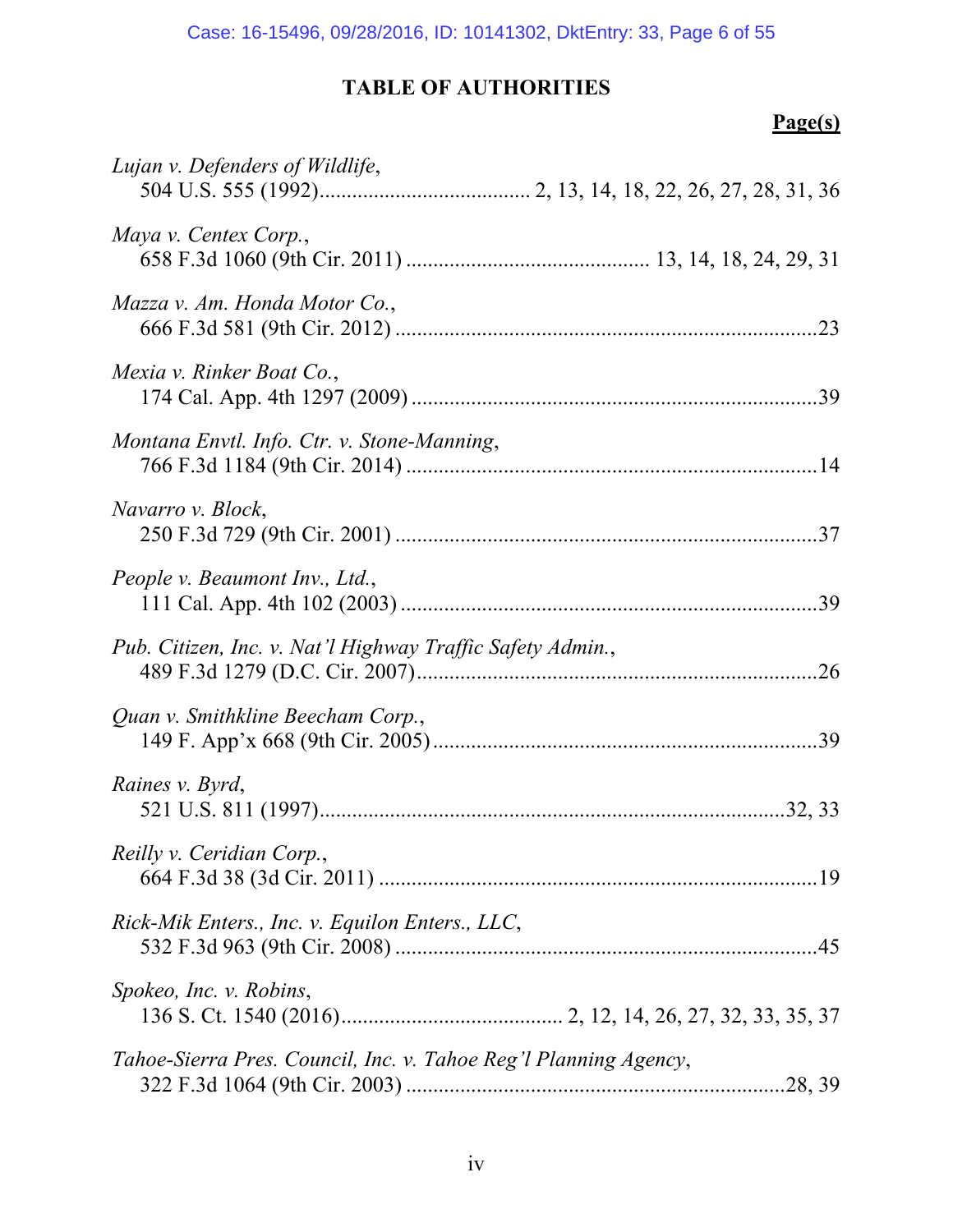# TABLE OF AUTHORITIES

**Page(s)**

*Lujan v. Defenders of Wildlife*,
504 U.S. 555 (1992)....................................... 2, 13, 14, 18, 22, 26, 27, 28, 31, 36

*Maya v. Centex Corp.*,
658 F.3d 1060 (9th Cir. 2011) ............................................ 13, 14, 18, 24, 29, 31

*Mazza v. Am. Honda Motor Co.*,
666 F.3d 581 (9th Cir. 2012) .............................................................................23

*Mexia v. Rinker Boat Co.*,
174 Cal. App. 4th 1297 (2009) ..........................................................................39

*Montana Envtl. Info. Ctr. v. Stone-Manning*,
766 F.3d 1184 (9th Cir. 2014) ............................................................................14

*Navarro v. Block*,
250 F.3d 729 (9th Cir. 2001) ..............................................................................37

*People v. Beaumont Inv., Ltd.*,
111 Cal. App. 4th 102 (2003) .............................................................................39

*Pub. Citizen, Inc. v. Nat'l Highway Traffic Safety Admin.*,
489 F.3d 1279 (D.C. Cir. 2007)..........................................................................26

*Quan v. Smithkline Beecham Corp.*,
149 F. App'x 668 (9th Cir. 2005) .......................................................................39

*Raines v. Byrd*,
521 U.S. 811 (1997)......................................................................................32, 33

*Reilly v. Ceridian Corp.*,
664 F.3d 38 (3d Cir. 2011) .................................................................................19

*Rick-Mik Enters., Inc. v. Equilon Enters., LLC*,
532 F.3d 963 (9th Cir. 2008) ..............................................................................45

*Spokeo, Inc. v. Robins*,
136 S. Ct. 1540 (2016)......................................... 2, 12, 14, 26, 27, 32, 33, 35, 37

*Tahoe-Sierra Pres. Council, Inc. v. Tahoe Reg'l Planning Agency*,
322 F.3d 1064 (9th Cir. 2003) ......................................................................28, 39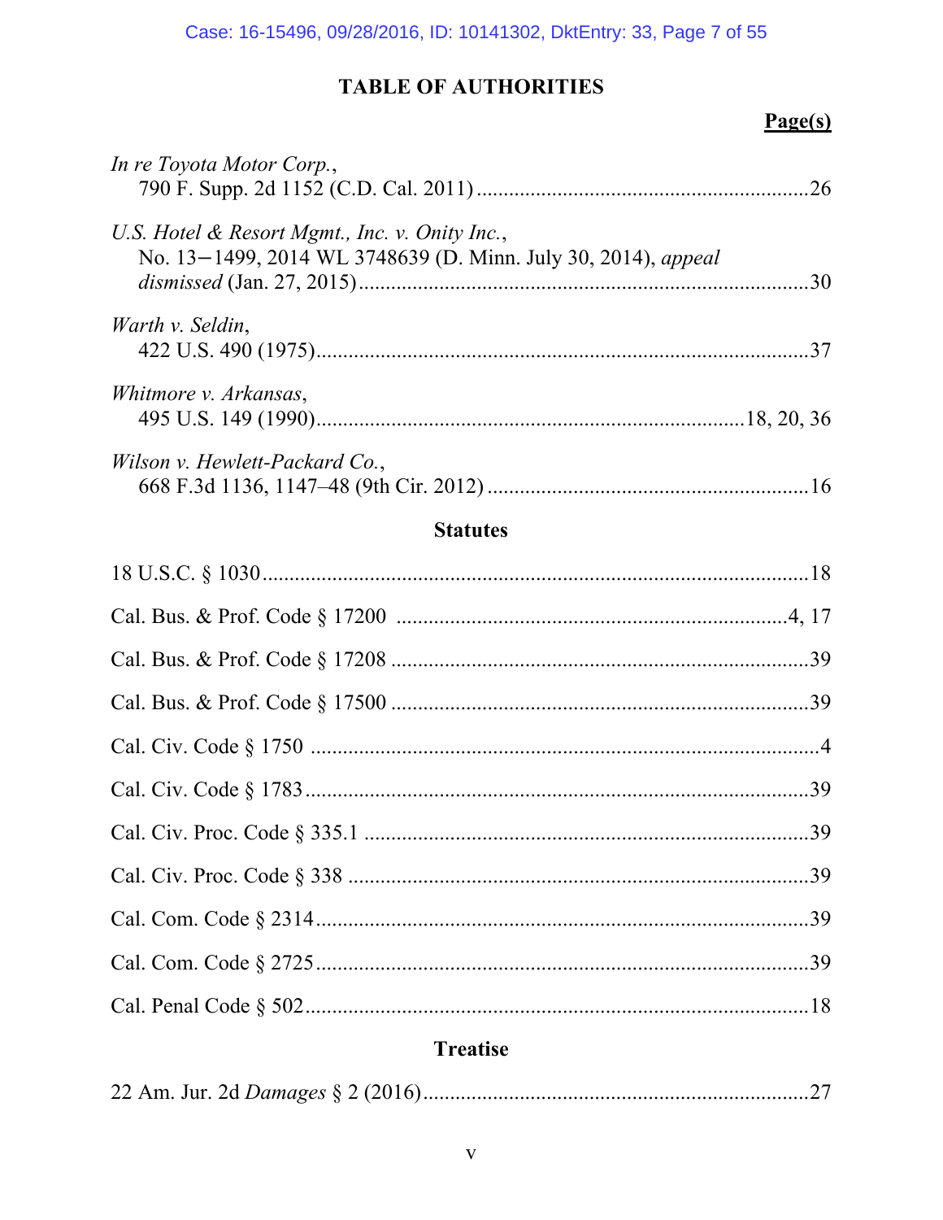## TABLE OF AUTHORITIES

**Page(s)**

*In re Toyota Motor Corp.*,
790 F. Supp. 2d 1152 (C.D. Cal. 2011) .......... 26

*U.S. Hotel & Resort Mgmt., Inc. v. Onity Inc.*,
No. 13−1499, 2014 WL 3748639 (D. Minn. July 30, 2014), *appeal dismissed* (Jan. 27, 2015) .......... 30

*Warth v. Seldin*,
422 U.S. 490 (1975) .......... 37

*Whitmore v. Arkansas*,
495 U.S. 149 (1990) .......... 18, 20, 36

*Wilson v. Hewlett-Packard Co.*,
668 F.3d 1136, 1147–48 (9th Cir. 2012) .......... 16

### Statutes

18 U.S.C. § 1030 .......... 18

Cal. Bus. & Prof. Code § 17200 .......... 4, 17

Cal. Bus. & Prof. Code § 17208 .......... 39

Cal. Bus. & Prof. Code § 17500 .......... 39

Cal. Civ. Code § 1750 .......... 4

Cal. Civ. Code § 1783 .......... 39

Cal. Civ. Proc. Code § 335.1 .......... 39

Cal. Civ. Proc. Code § 338 .......... 39

Cal. Com. Code § 2314 .......... 39

Cal. Com. Code § 2725 .......... 39

Cal. Penal Code § 502 .......... 18

### Treatise

22 Am. Jur. 2d *Damages* § 2 (2016) .......... 27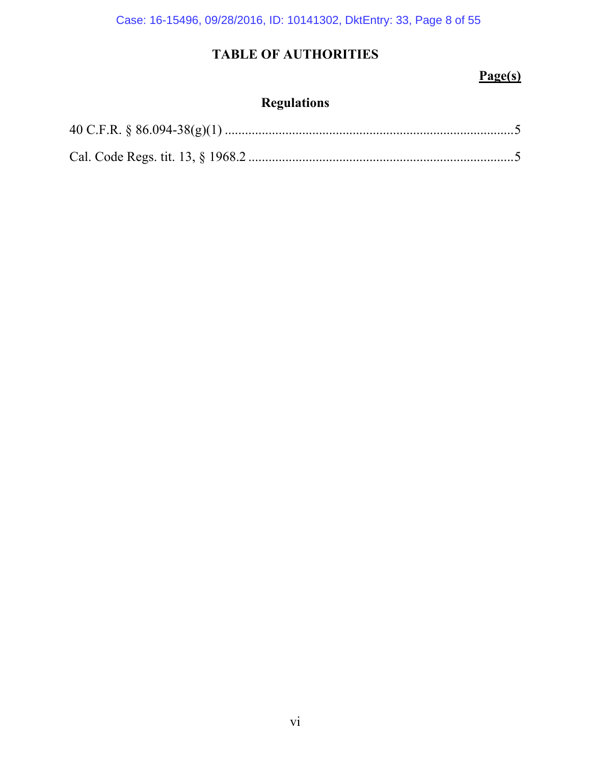## TABLE OF AUTHORITIES

**Page(s)**

### Regulations

40 C.F.R. § 86.094-38(g)(1) ....................................................................................5

Cal. Code Regs. tit. 13, § 1968.2 .............................................................................5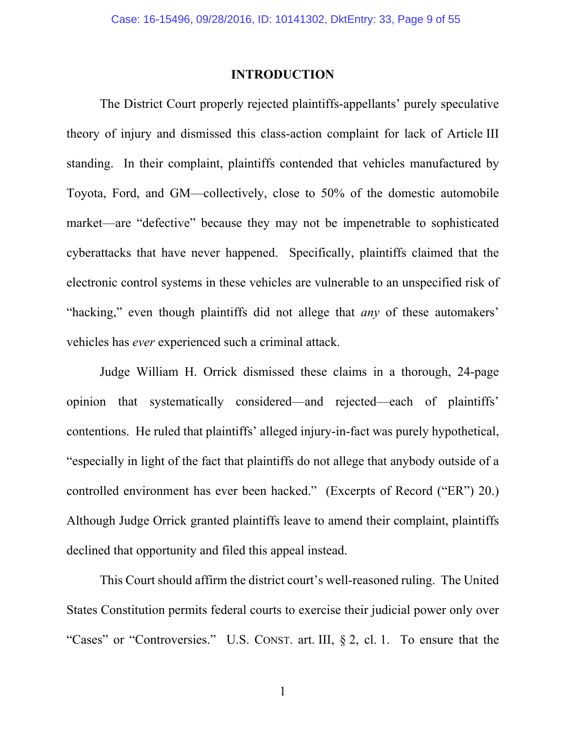# INTRODUCTION

The District Court properly rejected plaintiffs-appellants' purely speculative theory of injury and dismissed this class-action complaint for lack of Article III standing. In their complaint, plaintiffs contended that vehicles manufactured by Toyota, Ford, and GM—collectively, close to 50% of the domestic automobile market—are "defective" because they may not be impenetrable to sophisticated cyberattacks that have never happened. Specifically, plaintiffs claimed that the electronic control systems in these vehicles are vulnerable to an unspecified risk of "hacking," even though plaintiffs did not allege that *any* of these automakers' vehicles has *ever* experienced such a criminal attack.

Judge William H. Orrick dismissed these claims in a thorough, 24-page opinion that systematically considered—and rejected—each of plaintiffs' contentions. He ruled that plaintiffs' alleged injury-in-fact was purely hypothetical, "especially in light of the fact that plaintiffs do not allege that anybody outside of a controlled environment has ever been hacked." (Excerpts of Record ("ER") 20.) Although Judge Orrick granted plaintiffs leave to amend their complaint, plaintiffs declined that opportunity and filed this appeal instead.

This Court should affirm the district court's well-reasoned ruling. The United States Constitution permits federal courts to exercise their judicial power only over "Cases" or "Controversies." U.S. CONST. art. III, § 2, cl. 1. To ensure that the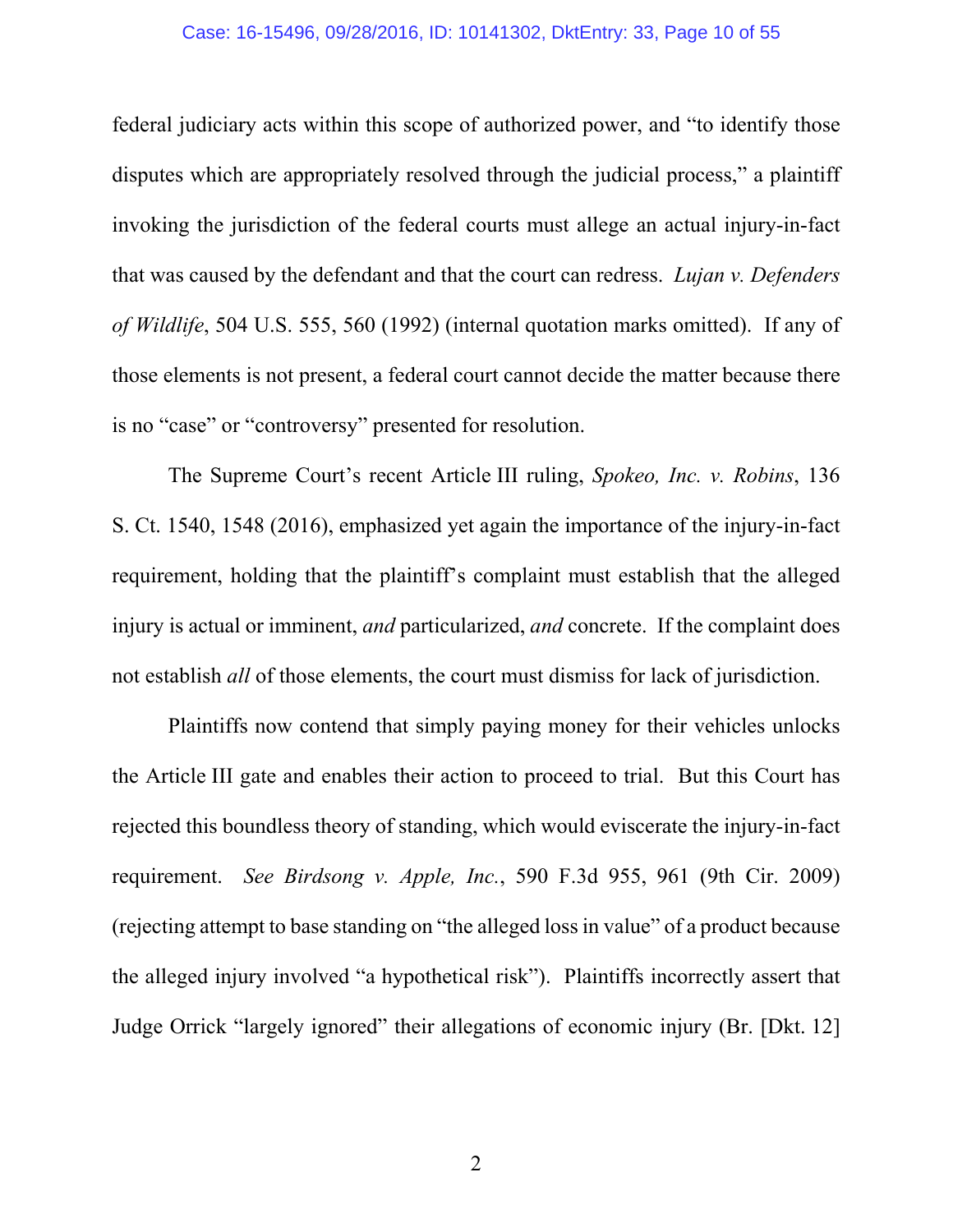federal judiciary acts within this scope of authorized power, and "to identify those disputes which are appropriately resolved through the judicial process," a plaintiff invoking the jurisdiction of the federal courts must allege an actual injury-in-fact that was caused by the defendant and that the court can redress. *Lujan v. Defenders of Wildlife*, 504 U.S. 555, 560 (1992) (internal quotation marks omitted). If any of those elements is not present, a federal court cannot decide the matter because there is no "case" or "controversy" presented for resolution.

The Supreme Court's recent Article III ruling, *Spokeo, Inc. v. Robins*, 136 S. Ct. 1540, 1548 (2016), emphasized yet again the importance of the injury-in-fact requirement, holding that the plaintiff's complaint must establish that the alleged injury is actual or imminent, *and* particularized, *and* concrete. If the complaint does not establish *all* of those elements, the court must dismiss for lack of jurisdiction.

Plaintiffs now contend that simply paying money for their vehicles unlocks the Article III gate and enables their action to proceed to trial. But this Court has rejected this boundless theory of standing, which would eviscerate the injury-in-fact requirement. *See Birdsong v. Apple, Inc.*, 590 F.3d 955, 961 (9th Cir. 2009) (rejecting attempt to base standing on "the alleged loss in value" of a product because the alleged injury involved "a hypothetical risk"). Plaintiffs incorrectly assert that Judge Orrick "largely ignored" their allegations of economic injury (Br. [Dkt. 12]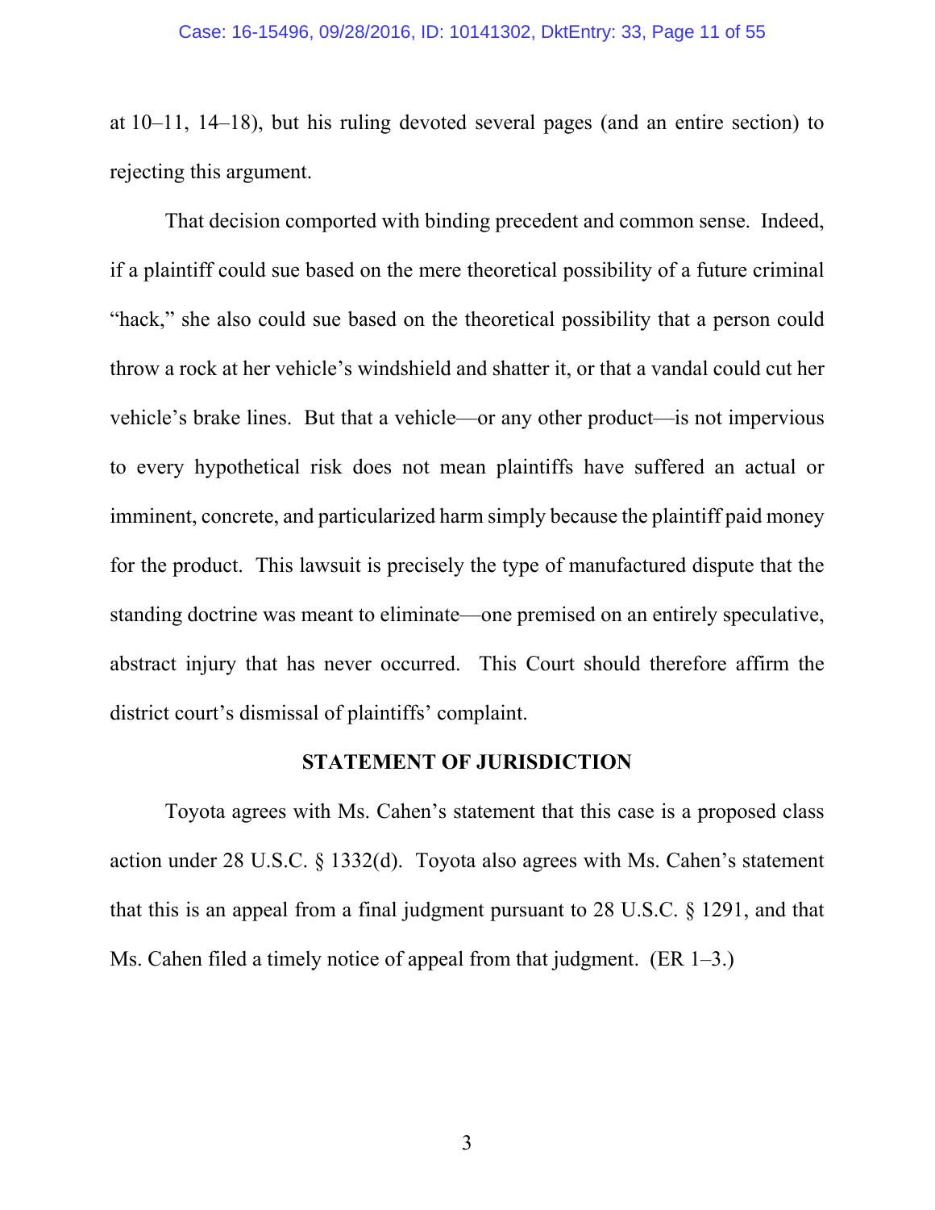at 10–11, 14–18), but his ruling devoted several pages (and an entire section) to rejecting this argument.

That decision comported with binding precedent and common sense. Indeed, if a plaintiff could sue based on the mere theoretical possibility of a future criminal "hack," she also could sue based on the theoretical possibility that a person could throw a rock at her vehicle's windshield and shatter it, or that a vandal could cut her vehicle's brake lines. But that a vehicle—or any other product—is not impervious to every hypothetical risk does not mean plaintiffs have suffered an actual or imminent, concrete, and particularized harm simply because the plaintiff paid money for the product. This lawsuit is precisely the type of manufactured dispute that the standing doctrine was meant to eliminate—one premised on an entirely speculative, abstract injury that has never occurred. This Court should therefore affirm the district court's dismissal of plaintiffs' complaint.

## STATEMENT OF JURISDICTION

Toyota agrees with Ms. Cahen's statement that this case is a proposed class action under 28 U.S.C. § 1332(d). Toyota also agrees with Ms. Cahen's statement that this is an appeal from a final judgment pursuant to 28 U.S.C. § 1291, and that Ms. Cahen filed a timely notice of appeal from that judgment. (ER 1–3.)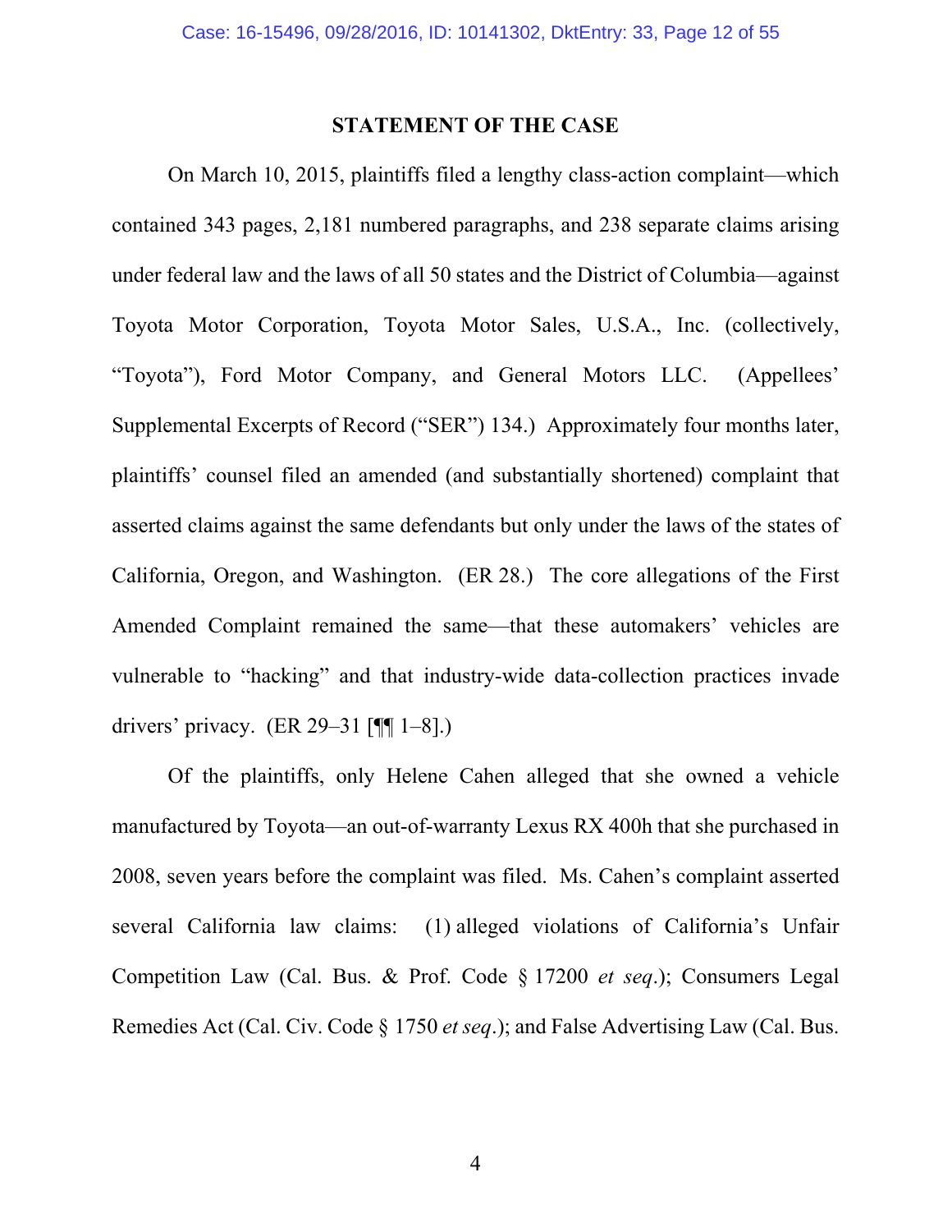## STATEMENT OF THE CASE

On March 10, 2015, plaintiffs filed a lengthy class-action complaint—which contained 343 pages, 2,181 numbered paragraphs, and 238 separate claims arising under federal law and the laws of all 50 states and the District of Columbia—against Toyota Motor Corporation, Toyota Motor Sales, U.S.A., Inc. (collectively, "Toyota"), Ford Motor Company, and General Motors LLC. (Appellees' Supplemental Excerpts of Record ("SER") 134.) Approximately four months later, plaintiffs' counsel filed an amended (and substantially shortened) complaint that asserted claims against the same defendants but only under the laws of the states of California, Oregon, and Washington. (ER 28.) The core allegations of the First Amended Complaint remained the same—that these automakers' vehicles are vulnerable to "hacking" and that industry-wide data-collection practices invade drivers' privacy. (ER 29–31 [¶¶ 1–8].)

Of the plaintiffs, only Helene Cahen alleged that she owned a vehicle manufactured by Toyota—an out-of-warranty Lexus RX 400h that she purchased in 2008, seven years before the complaint was filed. Ms. Cahen's complaint asserted several California law claims: (1) alleged violations of California's Unfair Competition Law (Cal. Bus. & Prof. Code § 17200 *et seq*.); Consumers Legal Remedies Act (Cal. Civ. Code § 1750 *et seq*.); and False Advertising Law (Cal. Bus.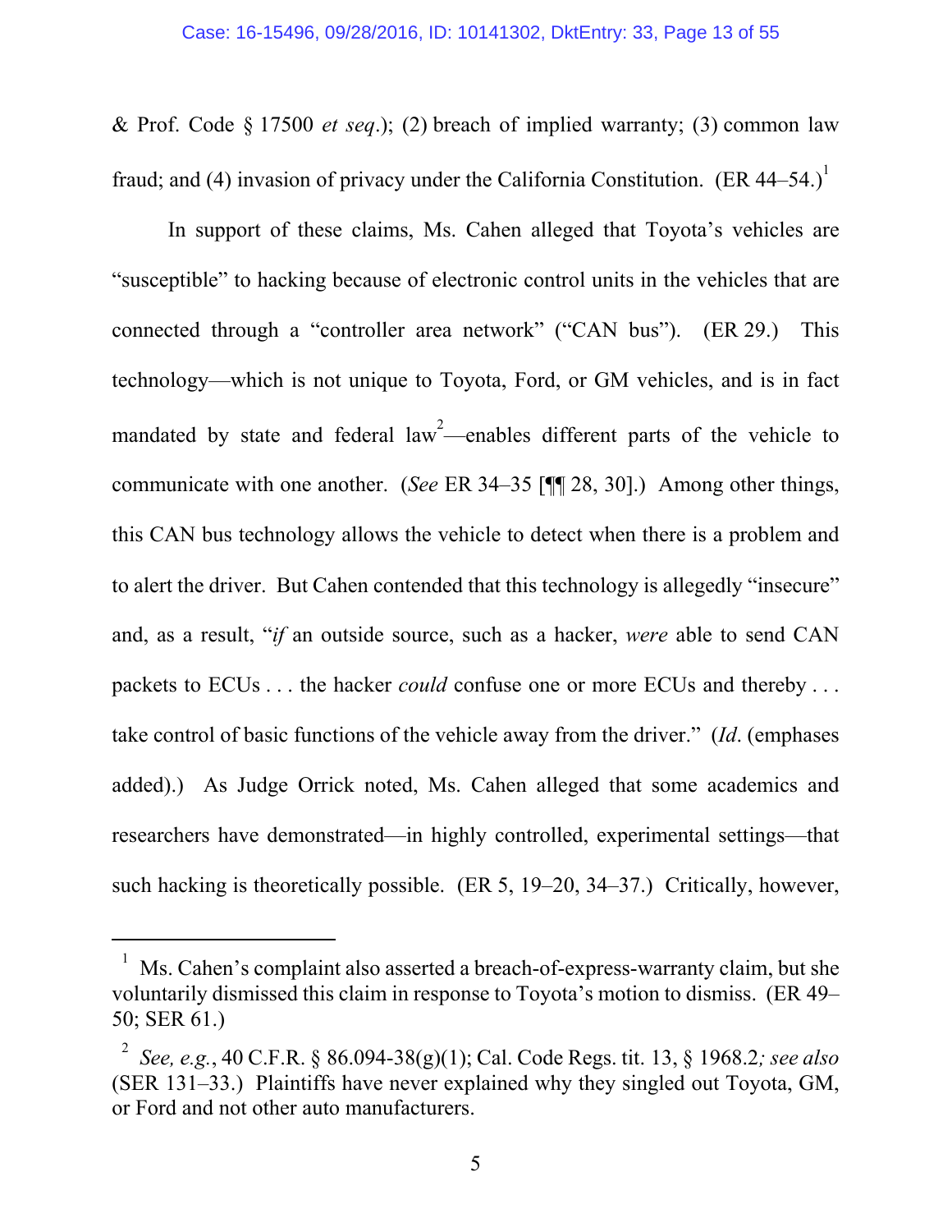& Prof. Code § 17500 *et seq*.); (2) breach of implied warranty; (3) common law fraud; and (4) invasion of privacy under the California Constitution. (ER 44–54.)[1]

In support of these claims, Ms. Cahen alleged that Toyota's vehicles are "susceptible" to hacking because of electronic control units in the vehicles that are connected through a "controller area network" ("CAN bus"). (ER 29.) This technology—which is not unique to Toyota, Ford, or GM vehicles, and is in fact mandated by state and federal law[2]—enables different parts of the vehicle to communicate with one another. (*See* ER 34–35 [¶¶ 28, 30].) Among other things, this CAN bus technology allows the vehicle to detect when there is a problem and to alert the driver. But Cahen contended that this technology is allegedly "insecure" and, as a result, "*if* an outside source, such as a hacker, *were* able to send CAN packets to ECUs . . . the hacker *could* confuse one or more ECUs and thereby . . . take control of basic functions of the vehicle away from the driver." (*Id*. (emphases added).) As Judge Orrick noted, Ms. Cahen alleged that some academics and researchers have demonstrated—in highly controlled, experimental settings—that such hacking is theoretically possible. (ER 5, 19–20, 34–37.) Critically, however,

---

[1] Ms. Cahen's complaint also asserted a breach-of-express-warranty claim, but she voluntarily dismissed this claim in response to Toyota's motion to dismiss. (ER 49–50; SER 61.)

[2] *See, e.g.*, 40 C.F.R. § 86.094-38(g)(1); Cal. Code Regs. tit. 13, § 1968.2*; see also* (SER 131–33.) Plaintiffs have never explained why they singled out Toyota, GM, or Ford and not other auto manufacturers.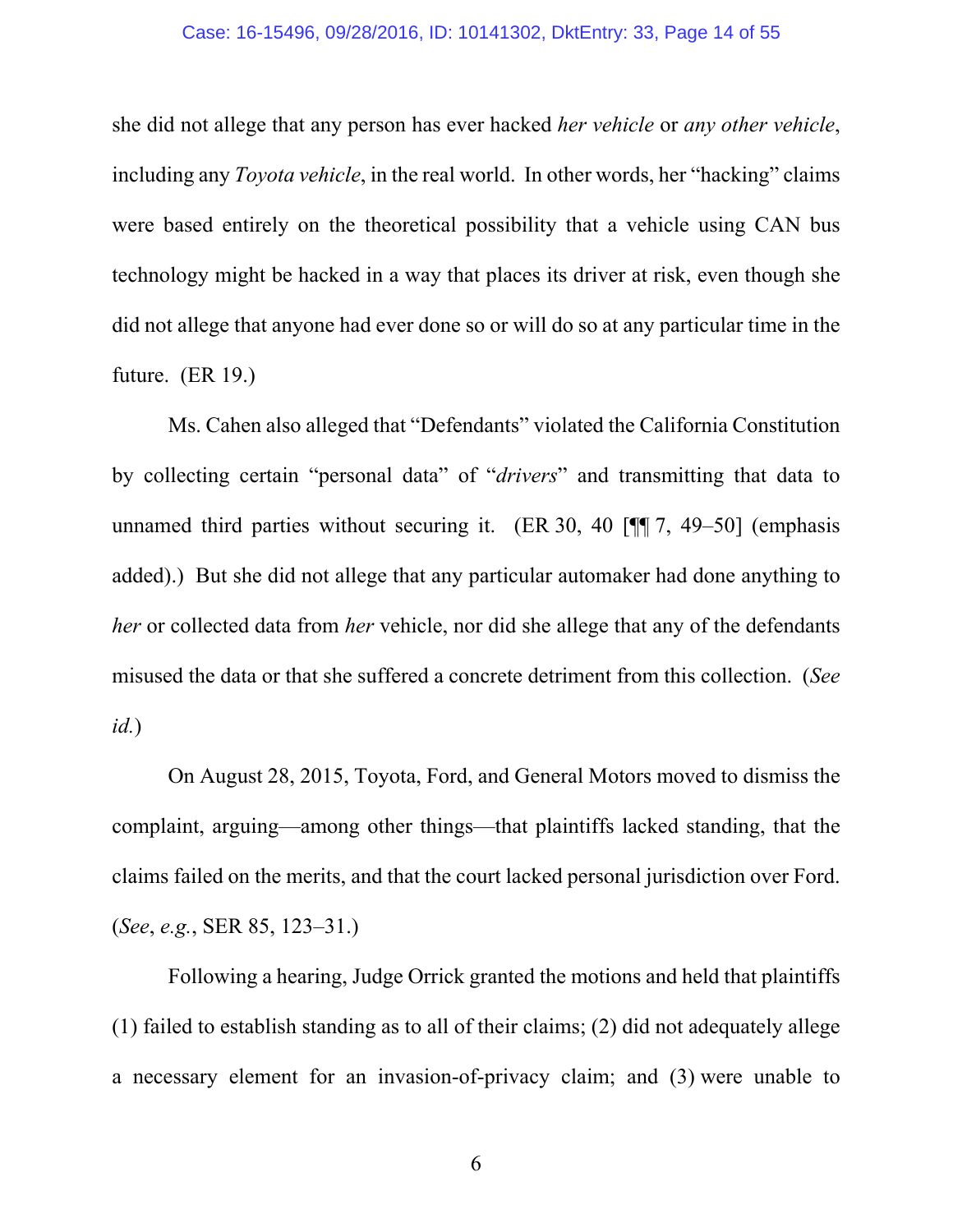she did not allege that any person has ever hacked *her vehicle* or *any other vehicle*, including any *Toyota vehicle*, in the real world. In other words, her "hacking" claims were based entirely on the theoretical possibility that a vehicle using CAN bus technology might be hacked in a way that places its driver at risk, even though she did not allege that anyone had ever done so or will do so at any particular time in the future. (ER 19.)

Ms. Cahen also alleged that "Defendants" violated the California Constitution by collecting certain "personal data" of "*drivers*" and transmitting that data to unnamed third parties without securing it. (ER 30, 40 [¶¶ 7, 49–50] (emphasis added).) But she did not allege that any particular automaker had done anything to *her* or collected data from *her* vehicle, nor did she allege that any of the defendants misused the data or that she suffered a concrete detriment from this collection. (*See id.*)

On August 28, 2015, Toyota, Ford, and General Motors moved to dismiss the complaint, arguing—among other things—that plaintiffs lacked standing, that the claims failed on the merits, and that the court lacked personal jurisdiction over Ford. (*See*, *e.g.*, SER 85, 123–31.)

Following a hearing, Judge Orrick granted the motions and held that plaintiffs (1) failed to establish standing as to all of their claims; (2) did not adequately allege a necessary element for an invasion-of-privacy claim; and (3) were unable to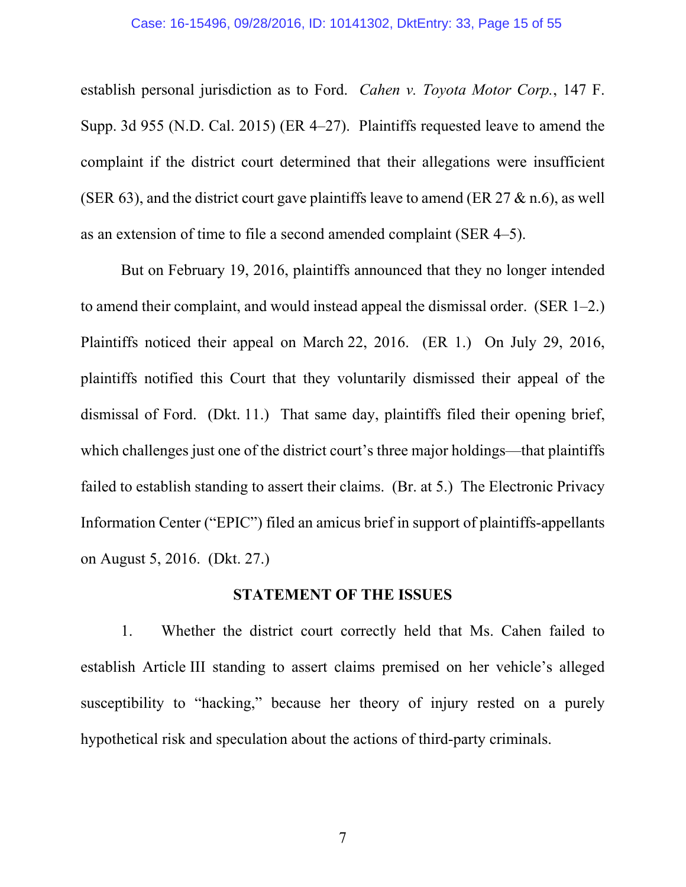establish personal jurisdiction as to Ford. *Cahen v. Toyota Motor Corp.*, 147 F. Supp. 3d 955 (N.D. Cal. 2015) (ER 4–27). Plaintiffs requested leave to amend the complaint if the district court determined that their allegations were insufficient (SER 63), and the district court gave plaintiffs leave to amend (ER 27 & n.6), as well as an extension of time to file a second amended complaint (SER 4–5).

But on February 19, 2016, plaintiffs announced that they no longer intended to amend their complaint, and would instead appeal the dismissal order. (SER 1–2.) Plaintiffs noticed their appeal on March 22, 2016. (ER 1.) On July 29, 2016, plaintiffs notified this Court that they voluntarily dismissed their appeal of the dismissal of Ford. (Dkt. 11.) That same day, plaintiffs filed their opening brief, which challenges just one of the district court's three major holdings—that plaintiffs failed to establish standing to assert their claims. (Br. at 5.) The Electronic Privacy Information Center ("EPIC") filed an amicus brief in support of plaintiffs-appellants on August 5, 2016. (Dkt. 27.)

## STATEMENT OF THE ISSUES

1. Whether the district court correctly held that Ms. Cahen failed to establish Article III standing to assert claims premised on her vehicle's alleged susceptibility to "hacking," because her theory of injury rested on a purely hypothetical risk and speculation about the actions of third-party criminals.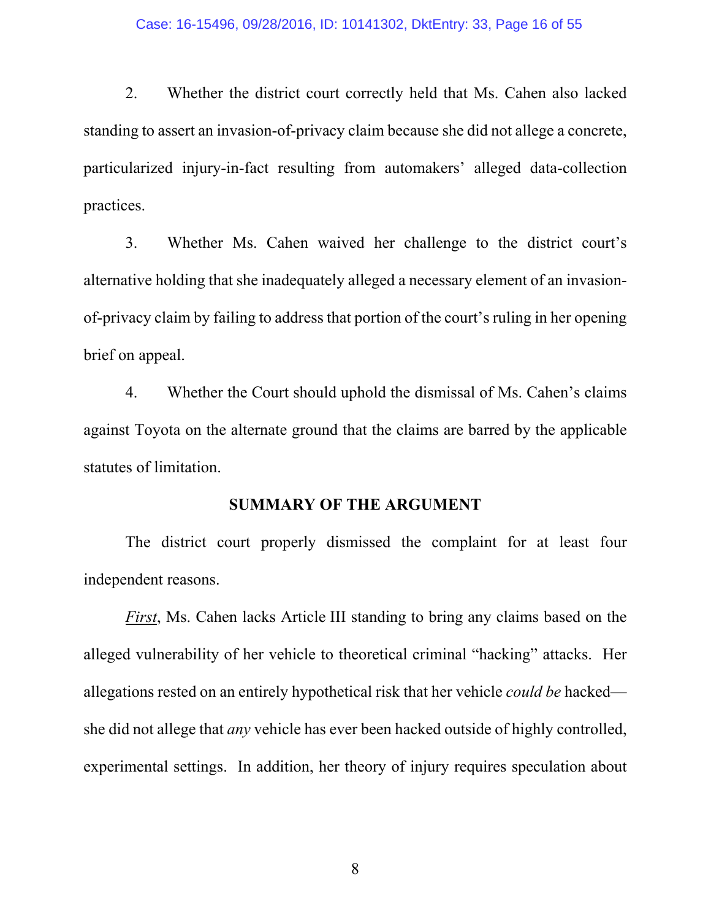2. Whether the district court correctly held that Ms. Cahen also lacked standing to assert an invasion-of-privacy claim because she did not allege a concrete, particularized injury-in-fact resulting from automakers' alleged data-collection practices.

3. Whether Ms. Cahen waived her challenge to the district court's alternative holding that she inadequately alleged a necessary element of an invasion-of-privacy claim by failing to address that portion of the court's ruling in her opening brief on appeal.

4. Whether the Court should uphold the dismissal of Ms. Cahen's claims against Toyota on the alternate ground that the claims are barred by the applicable statutes of limitation.

## SUMMARY OF THE ARGUMENT

The district court properly dismissed the complaint for at least four independent reasons.

***First***, Ms. Cahen lacks Article III standing to bring any claims based on the alleged vulnerability of her vehicle to theoretical criminal "hacking" attacks. Her allegations rested on an entirely hypothetical risk that her vehicle *could be* hacked—she did not allege that *any* vehicle has ever been hacked outside of highly controlled, experimental settings. In addition, her theory of injury requires speculation about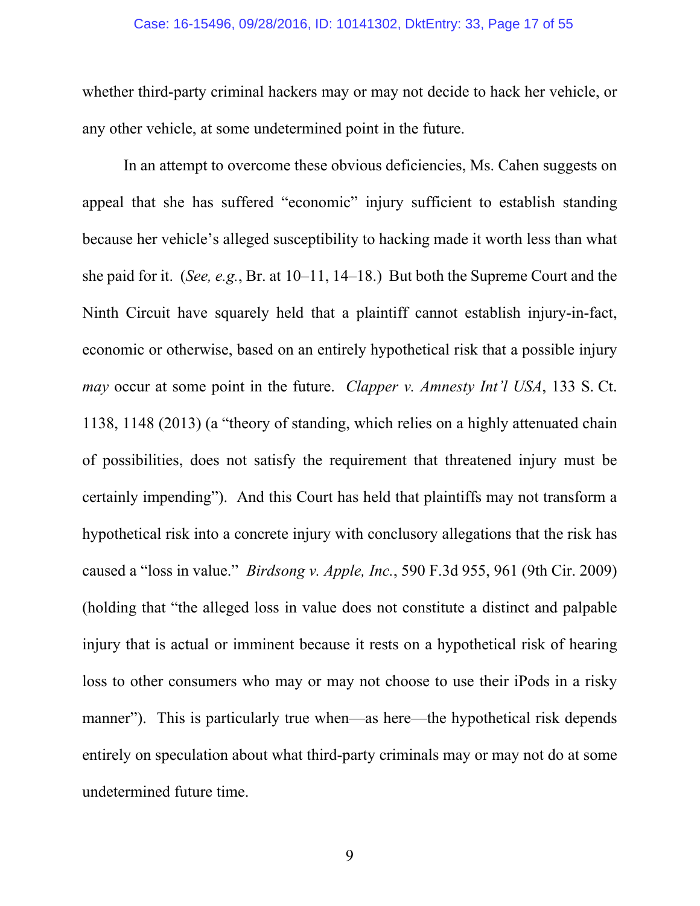whether third-party criminal hackers may or may not decide to hack her vehicle, or any other vehicle, at some undetermined point in the future.

In an attempt to overcome these obvious deficiencies, Ms. Cahen suggests on appeal that she has suffered "economic" injury sufficient to establish standing because her vehicle's alleged susceptibility to hacking made it worth less than what she paid for it. (*See, e.g.*, Br. at 10–11, 14–18.) But both the Supreme Court and the Ninth Circuit have squarely held that a plaintiff cannot establish injury-in-fact, economic or otherwise, based on an entirely hypothetical risk that a possible injury *may* occur at some point in the future. *Clapper v. Amnesty Int'l USA*, 133 S. Ct. 1138, 1148 (2013) (a "theory of standing, which relies on a highly attenuated chain of possibilities, does not satisfy the requirement that threatened injury must be certainly impending"). And this Court has held that plaintiffs may not transform a hypothetical risk into a concrete injury with conclusory allegations that the risk has caused a "loss in value." *Birdsong v. Apple, Inc.*, 590 F.3d 955, 961 (9th Cir. 2009) (holding that "the alleged loss in value does not constitute a distinct and palpable injury that is actual or imminent because it rests on a hypothetical risk of hearing loss to other consumers who may or may not choose to use their iPods in a risky manner"). This is particularly true when—as here—the hypothetical risk depends entirely on speculation about what third-party criminals may or may not do at some undetermined future time.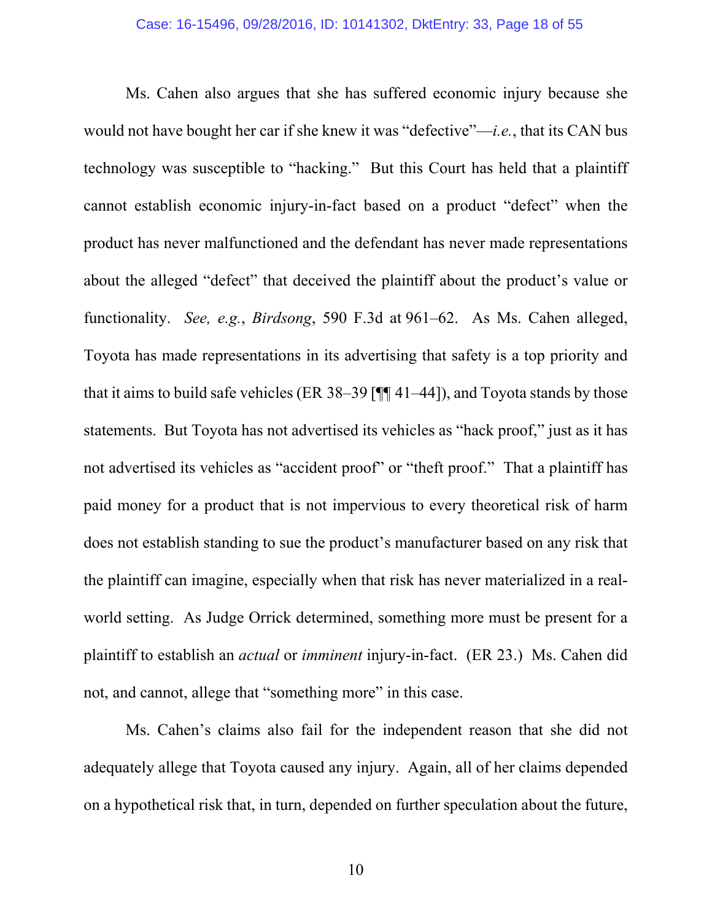Ms. Cahen also argues that she has suffered economic injury because she would not have bought her car if she knew it was "defective"—*i.e.*, that its CAN bus technology was susceptible to "hacking." But this Court has held that a plaintiff cannot establish economic injury-in-fact based on a product "defect" when the product has never malfunctioned and the defendant has never made representations about the alleged "defect" that deceived the plaintiff about the product's value or functionality. *See, e.g.*, *Birdsong*, 590 F.3d at 961–62. As Ms. Cahen alleged, Toyota has made representations in its advertising that safety is a top priority and that it aims to build safe vehicles (ER 38–39 [¶¶ 41–44]), and Toyota stands by those statements. But Toyota has not advertised its vehicles as "hack proof," just as it has not advertised its vehicles as "accident proof" or "theft proof." That a plaintiff has paid money for a product that is not impervious to every theoretical risk of harm does not establish standing to sue the product's manufacturer based on any risk that the plaintiff can imagine, especially when that risk has never materialized in a real-world setting. As Judge Orrick determined, something more must be present for a plaintiff to establish an *actual* or *imminent* injury-in-fact. (ER 23.) Ms. Cahen did not, and cannot, allege that "something more" in this case.

Ms. Cahen's claims also fail for the independent reason that she did not adequately allege that Toyota caused any injury. Again, all of her claims depended on a hypothetical risk that, in turn, depended on further speculation about the future,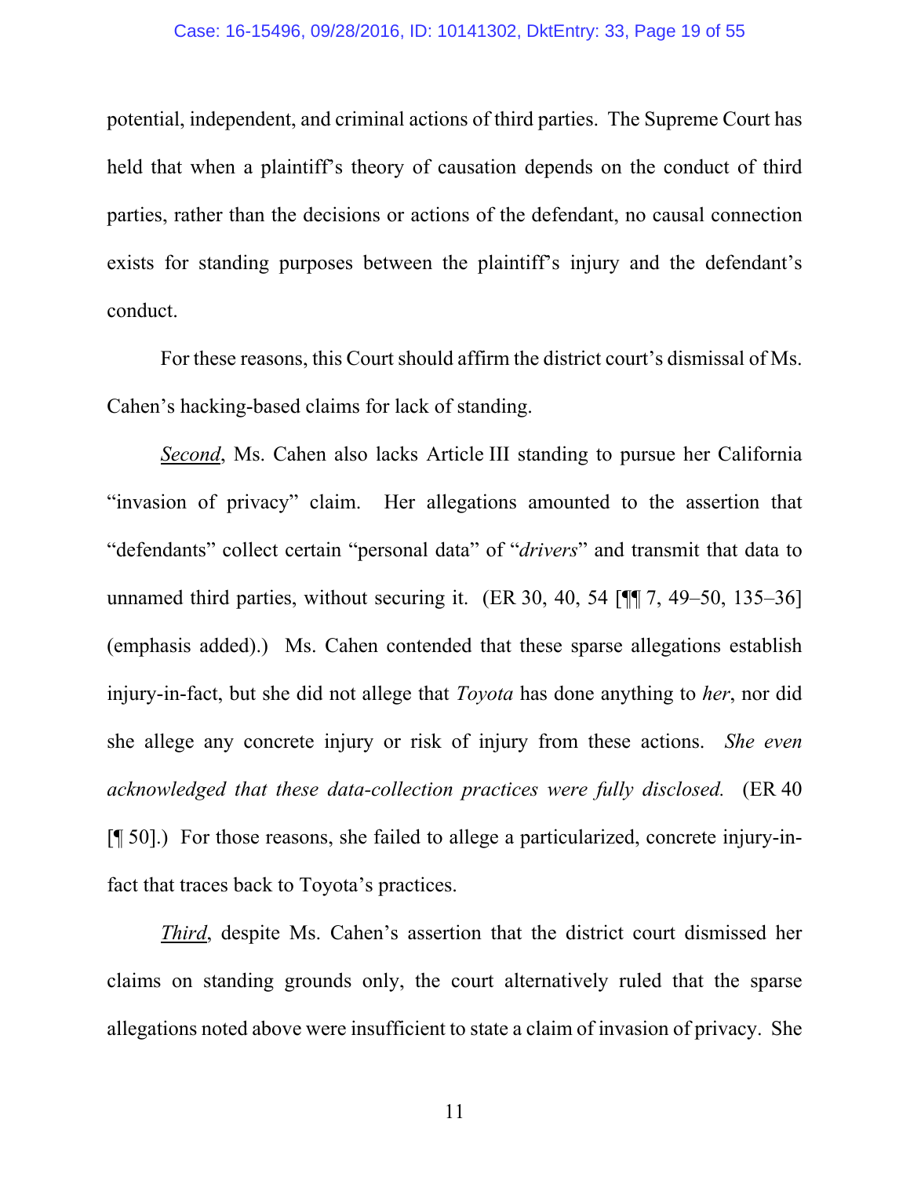potential, independent, and criminal actions of third parties. The Supreme Court has held that when a plaintiff's theory of causation depends on the conduct of third parties, rather than the decisions or actions of the defendant, no causal connection exists for standing purposes between the plaintiff's injury and the defendant's conduct.

For these reasons, this Court should affirm the district court's dismissal of Ms. Cahen's hacking-based claims for lack of standing.

***Second***, Ms. Cahen also lacks Article III standing to pursue her California "invasion of privacy" claim. Her allegations amounted to the assertion that "defendants" collect certain "personal data" of "*drivers*" and transmit that data to unnamed third parties, without securing it. (ER 30, 40, 54 [¶¶ 7, 49–50, 135–36] (emphasis added).) Ms. Cahen contended that these sparse allegations establish injury-in-fact, but she did not allege that *Toyota* has done anything to *her*, nor did she allege any concrete injury or risk of injury from these actions. *She even acknowledged that these data-collection practices were fully disclosed.* (ER 40 [¶ 50].) For those reasons, she failed to allege a particularized, concrete injury-in-fact that traces back to Toyota's practices.

***Third***, despite Ms. Cahen's assertion that the district court dismissed her claims on standing grounds only, the court alternatively ruled that the sparse allegations noted above were insufficient to state a claim of invasion of privacy. She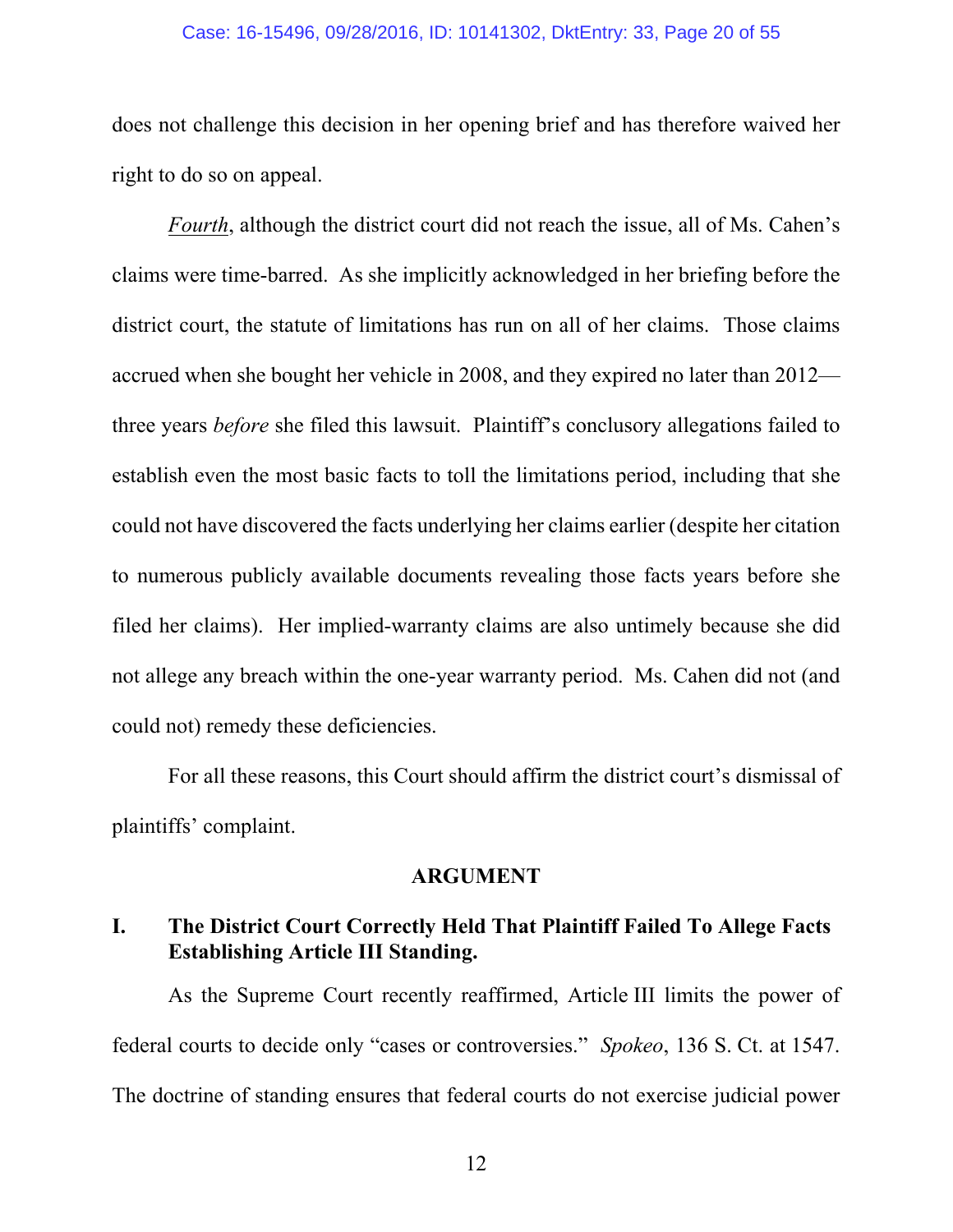does not challenge this decision in her opening brief and has therefore waived her right to do so on appeal.

*Fourth*, although the district court did not reach the issue, all of Ms. Cahen's claims were time-barred. As she implicitly acknowledged in her briefing before the district court, the statute of limitations has run on all of her claims. Those claims accrued when she bought her vehicle in 2008, and they expired no later than 2012—three years *before* she filed this lawsuit. Plaintiff's conclusory allegations failed to establish even the most basic facts to toll the limitations period, including that she could not have discovered the facts underlying her claims earlier (despite her citation to numerous publicly available documents revealing those facts years before she filed her claims). Her implied-warranty claims are also untimely because she did not allege any breach within the one-year warranty period. Ms. Cahen did not (and could not) remedy these deficiencies.

For all these reasons, this Court should affirm the district court's dismissal of plaintiffs' complaint.

## ARGUMENT

### I. The District Court Correctly Held That Plaintiff Failed To Allege Facts Establishing Article III Standing.

As the Supreme Court recently reaffirmed, Article III limits the power of federal courts to decide only "cases or controversies." *Spokeo*, 136 S. Ct. at 1547. The doctrine of standing ensures that federal courts do not exercise judicial power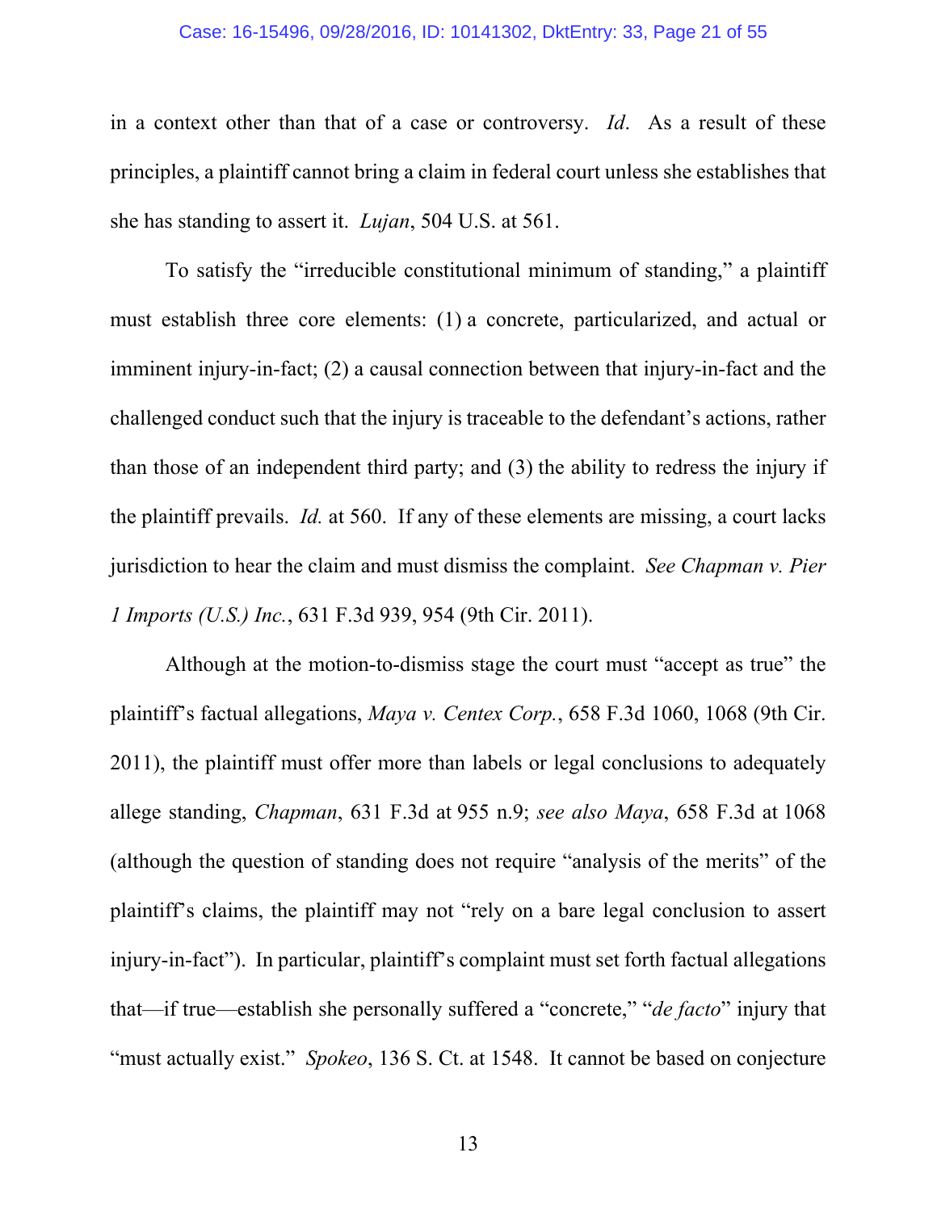in a context other than that of a case or controversy. *Id*. As a result of these principles, a plaintiff cannot bring a claim in federal court unless she establishes that she has standing to assert it. *Lujan*, 504 U.S. at 561.

To satisfy the "irreducible constitutional minimum of standing," a plaintiff must establish three core elements: (1) a concrete, particularized, and actual or imminent injury-in-fact; (2) a causal connection between that injury-in-fact and the challenged conduct such that the injury is traceable to the defendant's actions, rather than those of an independent third party; and (3) the ability to redress the injury if the plaintiff prevails. *Id.* at 560. If any of these elements are missing, a court lacks jurisdiction to hear the claim and must dismiss the complaint. *See Chapman v. Pier 1 Imports (U.S.) Inc.*, 631 F.3d 939, 954 (9th Cir. 2011).

Although at the motion-to-dismiss stage the court must "accept as true" the plaintiff's factual allegations, *Maya v. Centex Corp.*, 658 F.3d 1060, 1068 (9th Cir. 2011), the plaintiff must offer more than labels or legal conclusions to adequately allege standing, *Chapman*, 631 F.3d at 955 n.9; *see also Maya*, 658 F.3d at 1068 (although the question of standing does not require "analysis of the merits" of the plaintiff's claims, the plaintiff may not "rely on a bare legal conclusion to assert injury-in-fact"). In particular, plaintiff's complaint must set forth factual allegations that—if true—establish she personally suffered a "concrete," "*de facto*" injury that "must actually exist." *Spokeo*, 136 S. Ct. at 1548. It cannot be based on conjecture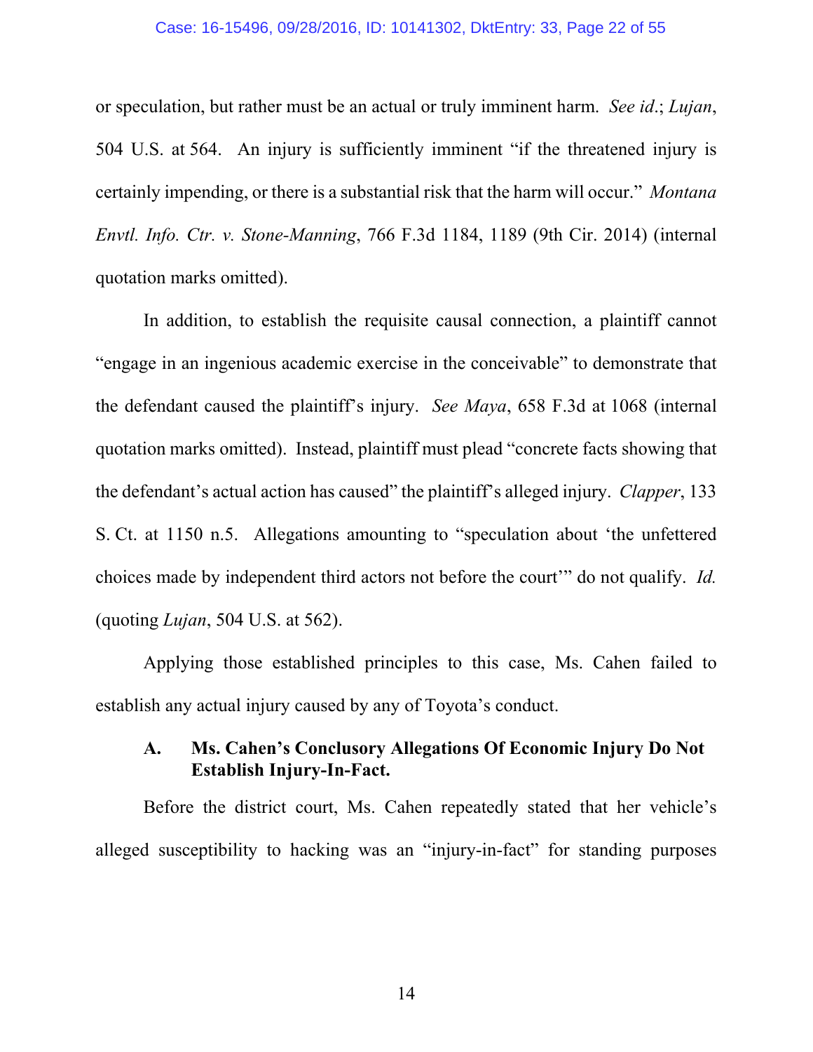or speculation, but rather must be an actual or truly imminent harm. *See id.*; *Lujan*, 504 U.S. at 564. An injury is sufficiently imminent "if the threatened injury is certainly impending, or there is a substantial risk that the harm will occur." *Montana Envtl. Info. Ctr. v. Stone-Manning*, 766 F.3d 1184, 1189 (9th Cir. 2014) (internal quotation marks omitted).

In addition, to establish the requisite causal connection, a plaintiff cannot "engage in an ingenious academic exercise in the conceivable" to demonstrate that the defendant caused the plaintiff's injury. *See Maya*, 658 F.3d at 1068 (internal quotation marks omitted). Instead, plaintiff must plead "concrete facts showing that the defendant's actual action has caused" the plaintiff's alleged injury. *Clapper*, 133 S. Ct. at 1150 n.5. Allegations amounting to "speculation about 'the unfettered choices made by independent third actors not before the court'" do not qualify. *Id.* (quoting *Lujan*, 504 U.S. at 562).

Applying those established principles to this case, Ms. Cahen failed to establish any actual injury caused by any of Toyota's conduct.

### A. Ms. Cahen's Conclusory Allegations Of Economic Injury Do Not Establish Injury-In-Fact.

Before the district court, Ms. Cahen repeatedly stated that her vehicle's alleged susceptibility to hacking was an "injury-in-fact" for standing purposes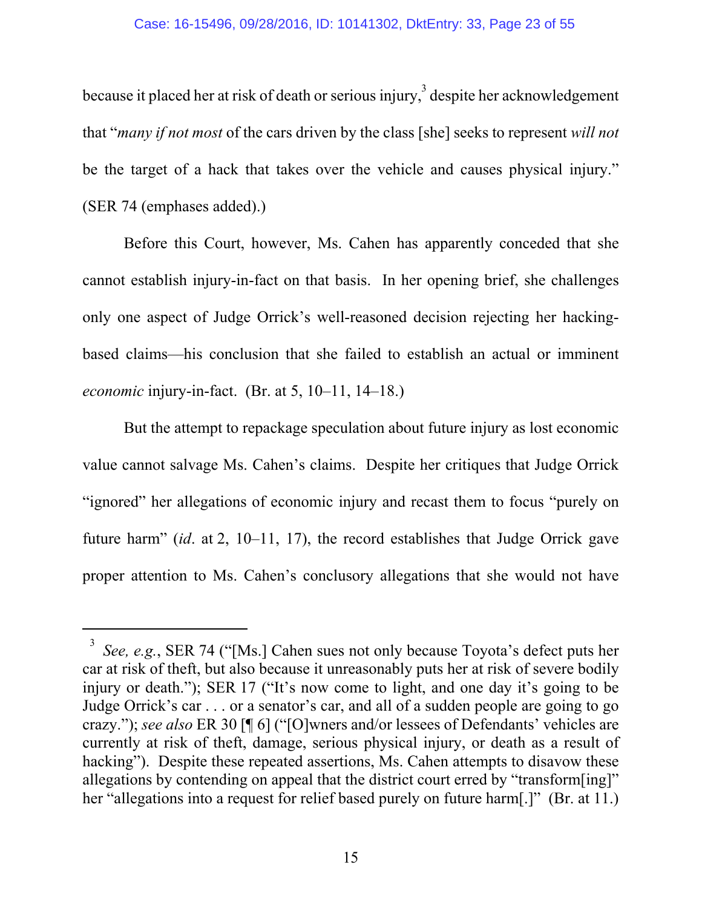because it placed her at risk of death or serious injury,[3] despite her acknowledgement that "*many if not most* of the cars driven by the class [she] seeks to represent *will not* be the target of a hack that takes over the vehicle and causes physical injury." (SER 74 (emphases added).)

Before this Court, however, Ms. Cahen has apparently conceded that she cannot establish injury-in-fact on that basis. In her opening brief, she challenges only one aspect of Judge Orrick's well-reasoned decision rejecting her hacking-based claims—his conclusion that she failed to establish an actual or imminent *economic* injury-in-fact. (Br. at 5, 10–11, 14–18.)

But the attempt to repackage speculation about future injury as lost economic value cannot salvage Ms. Cahen's claims. Despite her critiques that Judge Orrick "ignored" her allegations of economic injury and recast them to focus "purely on future harm" (*id*. at 2, 10–11, 17), the record establishes that Judge Orrick gave proper attention to Ms. Cahen's conclusory allegations that she would not have

---

[3] *See, e.g.*, SER 74 ("[Ms.] Cahen sues not only because Toyota's defect puts her car at risk of theft, but also because it unreasonably puts her at risk of severe bodily injury or death."); SER 17 ("It's now come to light, and one day it's going to be Judge Orrick's car . . . or a senator's car, and all of a sudden people are going to go crazy."); *see also* ER 30 [¶ 6] ("[O]wners and/or lessees of Defendants' vehicles are currently at risk of theft, damage, serious physical injury, or death as a result of hacking"). Despite these repeated assertions, Ms. Cahen attempts to disavow these allegations by contending on appeal that the district court erred by "transform[ing]" her "allegations into a request for relief based purely on future harm[.]" (Br. at 11.)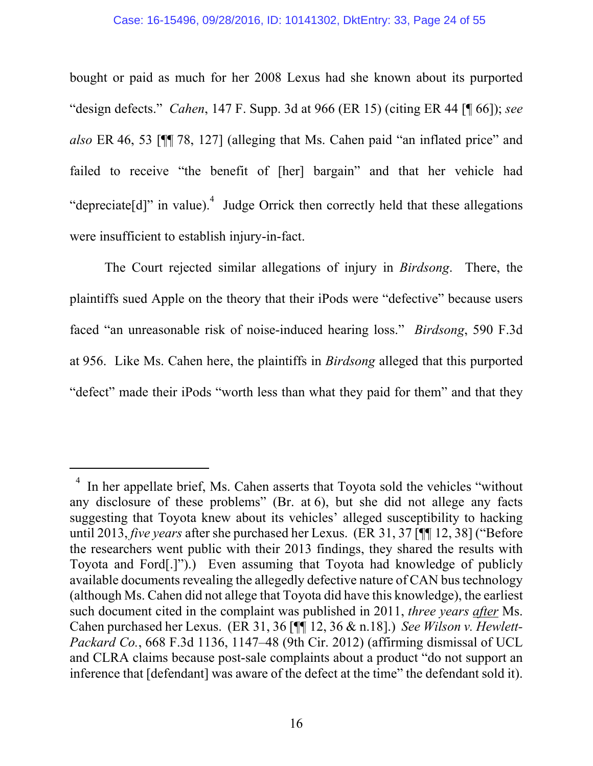bought or paid as much for her 2008 Lexus had she known about its purported "design defects." *Cahen*, 147 F. Supp. 3d at 966 (ER 15) (citing ER 44 [¶ 66]); *see also* ER 46, 53 [¶¶ 78, 127] (alleging that Ms. Cahen paid "an inflated price" and failed to receive "the benefit of [her] bargain" and that her vehicle had "depreciate[d]" in value).[4] Judge Orrick then correctly held that these allegations were insufficient to establish injury-in-fact.

The Court rejected similar allegations of injury in *Birdsong*. There, the plaintiffs sued Apple on the theory that their iPods were "defective" because users faced "an unreasonable risk of noise-induced hearing loss." *Birdsong*, 590 F.3d at 956. Like Ms. Cahen here, the plaintiffs in *Birdsong* alleged that this purported "defect" made their iPods "worth less than what they paid for them" and that they

---

[4] In her appellate brief, Ms. Cahen asserts that Toyota sold the vehicles "without any disclosure of these problems" (Br. at 6), but she did not allege any facts suggesting that Toyota knew about its vehicles' alleged susceptibility to hacking until 2013, *five years* after she purchased her Lexus. (ER 31, 37 [¶¶ 12, 38] ("Before the researchers went public with their 2013 findings, they shared the results with Toyota and Ford[.]").) Even assuming that Toyota had knowledge of publicly available documents revealing the allegedly defective nature of CAN bus technology (although Ms. Cahen did not allege that Toyota did have this knowledge), the earliest such document cited in the complaint was published in 2011, *three years after* Ms. Cahen purchased her Lexus. (ER 31, 36 [¶¶ 12, 36 & n.18].) *See Wilson v. Hewlett-Packard Co.*, 668 F.3d 1136, 1147–48 (9th Cir. 2012) (affirming dismissal of UCL and CLRA claims because post-sale complaints about a product "do not support an inference that [defendant] was aware of the defect at the time" the defendant sold it).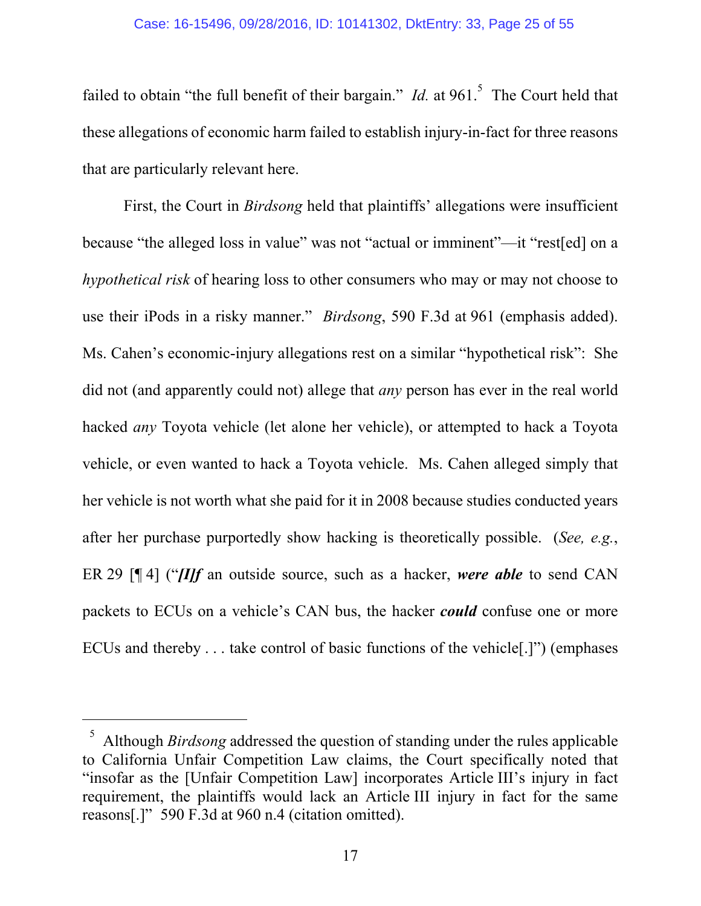failed to obtain "the full benefit of their bargain." *Id.* at 961.[5] The Court held that these allegations of economic harm failed to establish injury-in-fact for three reasons that are particularly relevant here.

First, the Court in *Birdsong* held that plaintiffs' allegations were insufficient because "the alleged loss in value" was not "actual or imminent"—it "rest[ed] on a *hypothetical risk* of hearing loss to other consumers who may or may not choose to use their iPods in a risky manner." *Birdsong*, 590 F.3d at 961 (emphasis added). Ms. Cahen's economic-injury allegations rest on a similar "hypothetical risk": She did not (and apparently could not) allege that *any* person has ever in the real world hacked *any* Toyota vehicle (let alone her vehicle), or attempted to hack a Toyota vehicle, or even wanted to hack a Toyota vehicle. Ms. Cahen alleged simply that her vehicle is not worth what she paid for it in 2008 because studies conducted years after her purchase purportedly show hacking is theoretically possible. (*See, e.g.*, ER 29 [¶ 4] ("***[I]f*** an outside source, such as a hacker, ***were able*** to send CAN packets to ECUs on a vehicle's CAN bus, the hacker ***could*** confuse one or more ECUs and thereby . . . take control of basic functions of the vehicle[.]") (emphases

---

[5] Although *Birdsong* addressed the question of standing under the rules applicable to California Unfair Competition Law claims, the Court specifically noted that "insofar as the [Unfair Competition Law] incorporates Article III's injury in fact requirement, the plaintiffs would lack an Article III injury in fact for the same reasons[.]" 590 F.3d at 960 n.4 (citation omitted).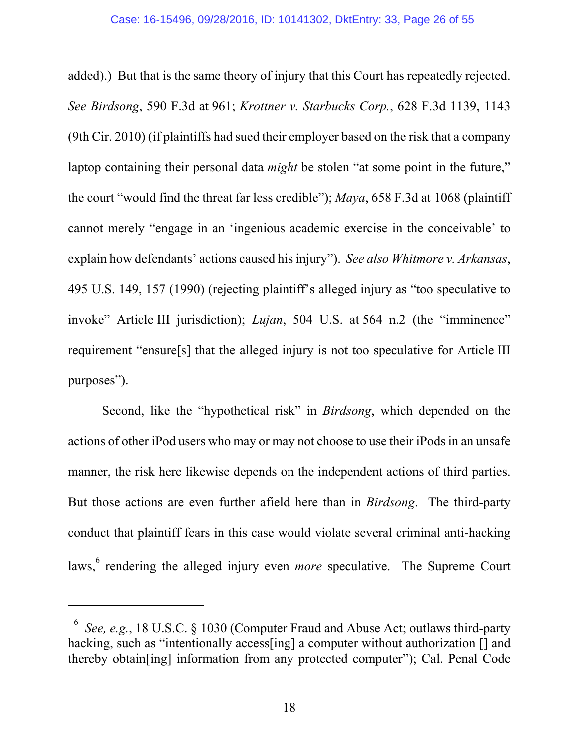added).) But that is the same theory of injury that this Court has repeatedly rejected. *See Birdsong*, 590 F.3d at 961; *Krottner v. Starbucks Corp.*, 628 F.3d 1139, 1143 (9th Cir. 2010) (if plaintiffs had sued their employer based on the risk that a company laptop containing their personal data *might* be stolen "at some point in the future," the court "would find the threat far less credible"); *Maya*, 658 F.3d at 1068 (plaintiff cannot merely "engage in an 'ingenious academic exercise in the conceivable' to explain how defendants' actions caused his injury"). *See also Whitmore v. Arkansas*, 495 U.S. 149, 157 (1990) (rejecting plaintiff's alleged injury as "too speculative to invoke" Article III jurisdiction); *Lujan*, 504 U.S. at 564 n.2 (the "imminence" requirement "ensure[s] that the alleged injury is not too speculative for Article III purposes").

Second, like the "hypothetical risk" in *Birdsong*, which depended on the actions of other iPod users who may or may not choose to use their iPods in an unsafe manner, the risk here likewise depends on the independent actions of third parties. But those actions are even further afield here than in *Birdsong*. The third-party conduct that plaintiff fears in this case would violate several criminal anti-hacking laws,[6] rendering the alleged injury even *more* speculative. The Supreme Court

---

[6] *See, e.g.*, 18 U.S.C. § 1030 (Computer Fraud and Abuse Act; outlaws third-party hacking, such as "intentionally access[ing] a computer without authorization [] and thereby obtain[ing] information from any protected computer"); Cal. Penal Code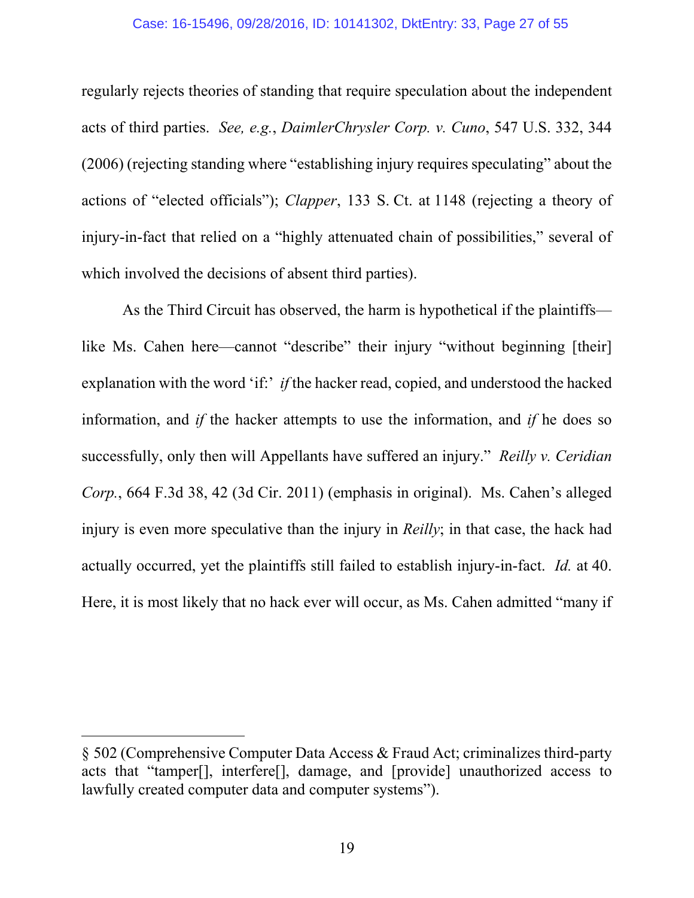regularly rejects theories of standing that require speculation about the independent acts of third parties. *See, e.g.*, *DaimlerChrysler Corp. v. Cuno*, 547 U.S. 332, 344 (2006) (rejecting standing where "establishing injury requires speculating" about the actions of "elected officials"); *Clapper*, 133 S. Ct. at 1148 (rejecting a theory of injury-in-fact that relied on a "highly attenuated chain of possibilities," several of which involved the decisions of absent third parties).

As the Third Circuit has observed, the harm is hypothetical if the plaintiffs—like Ms. Cahen here—cannot "describe" their injury "without beginning [their] explanation with the word 'if:' *if* the hacker read, copied, and understood the hacked information, and *if* the hacker attempts to use the information, and *if* he does so successfully, only then will Appellants have suffered an injury." *Reilly v. Ceridian Corp.*, 664 F.3d 38, 42 (3d Cir. 2011) (emphasis in original). Ms. Cahen's alleged injury is even more speculative than the injury in *Reilly*; in that case, the hack had actually occurred, yet the plaintiffs still failed to establish injury-in-fact. *Id.* at 40. Here, it is most likely that no hack ever will occur, as Ms. Cahen admitted "many if

---

§ 502 (Comprehensive Computer Data Access & Fraud Act; criminalizes third-party acts that "tamper[], interfere[], damage, and [provide] unauthorized access to lawfully created computer data and computer systems").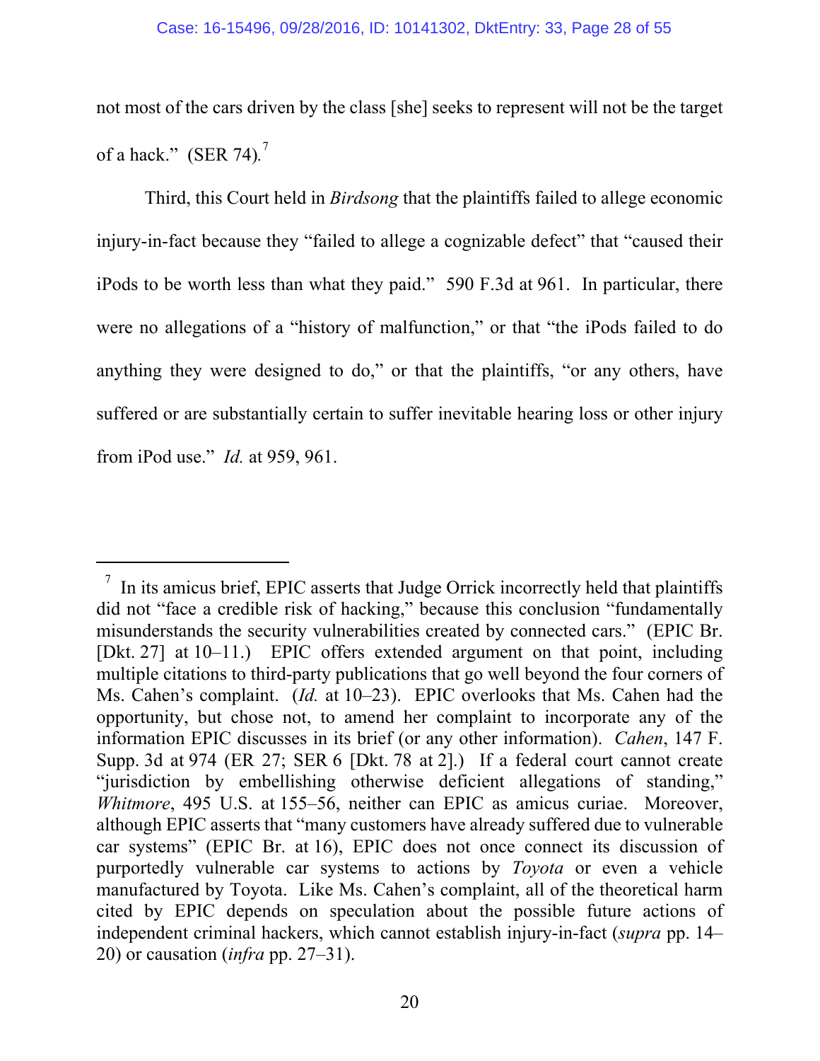not most of the cars driven by the class [she] seeks to represent will not be the target of a hack." (SER 74).[7]

Third, this Court held in *Birdsong* that the plaintiffs failed to allege economic injury-in-fact because they "failed to allege a cognizable defect" that "caused their iPods to be worth less than what they paid." 590 F.3d at 961. In particular, there were no allegations of a "history of malfunction," or that "the iPods failed to do anything they were designed to do," or that the plaintiffs, "or any others, have suffered or are substantially certain to suffer inevitable hearing loss or other injury from iPod use." *Id.* at 959, 961.

---

[7] In its amicus brief, EPIC asserts that Judge Orrick incorrectly held that plaintiffs did not "face a credible risk of hacking," because this conclusion "fundamentally misunderstands the security vulnerabilities created by connected cars." (EPIC Br. [Dkt. 27] at 10–11.) EPIC offers extended argument on that point, including multiple citations to third-party publications that go well beyond the four corners of Ms. Cahen's complaint. (*Id.* at 10–23). EPIC overlooks that Ms. Cahen had the opportunity, but chose not, to amend her complaint to incorporate any of the information EPIC discusses in its brief (or any other information). *Cahen*, 147 F. Supp. 3d at 974 (ER 27; SER 6 [Dkt. 78 at 2].) If a federal court cannot create "jurisdiction by embellishing otherwise deficient allegations of standing," *Whitmore*, 495 U.S. at 155–56, neither can EPIC as amicus curiae. Moreover, although EPIC asserts that "many customers have already suffered due to vulnerable car systems" (EPIC Br. at 16), EPIC does not once connect its discussion of purportedly vulnerable car systems to actions by *Toyota* or even a vehicle manufactured by Toyota. Like Ms. Cahen's complaint, all of the theoretical harm cited by EPIC depends on speculation about the possible future actions of independent criminal hackers, which cannot establish injury-in-fact (*supra* pp. 14–20) or causation (*infra* pp. 27–31).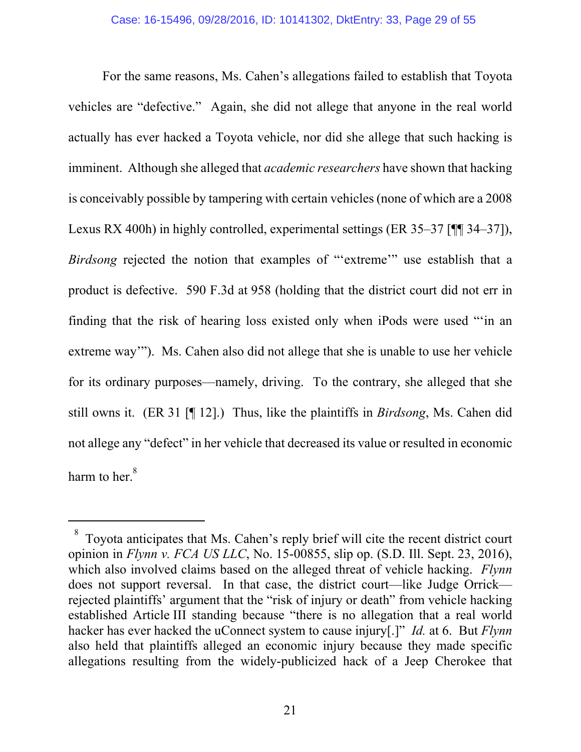For the same reasons, Ms. Cahen's allegations failed to establish that Toyota vehicles are "defective." Again, she did not allege that anyone in the real world actually has ever hacked a Toyota vehicle, nor did she allege that such hacking is imminent. Although she alleged that *academic researchers* have shown that hacking is conceivably possible by tampering with certain vehicles (none of which are a 2008 Lexus RX 400h) in highly controlled, experimental settings (ER 35–37 [¶¶ 34–37]), *Birdsong* rejected the notion that examples of "'extreme'" use establish that a product is defective. 590 F.3d at 958 (holding that the district court did not err in finding that the risk of hearing loss existed only when iPods were used "'in an extreme way'"). Ms. Cahen also did not allege that she is unable to use her vehicle for its ordinary purposes—namely, driving. To the contrary, she alleged that she still owns it. (ER 31 [¶ 12].) Thus, like the plaintiffs in *Birdsong*, Ms. Cahen did not allege any "defect" in her vehicle that decreased its value or resulted in economic harm to her.[8]

---

[8] Toyota anticipates that Ms. Cahen's reply brief will cite the recent district court opinion in *Flynn v. FCA US LLC*, No. 15-00855, slip op. (S.D. Ill. Sept. 23, 2016), which also involved claims based on the alleged threat of vehicle hacking. *Flynn* does not support reversal. In that case, the district court—like Judge Orrick—rejected plaintiffs' argument that the "risk of injury or death" from vehicle hacking established Article III standing because "there is no allegation that a real world hacker has ever hacked the uConnect system to cause injury[.]" *Id.* at 6. But *Flynn* also held that plaintiffs alleged an economic injury because they made specific allegations resulting from the widely-publicized hack of a Jeep Cherokee that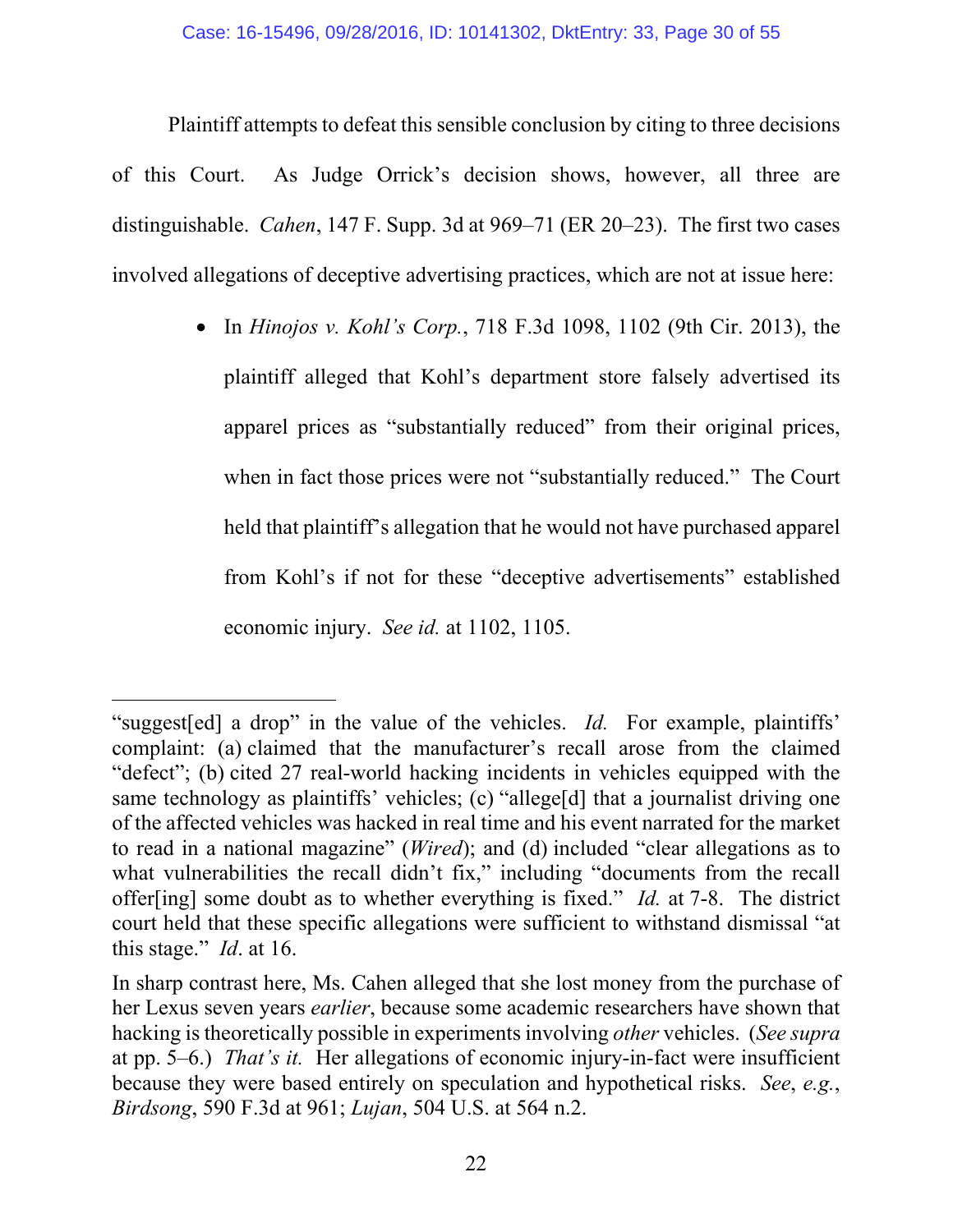Plaintiff attempts to defeat this sensible conclusion by citing to three decisions of this Court. As Judge Orrick's decision shows, however, all three are distinguishable. *Cahen*, 147 F. Supp. 3d at 969–71 (ER 20–23). The first two cases involved allegations of deceptive advertising practices, which are not at issue here:

- In *Hinojos v. Kohl's Corp.*, 718 F.3d 1098, 1102 (9th Cir. 2013), the plaintiff alleged that Kohl's department store falsely advertised its apparel prices as "substantially reduced" from their original prices, when in fact those prices were not "substantially reduced." The Court held that plaintiff's allegation that he would not have purchased apparel from Kohl's if not for these "deceptive advertisements" established economic injury. *See id.* at 1102, 1105.

---

"suggest[ed] a drop" in the value of the vehicles. *Id.* For example, plaintiffs' complaint: (a) claimed that the manufacturer's recall arose from the claimed "defect"; (b) cited 27 real-world hacking incidents in vehicles equipped with the same technology as plaintiffs' vehicles; (c) "allege[d] that a journalist driving one of the affected vehicles was hacked in real time and his event narrated for the market to read in a national magazine" (*Wired*); and (d) included "clear allegations as to what vulnerabilities the recall didn't fix," including "documents from the recall offer[ing] some doubt as to whether everything is fixed." *Id.* at 7-8. The district court held that these specific allegations were sufficient to withstand dismissal "at this stage." *Id*. at 16.

In sharp contrast here, Ms. Cahen alleged that she lost money from the purchase of her Lexus seven years *earlier*, because some academic researchers have shown that hacking is theoretically possible in experiments involving *other* vehicles. (*See supra* at pp. 5–6.) *That's it.* Her allegations of economic injury-in-fact were insufficient because they were based entirely on speculation and hypothetical risks. *See*, *e.g.*, *Birdsong*, 590 F.3d at 961; *Lujan*, 504 U.S. at 564 n.2.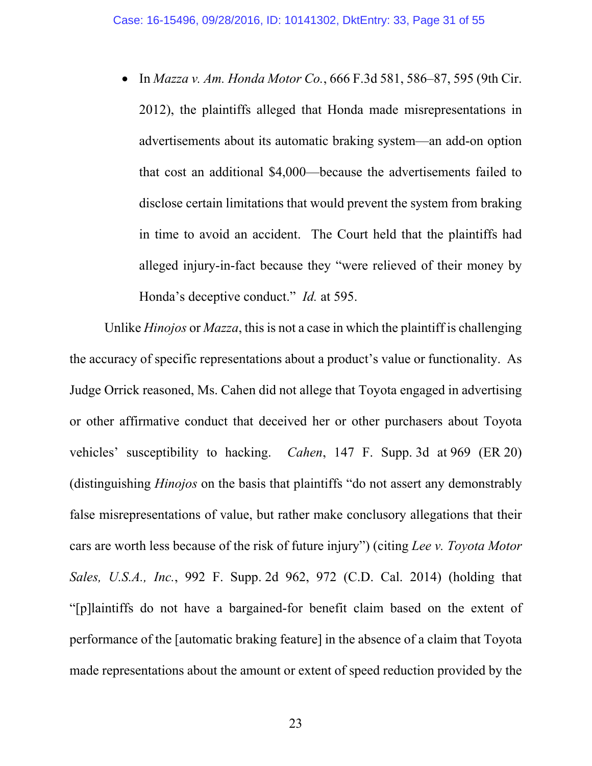- In *Mazza v. Am. Honda Motor Co.*, 666 F.3d 581, 586–87, 595 (9th Cir. 2012), the plaintiffs alleged that Honda made misrepresentations in advertisements about its automatic braking system—an add-on option that cost an additional $4,000—because the advertisements failed to disclose certain limitations that would prevent the system from braking in time to avoid an accident. The Court held that the plaintiffs had alleged injury-in-fact because they "were relieved of their money by Honda's deceptive conduct." *Id.* at 595.

Unlike *Hinojos* or *Mazza*, this is not a case in which the plaintiff is challenging the accuracy of specific representations about a product's value or functionality. As Judge Orrick reasoned, Ms. Cahen did not allege that Toyota engaged in advertising or other affirmative conduct that deceived her or other purchasers about Toyota vehicles' susceptibility to hacking. *Cahen*, 147 F. Supp. 3d at 969 (ER 20) (distinguishing *Hinojos* on the basis that plaintiffs "do not assert any demonstrably false misrepresentations of value, but rather make conclusory allegations that their cars are worth less because of the risk of future injury") (citing *Lee v. Toyota Motor Sales, U.S.A., Inc.*, 992 F. Supp. 2d 962, 972 (C.D. Cal. 2014) (holding that "[p]laintiffs do not have a bargained-for benefit claim based on the extent of performance of the [automatic braking feature] in the absence of a claim that Toyota made representations about the amount or extent of speed reduction provided by the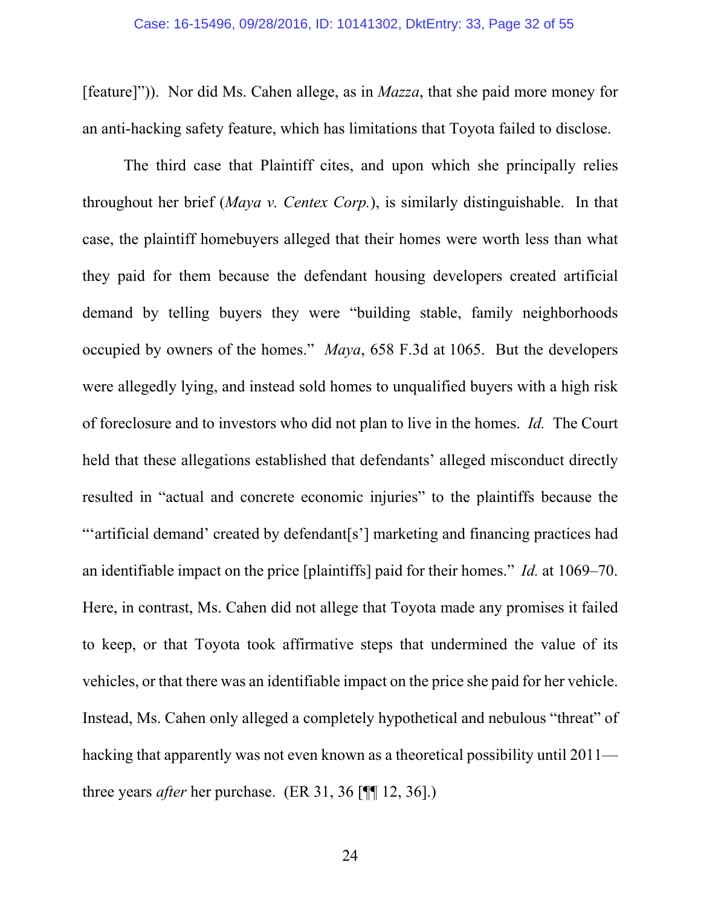[feature]")). Nor did Ms. Cahen allege, as in *Mazza*, that she paid more money for an anti-hacking safety feature, which has limitations that Toyota failed to disclose.

The third case that Plaintiff cites, and upon which she principally relies throughout her brief (*Maya v. Centex Corp.*), is similarly distinguishable. In that case, the plaintiff homebuyers alleged that their homes were worth less than what they paid for them because the defendant housing developers created artificial demand by telling buyers they were "building stable, family neighborhoods occupied by owners of the homes." *Maya*, 658 F.3d at 1065. But the developers were allegedly lying, and instead sold homes to unqualified buyers with a high risk of foreclosure and to investors who did not plan to live in the homes. *Id.* The Court held that these allegations established that defendants' alleged misconduct directly resulted in "actual and concrete economic injuries" to the plaintiffs because the "'artificial demand' created by defendant[s'] marketing and financing practices had an identifiable impact on the price [plaintiffs] paid for their homes." *Id.* at 1069–70. Here, in contrast, Ms. Cahen did not allege that Toyota made any promises it failed to keep, or that Toyota took affirmative steps that undermined the value of its vehicles, or that there was an identifiable impact on the price she paid for her vehicle. Instead, Ms. Cahen only alleged a completely hypothetical and nebulous "threat" of hacking that apparently was not even known as a theoretical possibility until 2011—three years *after* her purchase. (ER 31, 36 [¶¶ 12, 36].)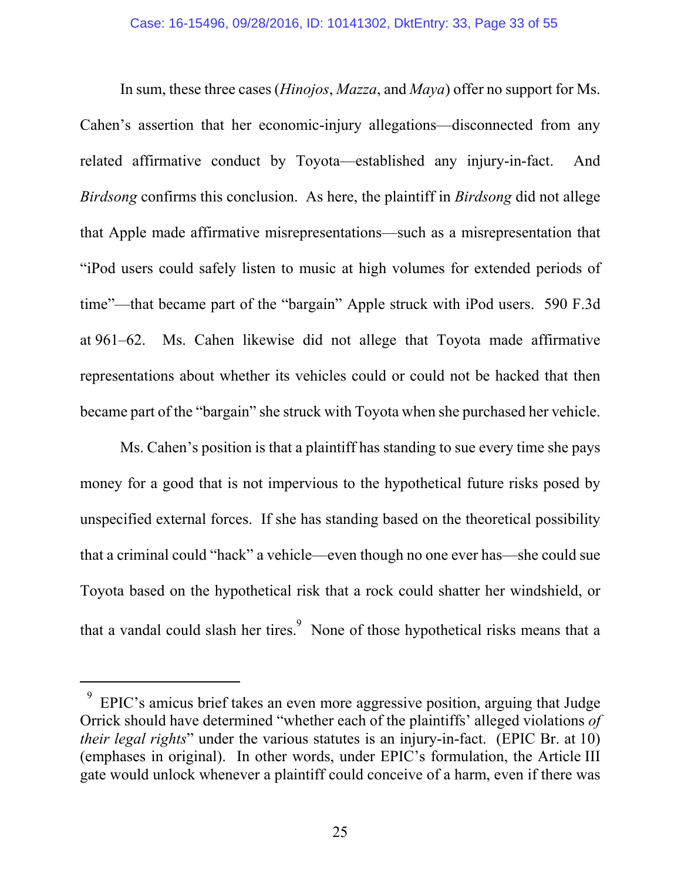In sum, these three cases (*Hinojos*, *Mazza*, and *Maya*) offer no support for Ms. Cahen's assertion that her economic-injury allegations—disconnected from any related affirmative conduct by Toyota—established any injury-in-fact. And *Birdsong* confirms this conclusion. As here, the plaintiff in *Birdsong* did not allege that Apple made affirmative misrepresentations—such as a misrepresentation that "iPod users could safely listen to music at high volumes for extended periods of time"—that became part of the "bargain" Apple struck with iPod users. 590 F.3d at 961–62. Ms. Cahen likewise did not allege that Toyota made affirmative representations about whether its vehicles could or could not be hacked that then became part of the "bargain" she struck with Toyota when she purchased her vehicle.

Ms. Cahen's position is that a plaintiff has standing to sue every time she pays money for a good that is not impervious to the hypothetical future risks posed by unspecified external forces. If she has standing based on the theoretical possibility that a criminal could "hack" a vehicle—even though no one ever has—she could sue Toyota based on the hypothetical risk that a rock could shatter her windshield, or that a vandal could slash her tires.[9] None of those hypothetical risks means that a

---

[9] EPIC's amicus brief takes an even more aggressive position, arguing that Judge Orrick should have determined "whether each of the plaintiffs' alleged violations *of their legal rights*" under the various statutes is an injury-in-fact. (EPIC Br. at 10) (emphases in original). In other words, under EPIC's formulation, the Article III gate would unlock whenever a plaintiff could conceive of a harm, even if there was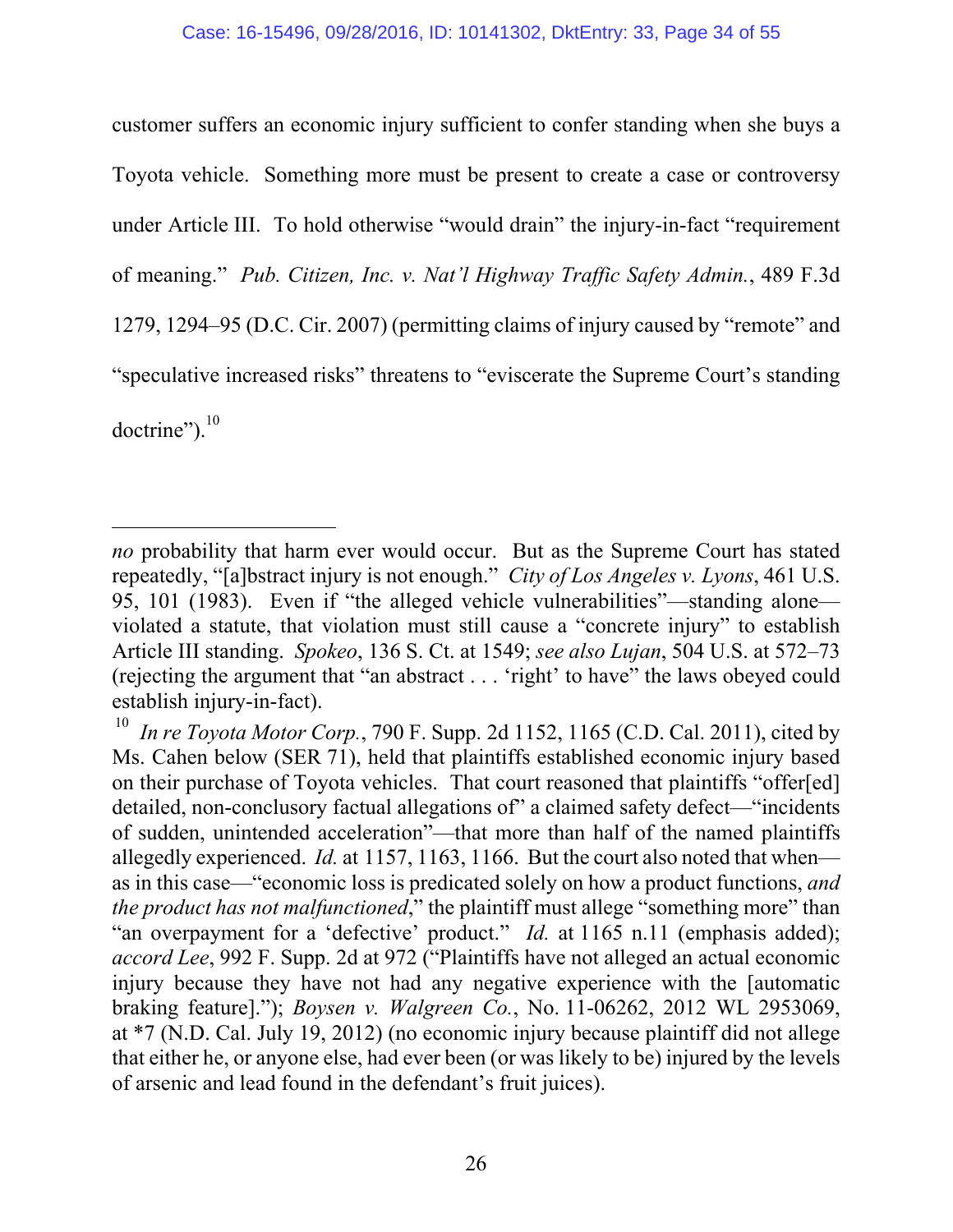customer suffers an economic injury sufficient to confer standing when she buys a Toyota vehicle. Something more must be present to create a case or controversy under Article III. To hold otherwise "would drain" the injury-in-fact "requirement of meaning." *Pub. Citizen, Inc. v. Nat'l Highway Traffic Safety Admin.*, 489 F.3d 1279, 1294–95 (D.C. Cir. 2007) (permitting claims of injury caused by "remote" and "speculative increased risks" threatens to "eviscerate the Supreme Court's standing doctrine").[10]

---

*no* probability that harm ever would occur. But as the Supreme Court has stated repeatedly, "[a]bstract injury is not enough." *City of Los Angeles v. Lyons*, 461 U.S. 95, 101 (1983). Even if "the alleged vehicle vulnerabilities"—standing alone—violated a statute, that violation must still cause a "concrete injury" to establish Article III standing. *Spokeo*, 136 S. Ct. at 1549; *see also Lujan*, 504 U.S. at 572–73 (rejecting the argument that "an abstract . . . 'right' to have" the laws obeyed could establish injury-in-fact).

[10] *In re Toyota Motor Corp.*, 790 F. Supp. 2d 1152, 1165 (C.D. Cal. 2011), cited by Ms. Cahen below (SER 71), held that plaintiffs established economic injury based on their purchase of Toyota vehicles. That court reasoned that plaintiffs "offer[ed] detailed, non-conclusory factual allegations of" a claimed safety defect—"incidents of sudden, unintended acceleration"—that more than half of the named plaintiffs allegedly experienced. *Id.* at 1157, 1163, 1166. But the court also noted that when—as in this case—"economic loss is predicated solely on how a product functions, *and the product has not malfunctioned*," the plaintiff must allege "something more" than "an overpayment for a 'defective' product." *Id.* at 1165 n.11 (emphasis added); *accord Lee*, 992 F. Supp. 2d at 972 ("Plaintiffs have not alleged an actual economic injury because they have not had any negative experience with the [automatic braking feature]."); *Boysen v. Walgreen Co.*, No. 11-06262, 2012 WL 2953069, at *7 (N.D. Cal. July 19, 2012) (no economic injury because plaintiff did not allege that either he, or anyone else, had ever been (or was likely to be) injured by the levels of arsenic and lead found in the defendant's fruit juices).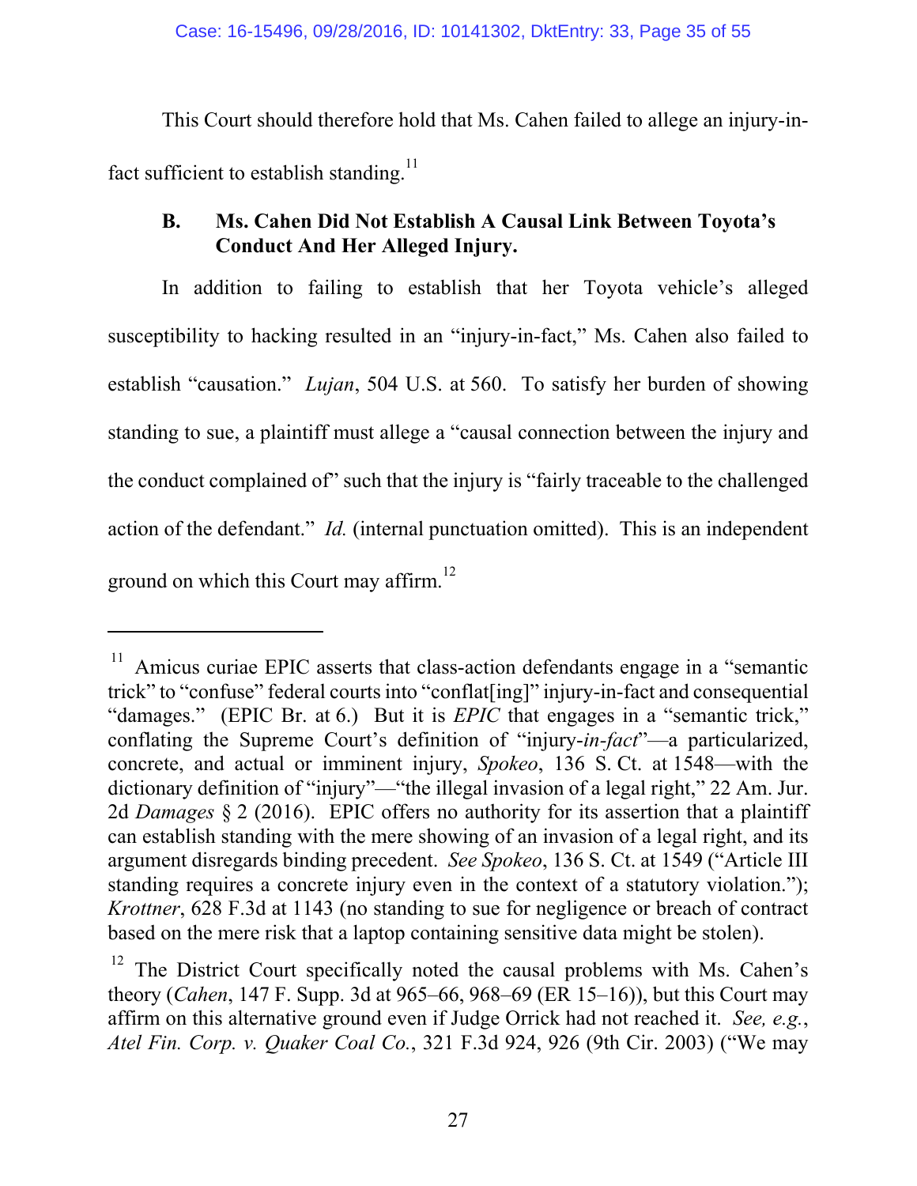This Court should therefore hold that Ms. Cahen failed to allege an injury-in-fact sufficient to establish standing.[11]

### B. Ms. Cahen Did Not Establish A Causal Link Between Toyota's Conduct And Her Alleged Injury.

In addition to failing to establish that her Toyota vehicle's alleged susceptibility to hacking resulted in an "injury-in-fact," Ms. Cahen also failed to establish "causation." *Lujan*, 504 U.S. at 560. To satisfy her burden of showing standing to sue, a plaintiff must allege a "causal connection between the injury and the conduct complained of" such that the injury is "fairly traceable to the challenged action of the defendant." *Id.* (internal punctuation omitted). This is an independent ground on which this Court may affirm.[12]

---

[11] Amicus curiae EPIC asserts that class-action defendants engage in a "semantic trick" to "confuse" federal courts into "conflat[ing]" injury-in-fact and consequential "damages." (EPIC Br. at 6.) But it is *EPIC* that engages in a "semantic trick," conflating the Supreme Court's definition of "injury-*in-fact*"—a particularized, concrete, and actual or imminent injury, *Spokeo*, 136 S. Ct. at 1548—with the dictionary definition of "injury"—"the illegal invasion of a legal right," 22 Am. Jur. 2d *Damages* § 2 (2016). EPIC offers no authority for its assertion that a plaintiff can establish standing with the mere showing of an invasion of a legal right, and its argument disregards binding precedent. *See Spokeo*, 136 S. Ct. at 1549 ("Article III standing requires a concrete injury even in the context of a statutory violation."); *Krottner*, 628 F.3d at 1143 (no standing to sue for negligence or breach of contract based on the mere risk that a laptop containing sensitive data might be stolen).

[12] The District Court specifically noted the causal problems with Ms. Cahen's theory (*Cahen*, 147 F. Supp. 3d at 965–66, 968–69 (ER 15–16)), but this Court may affirm on this alternative ground even if Judge Orrick had not reached it. *See, e.g.*, *Atel Fin. Corp. v. Quaker Coal Co.*, 321 F.3d 924, 926 (9th Cir. 2003) ("We may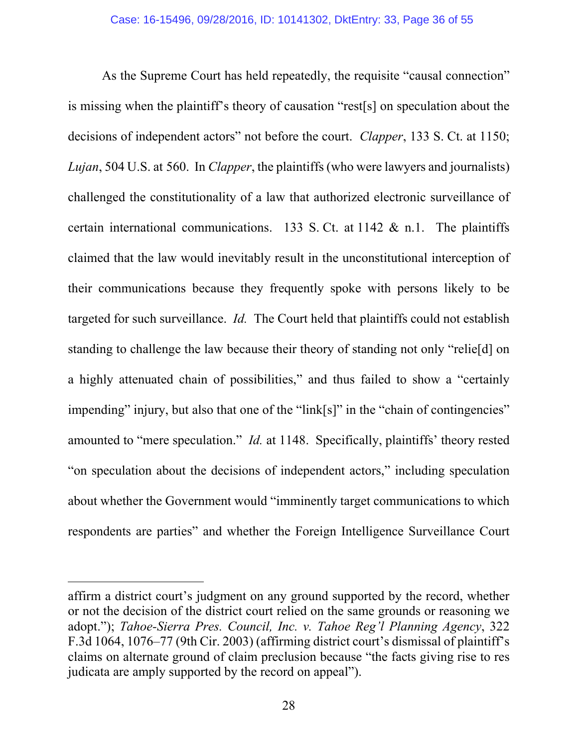As the Supreme Court has held repeatedly, the requisite "causal connection" is missing when the plaintiff's theory of causation "rest[s] on speculation about the decisions of independent actors" not before the court. *Clapper*, 133 S. Ct. at 1150; *Lujan*, 504 U.S. at 560. In *Clapper*, the plaintiffs (who were lawyers and journalists) challenged the constitutionality of a law that authorized electronic surveillance of certain international communications. 133 S. Ct. at 1142 & n.1. The plaintiffs claimed that the law would inevitably result in the unconstitutional interception of their communications because they frequently spoke with persons likely to be targeted for such surveillance. *Id.* The Court held that plaintiffs could not establish standing to challenge the law because their theory of standing not only "relie[d] on a highly attenuated chain of possibilities," and thus failed to show a "certainly impending" injury, but also that one of the "link[s]" in the "chain of contingencies" amounted to "mere speculation." *Id.* at 1148. Specifically, plaintiffs' theory rested "on speculation about the decisions of independent actors," including speculation about whether the Government would "imminently target communications to which respondents are parties" and whether the Foreign Intelligence Surveillance Court

---

affirm a district court's judgment on any ground supported by the record, whether or not the decision of the district court relied on the same grounds or reasoning we adopt."); *Tahoe-Sierra Pres. Council, Inc. v. Tahoe Reg'l Planning Agency*, 322 F.3d 1064, 1076–77 (9th Cir. 2003) (affirming district court's dismissal of plaintiff's claims on alternate ground of claim preclusion because "the facts giving rise to res judicata are amply supported by the record on appeal").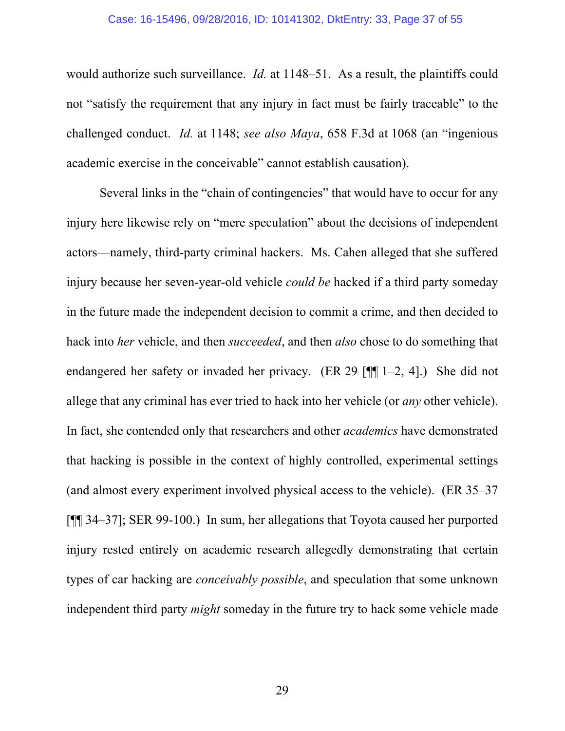would authorize such surveillance. *Id.* at 1148–51. As a result, the plaintiffs could not "satisfy the requirement that any injury in fact must be fairly traceable" to the challenged conduct. *Id.* at 1148; *see also Maya*, 658 F.3d at 1068 (an "ingenious academic exercise in the conceivable" cannot establish causation).

Several links in the "chain of contingencies" that would have to occur for any injury here likewise rely on "mere speculation" about the decisions of independent actors—namely, third-party criminal hackers. Ms. Cahen alleged that she suffered injury because her seven-year-old vehicle *could be* hacked if a third party someday in the future made the independent decision to commit a crime, and then decided to hack into *her* vehicle, and then *succeeded*, and then *also* chose to do something that endangered her safety or invaded her privacy. (ER 29 [¶¶ 1–2, 4].) She did not allege that any criminal has ever tried to hack into her vehicle (or *any* other vehicle). In fact, she contended only that researchers and other *academics* have demonstrated that hacking is possible in the context of highly controlled, experimental settings (and almost every experiment involved physical access to the vehicle). (ER 35–37 [¶¶ 34–37]; SER 99-100.) In sum, her allegations that Toyota caused her purported injury rested entirely on academic research allegedly demonstrating that certain types of car hacking are *conceivably possible*, and speculation that some unknown independent third party *might* someday in the future try to hack some vehicle made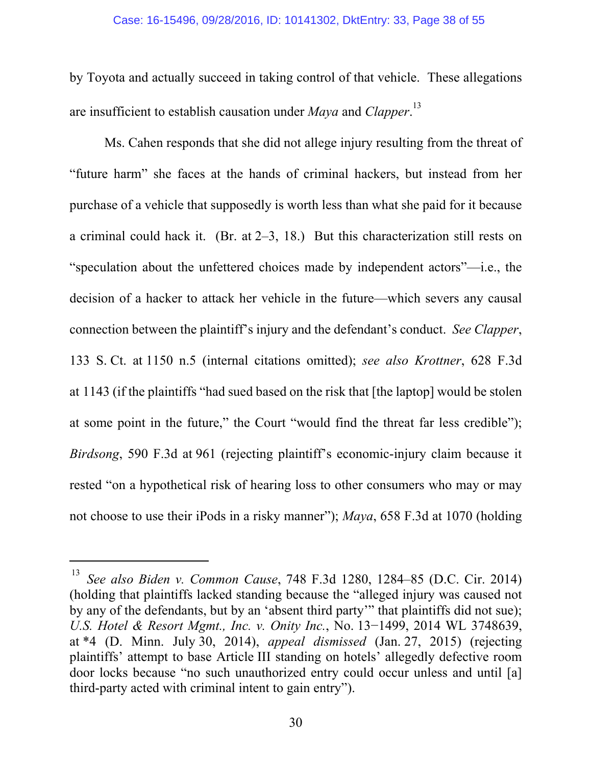by Toyota and actually succeed in taking control of that vehicle. These allegations are insufficient to establish causation under *Maya* and *Clapper*.[13]

Ms. Cahen responds that she did not allege injury resulting from the threat of "future harm" she faces at the hands of criminal hackers, but instead from her purchase of a vehicle that supposedly is worth less than what she paid for it because a criminal could hack it. (Br. at 2–3, 18.) But this characterization still rests on "speculation about the unfettered choices made by independent actors"—i.e., the decision of a hacker to attack her vehicle in the future—which severs any causal connection between the plaintiff's injury and the defendant's conduct. *See Clapper*, 133 S. Ct. at 1150 n.5 (internal citations omitted); *see also Krottner*, 628 F.3d at 1143 (if the plaintiffs "had sued based on the risk that [the laptop] would be stolen at some point in the future," the Court "would find the threat far less credible"); *Birdsong*, 590 F.3d at 961 (rejecting plaintiff's economic-injury claim because it rested "on a hypothetical risk of hearing loss to other consumers who may or may not choose to use their iPods in a risky manner"); *Maya*, 658 F.3d at 1070 (holding

---

[13] *See also Biden v. Common Cause*, 748 F.3d 1280, 1284–85 (D.C. Cir. 2014) (holding that plaintiffs lacked standing because the "alleged injury was caused not by any of the defendants, but by an 'absent third party'" that plaintiffs did not sue); *U.S. Hotel & Resort Mgmt., Inc. v. Onity Inc.*, No. 13−1499, 2014 WL 3748639, at *4 (D. Minn. July 30, 2014), *appeal dismissed* (Jan. 27, 2015) (rejecting plaintiffs' attempt to base Article III standing on hotels' allegedly defective room door locks because "no such unauthorized entry could occur unless and until [a] third-party acted with criminal intent to gain entry").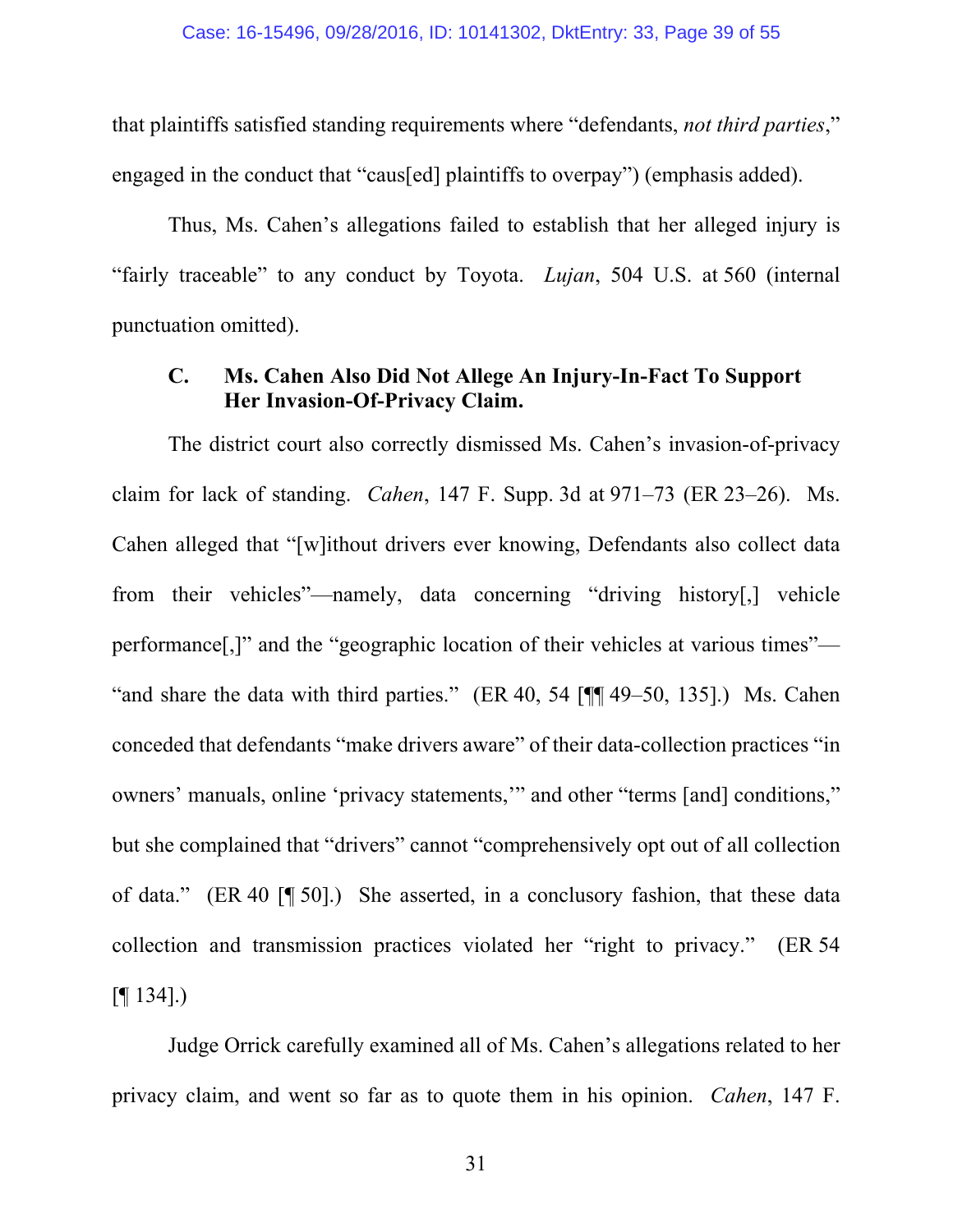that plaintiffs satisfied standing requirements where "defendants, *not third parties*," engaged in the conduct that "caus[ed] plaintiffs to overpay") (emphasis added).

Thus, Ms. Cahen's allegations failed to establish that her alleged injury is "fairly traceable" to any conduct by Toyota. *Lujan*, 504 U.S. at 560 (internal punctuation omitted).

### C. Ms. Cahen Also Did Not Allege An Injury-In-Fact To Support Her Invasion-Of-Privacy Claim.

The district court also correctly dismissed Ms. Cahen's invasion-of-privacy claim for lack of standing. *Cahen*, 147 F. Supp. 3d at 971–73 (ER 23–26). Ms. Cahen alleged that "[w]ithout drivers ever knowing, Defendants also collect data from their vehicles"—namely, data concerning "driving history[,] vehicle performance[,]" and the "geographic location of their vehicles at various times"—"and share the data with third parties." (ER 40, 54 [¶¶ 49–50, 135].) Ms. Cahen conceded that defendants "make drivers aware" of their data-collection practices "in owners' manuals, online 'privacy statements,'" and other "terms [and] conditions," but she complained that "drivers" cannot "comprehensively opt out of all collection of data." (ER 40 [¶ 50].) She asserted, in a conclusory fashion, that these data collection and transmission practices violated her "right to privacy." (ER 54 [¶ 134].)

Judge Orrick carefully examined all of Ms. Cahen's allegations related to her privacy claim, and went so far as to quote them in his opinion. *Cahen*, 147 F.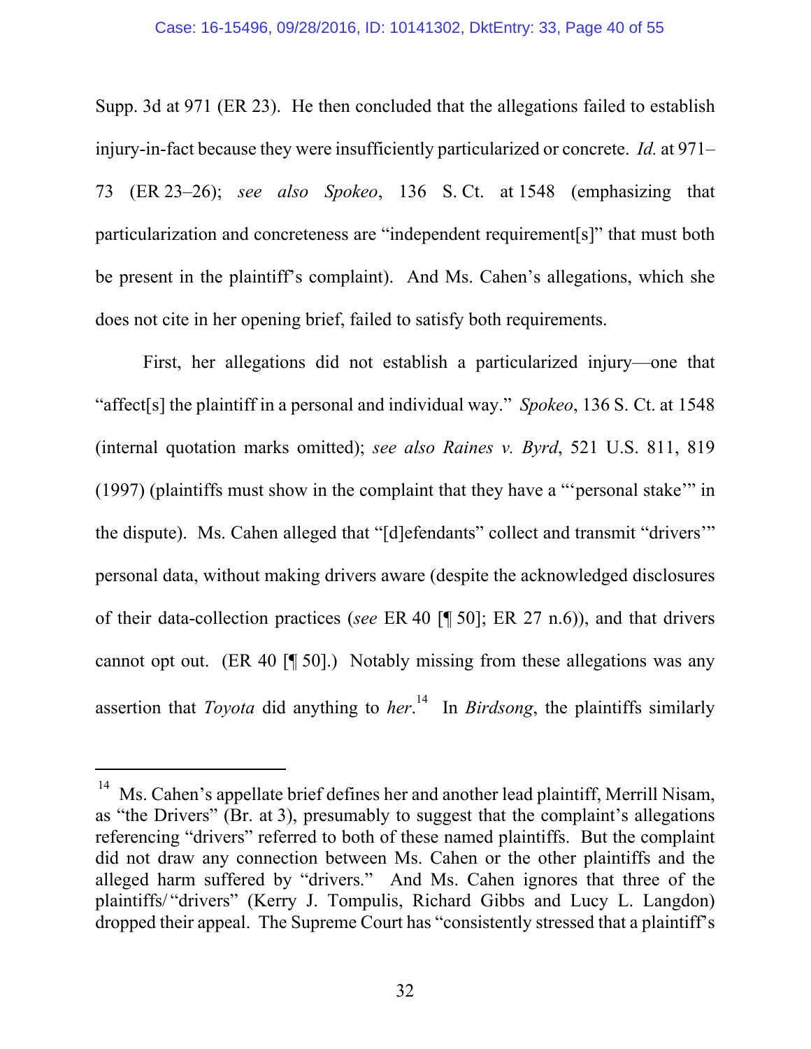Supp. 3d at 971 (ER 23). He then concluded that the allegations failed to establish injury-in-fact because they were insufficiently particularized or concrete. *Id.* at 971–73 (ER 23–26); *see also Spokeo*, 136 S. Ct. at 1548 (emphasizing that particularization and concreteness are "independent requirement[s]" that must both be present in the plaintiff's complaint). And Ms. Cahen's allegations, which she does not cite in her opening brief, failed to satisfy both requirements.

First, her allegations did not establish a particularized injury—one that "affect[s] the plaintiff in a personal and individual way." *Spokeo*, 136 S. Ct. at 1548 (internal quotation marks omitted); *see also Raines v. Byrd*, 521 U.S. 811, 819 (1997) (plaintiffs must show in the complaint that they have a "'personal stake'" in the dispute). Ms. Cahen alleged that "[d]efendants" collect and transmit "drivers'" personal data, without making drivers aware (despite the acknowledged disclosures of their data-collection practices (*see* ER 40 [¶ 50]; ER 27 n.6)), and that drivers cannot opt out. (ER 40 [¶ 50].) Notably missing from these allegations was any assertion that *Toyota* did anything to *her*.[14] In *Birdsong*, the plaintiffs similarly

---

[14] Ms. Cahen's appellate brief defines her and another lead plaintiff, Merrill Nisam, as "the Drivers" (Br. at 3), presumably to suggest that the complaint's allegations referencing "drivers" referred to both of these named plaintiffs. But the complaint did not draw any connection between Ms. Cahen or the other plaintiffs and the alleged harm suffered by "drivers." And Ms. Cahen ignores that three of the plaintiffs/"drivers" (Kerry J. Tompulis, Richard Gibbs and Lucy L. Langdon) dropped their appeal. The Supreme Court has "consistently stressed that a plaintiff's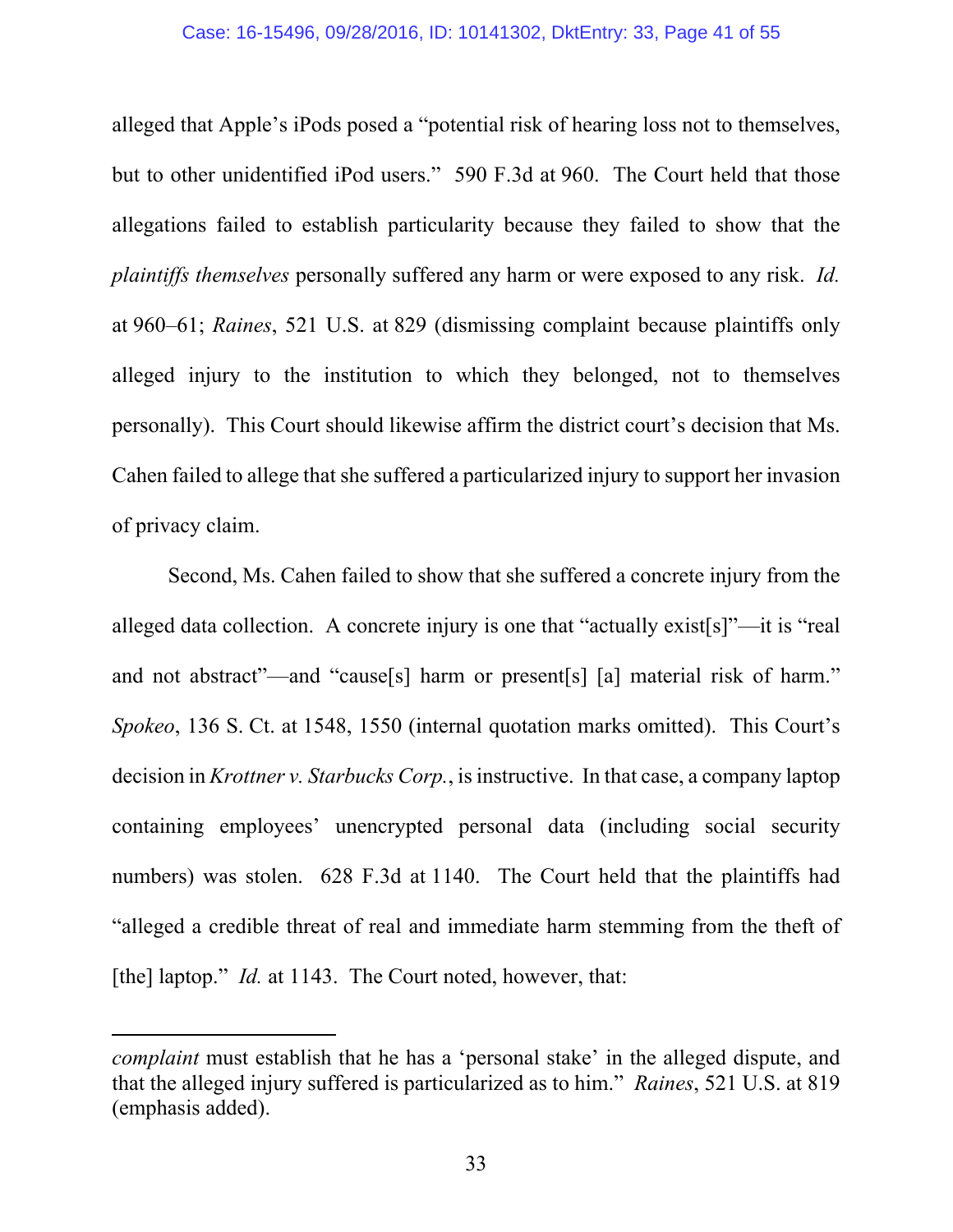alleged that Apple's iPods posed a "potential risk of hearing loss not to themselves, but to other unidentified iPod users." 590 F.3d at 960. The Court held that those allegations failed to establish particularity because they failed to show that the *plaintiffs themselves* personally suffered any harm or were exposed to any risk. *Id.* at 960–61; *Raines*, 521 U.S. at 829 (dismissing complaint because plaintiffs only alleged injury to the institution to which they belonged, not to themselves personally). This Court should likewise affirm the district court's decision that Ms. Cahen failed to allege that she suffered a particularized injury to support her invasion of privacy claim.

Second, Ms. Cahen failed to show that she suffered a concrete injury from the alleged data collection. A concrete injury is one that "actually exist[s]"—it is "real and not abstract"—and "cause[s] harm or present[s] [a] material risk of harm." *Spokeo*, 136 S. Ct. at 1548, 1550 (internal quotation marks omitted). This Court's decision in *Krottner v. Starbucks Corp.*, is instructive. In that case, a company laptop containing employees' unencrypted personal data (including social security numbers) was stolen. 628 F.3d at 1140. The Court held that the plaintiffs had "alleged a credible threat of real and immediate harm stemming from the theft of [the] laptop." *Id.* at 1143. The Court noted, however, that:

---

*complaint* must establish that he has a 'personal stake' in the alleged dispute, and that the alleged injury suffered is particularized as to him." *Raines*, 521 U.S. at 819 (emphasis added).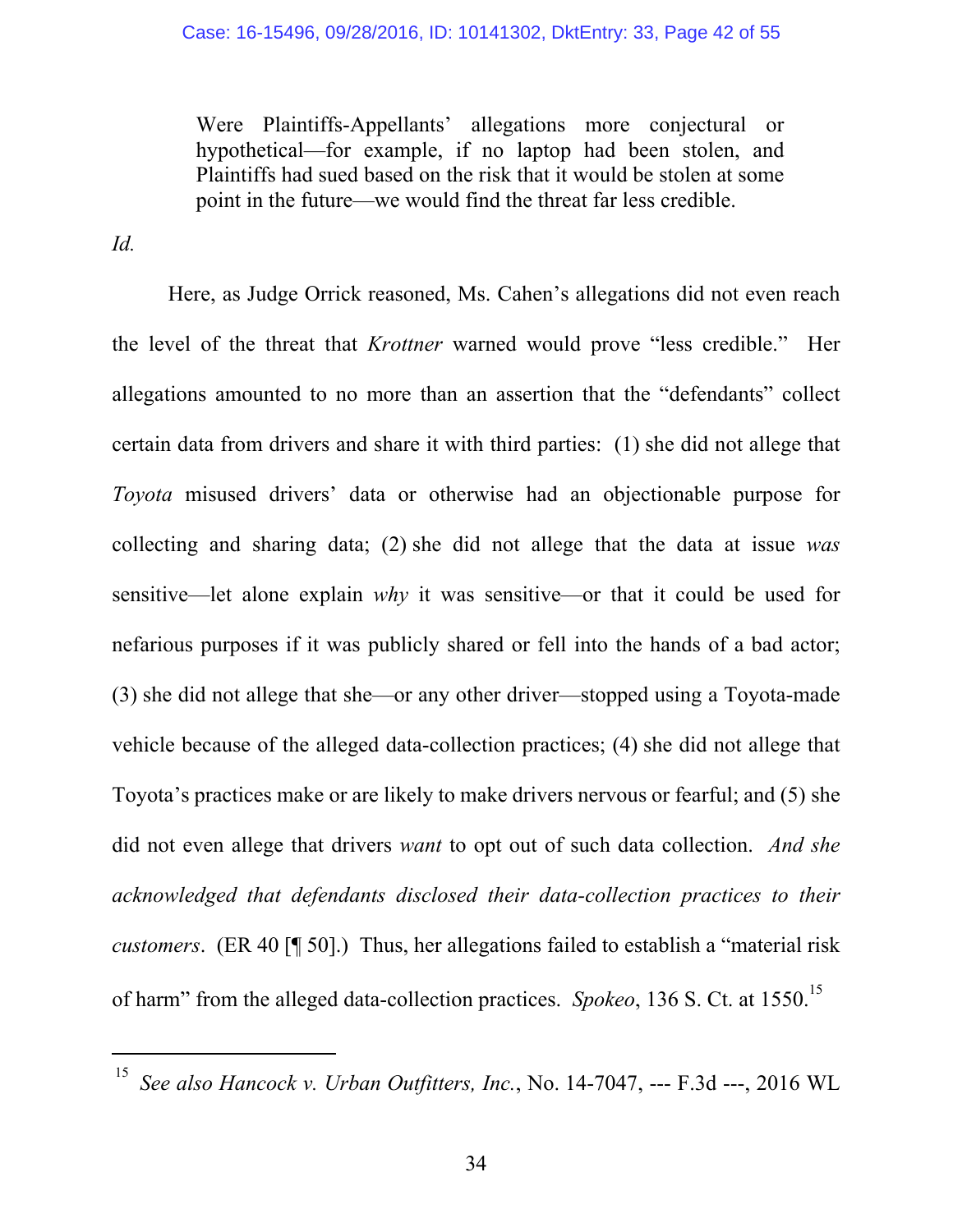> Were Plaintiffs-Appellants' allegations more conjectural or hypothetical—for example, if no laptop had been stolen, and Plaintiffs had sued based on the risk that it would be stolen at some point in the future—we would find the threat far less credible.

*Id.*

Here, as Judge Orrick reasoned, Ms. Cahen's allegations did not even reach the level of the threat that *Krottner* warned would prove "less credible." Her allegations amounted to no more than an assertion that the "defendants" collect certain data from drivers and share it with third parties: (1) she did not allege that *Toyota* misused drivers' data or otherwise had an objectionable purpose for collecting and sharing data; (2) she did not allege that the data at issue *was* sensitive—let alone explain *why* it was sensitive—or that it could be used for nefarious purposes if it was publicly shared or fell into the hands of a bad actor; (3) she did not allege that she—or any other driver—stopped using a Toyota-made vehicle because of the alleged data-collection practices; (4) she did not allege that Toyota's practices make or are likely to make drivers nervous or fearful; and (5) she did not even allege that drivers *want* to opt out of such data collection. *And she acknowledged that defendants disclosed their data-collection practices to their customers*. (ER 40 [¶ 50].) Thus, her allegations failed to establish a "material risk of harm" from the alleged data-collection practices. *Spokeo*, 136 S. Ct. at 1550.[15]

---

[15] *See also Hancock v. Urban Outfitters, Inc.*, No. 14-7047, --- F.3d ---, 2016 WL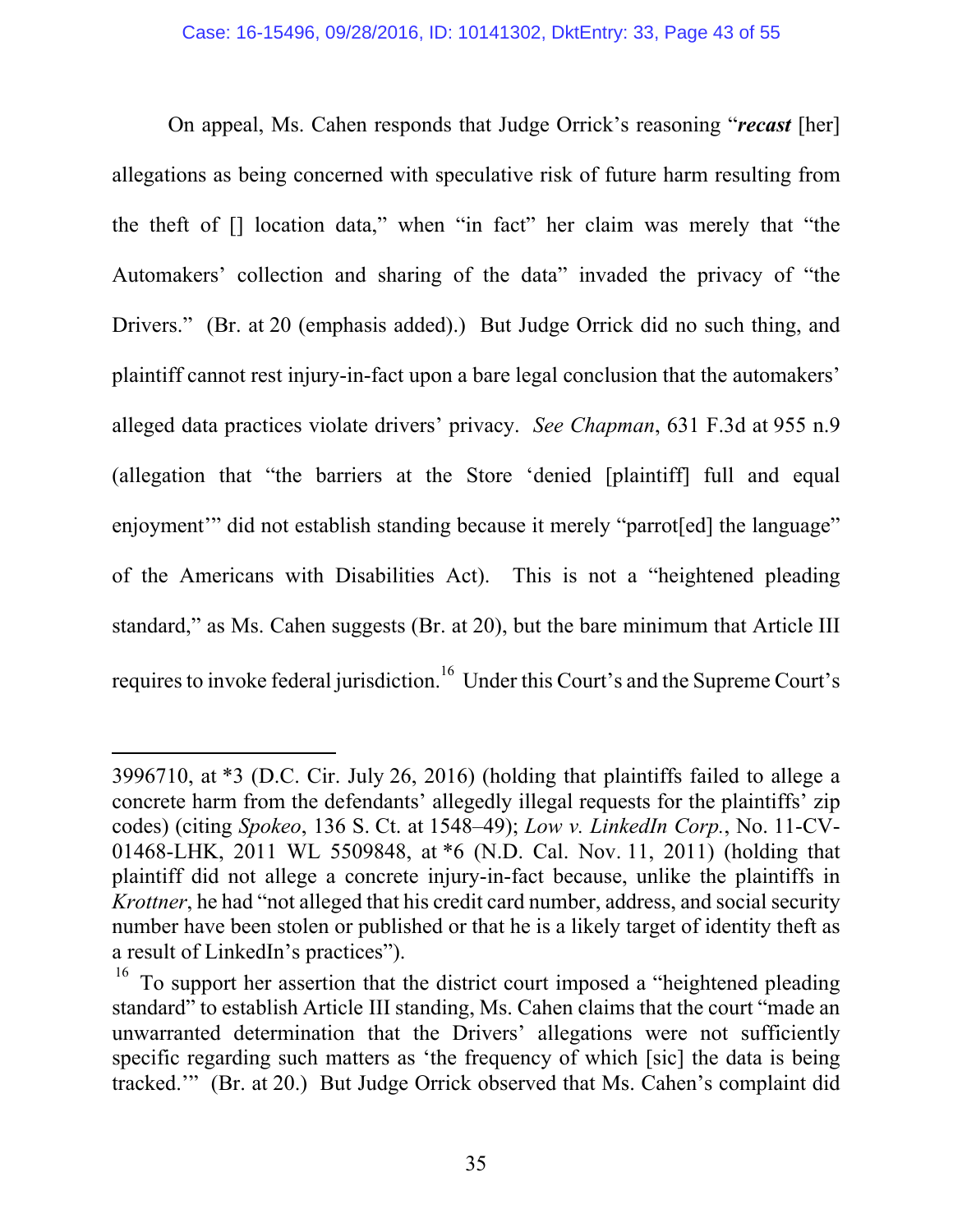On appeal, Ms. Cahen responds that Judge Orrick's reasoning "***recast*** [her] allegations as being concerned with speculative risk of future harm resulting from the theft of [] location data," when "in fact" her claim was merely that "the Automakers' collection and sharing of the data" invaded the privacy of "the Drivers." (Br. at 20 (emphasis added).) But Judge Orrick did no such thing, and plaintiff cannot rest injury-in-fact upon a bare legal conclusion that the automakers' alleged data practices violate drivers' privacy. *See Chapman*, 631 F.3d at 955 n.9 (allegation that "the barriers at the Store 'denied [plaintiff] full and equal enjoyment'" did not establish standing because it merely "parrot[ed] the language" of the Americans with Disabilities Act). This is not a "heightened pleading standard," as Ms. Cahen suggests (Br. at 20), but the bare minimum that Article III requires to invoke federal jurisdiction.[16] Under this Court's and the Supreme Court's

---

3996710, at *3 (D.C. Cir. July 26, 2016) (holding that plaintiffs failed to allege a concrete harm from the defendants' allegedly illegal requests for the plaintiffs' zip codes) (citing *Spokeo*, 136 S. Ct. at 1548–49); *Low v. LinkedIn Corp.*, No. 11-CV-01468-LHK, 2011 WL 5509848, at *6 (N.D. Cal. Nov. 11, 2011) (holding that plaintiff did not allege a concrete injury-in-fact because, unlike the plaintiffs in *Krottner*, he had "not alleged that his credit card number, address, and social security number have been stolen or published or that he is a likely target of identity theft as a result of LinkedIn's practices").

[16] To support her assertion that the district court imposed a "heightened pleading standard" to establish Article III standing, Ms. Cahen claims that the court "made an unwarranted determination that the Drivers' allegations were not sufficiently specific regarding such matters as 'the frequency of which [sic] the data is being tracked.'" (Br. at 20.) But Judge Orrick observed that Ms. Cahen's complaint did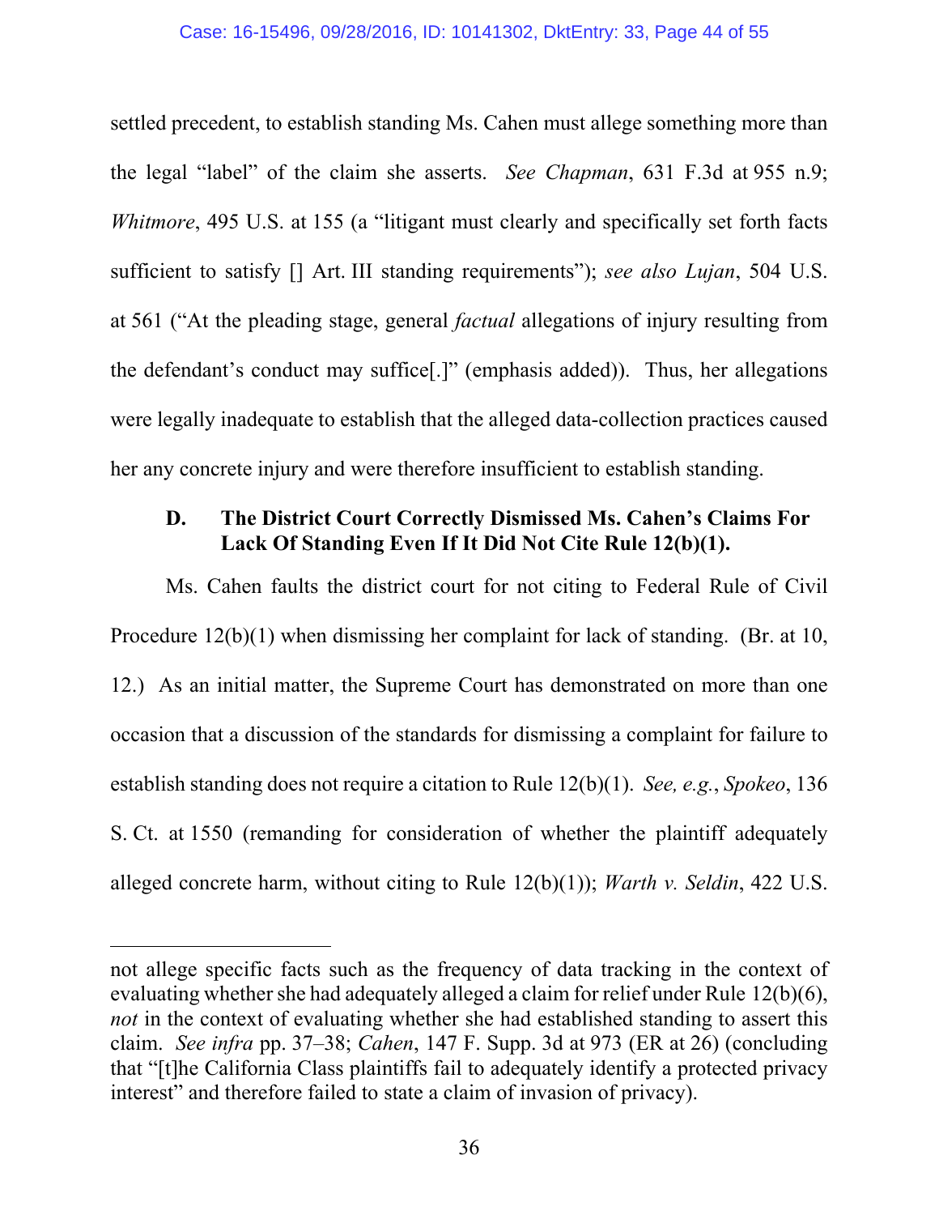settled precedent, to establish standing Ms. Cahen must allege something more than the legal "label" of the claim she asserts. *See Chapman*, 631 F.3d at 955 n.9; *Whitmore*, 495 U.S. at 155 (a "litigant must clearly and specifically set forth facts sufficient to satisfy [] Art. III standing requirements"); *see also Lujan*, 504 U.S. at 561 ("At the pleading stage, general *factual* allegations of injury resulting from the defendant's conduct may suffice[.]" (emphasis added)). Thus, her allegations were legally inadequate to establish that the alleged data-collection practices caused her any concrete injury and were therefore insufficient to establish standing.

### D. The District Court Correctly Dismissed Ms. Cahen's Claims For Lack Of Standing Even If It Did Not Cite Rule 12(b)(1).

Ms. Cahen faults the district court for not citing to Federal Rule of Civil Procedure 12(b)(1) when dismissing her complaint for lack of standing. (Br. at 10, 12.) As an initial matter, the Supreme Court has demonstrated on more than one occasion that a discussion of the standards for dismissing a complaint for failure to establish standing does not require a citation to Rule 12(b)(1). *See, e.g.*, *Spokeo*, 136 S. Ct. at 1550 (remanding for consideration of whether the plaintiff adequately alleged concrete harm, without citing to Rule 12(b)(1)); *Warth v. Seldin*, 422 U.S.

---

not allege specific facts such as the frequency of data tracking in the context of evaluating whether she had adequately alleged a claim for relief under Rule 12(b)(6), *not* in the context of evaluating whether she had established standing to assert this claim. *See infra* pp. 37–38; *Cahen*, 147 F. Supp. 3d at 973 (ER at 26) (concluding that "[t]he California Class plaintiffs fail to adequately identify a protected privacy interest" and therefore failed to state a claim of invasion of privacy).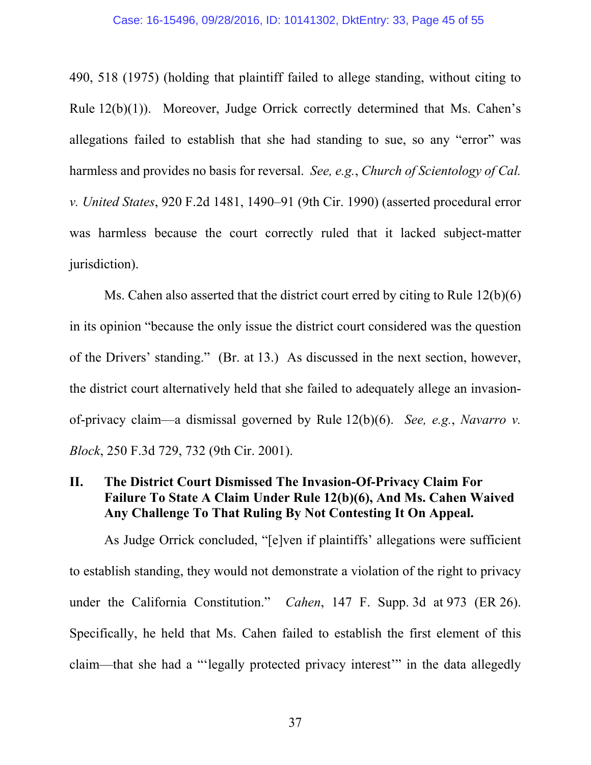490, 518 (1975) (holding that plaintiff failed to allege standing, without citing to Rule 12(b)(1)). Moreover, Judge Orrick correctly determined that Ms. Cahen's allegations failed to establish that she had standing to sue, so any "error" was harmless and provides no basis for reversal. *See, e.g.*, *Church of Scientology of Cal. v. United States*, 920 F.2d 1481, 1490–91 (9th Cir. 1990) (asserted procedural error was harmless because the court correctly ruled that it lacked subject-matter jurisdiction).

Ms. Cahen also asserted that the district court erred by citing to Rule 12(b)(6) in its opinion "because the only issue the district court considered was the question of the Drivers' standing." (Br. at 13.) As discussed in the next section, however, the district court alternatively held that she failed to adequately allege an invasion-of-privacy claim—a dismissal governed by Rule 12(b)(6). *See, e.g.*, *Navarro v. Block*, 250 F.3d 729, 732 (9th Cir. 2001).

## II. The District Court Dismissed The Invasion-Of-Privacy Claim For Failure To State A Claim Under Rule 12(b)(6), And Ms. Cahen Waived Any Challenge To That Ruling By Not Contesting It On Appeal.

As Judge Orrick concluded, "[e]ven if plaintiffs' allegations were sufficient to establish standing, they would not demonstrate a violation of the right to privacy under the California Constitution." *Cahen*, 147 F. Supp. 3d at 973 (ER 26). Specifically, he held that Ms. Cahen failed to establish the first element of this claim—that she had a "'legally protected privacy interest'" in the data allegedly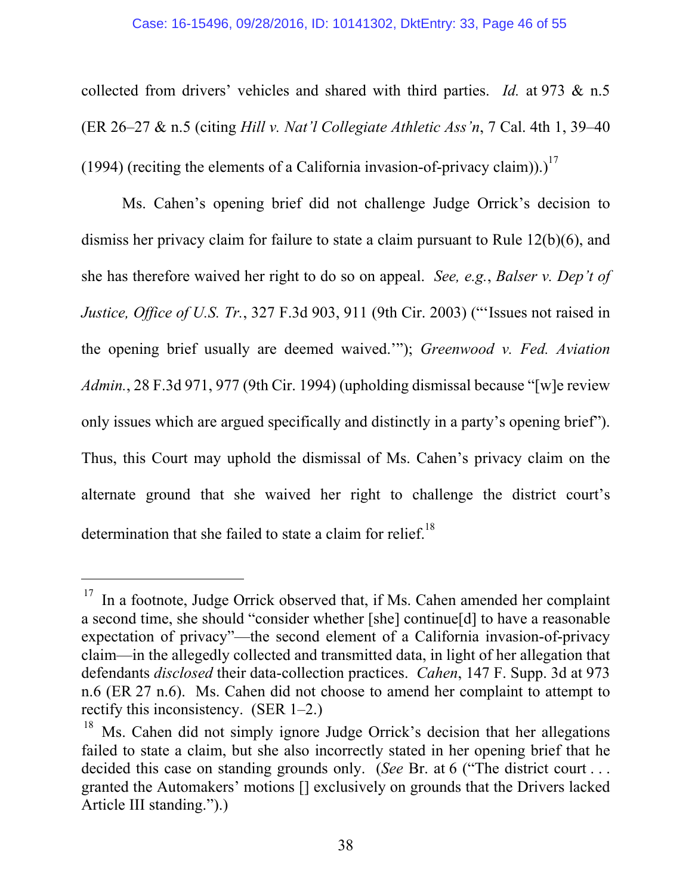collected from drivers' vehicles and shared with third parties. *Id.* at 973 & n.5 (ER 26–27 & n.5 (citing *Hill v. Nat'l Collegiate Athletic Ass'n*, 7 Cal. 4th 1, 39–40 (1994) (reciting the elements of a California invasion-of-privacy claim)).)[17]

Ms. Cahen's opening brief did not challenge Judge Orrick's decision to dismiss her privacy claim for failure to state a claim pursuant to Rule 12(b)(6), and she has therefore waived her right to do so on appeal. *See, e.g.*, *Balser v. Dep't of Justice, Office of U.S. Tr.*, 327 F.3d 903, 911 (9th Cir. 2003) ("'Issues not raised in the opening brief usually are deemed waived.'"); *Greenwood v. Fed. Aviation Admin.*, 28 F.3d 971, 977 (9th Cir. 1994) (upholding dismissal because "[w]e review only issues which are argued specifically and distinctly in a party's opening brief"). Thus, this Court may uphold the dismissal of Ms. Cahen's privacy claim on the alternate ground that she waived her right to challenge the district court's determination that she failed to state a claim for relief.[18]

---

[17] In a footnote, Judge Orrick observed that, if Ms. Cahen amended her complaint a second time, she should "consider whether [she] continue[d] to have a reasonable expectation of privacy"—the second element of a California invasion-of-privacy claim—in the allegedly collected and transmitted data, in light of her allegation that defendants *disclosed* their data-collection practices. *Cahen*, 147 F. Supp. 3d at 973 n.6 (ER 27 n.6). Ms. Cahen did not choose to amend her complaint to attempt to rectify this inconsistency. (SER 1–2.)

[18] Ms. Cahen did not simply ignore Judge Orrick's decision that her allegations failed to state a claim, but she also incorrectly stated in her opening brief that he decided this case on standing grounds only. (*See* Br. at 6 ("The district court . . . granted the Automakers' motions [] exclusively on grounds that the Drivers lacked Article III standing.").)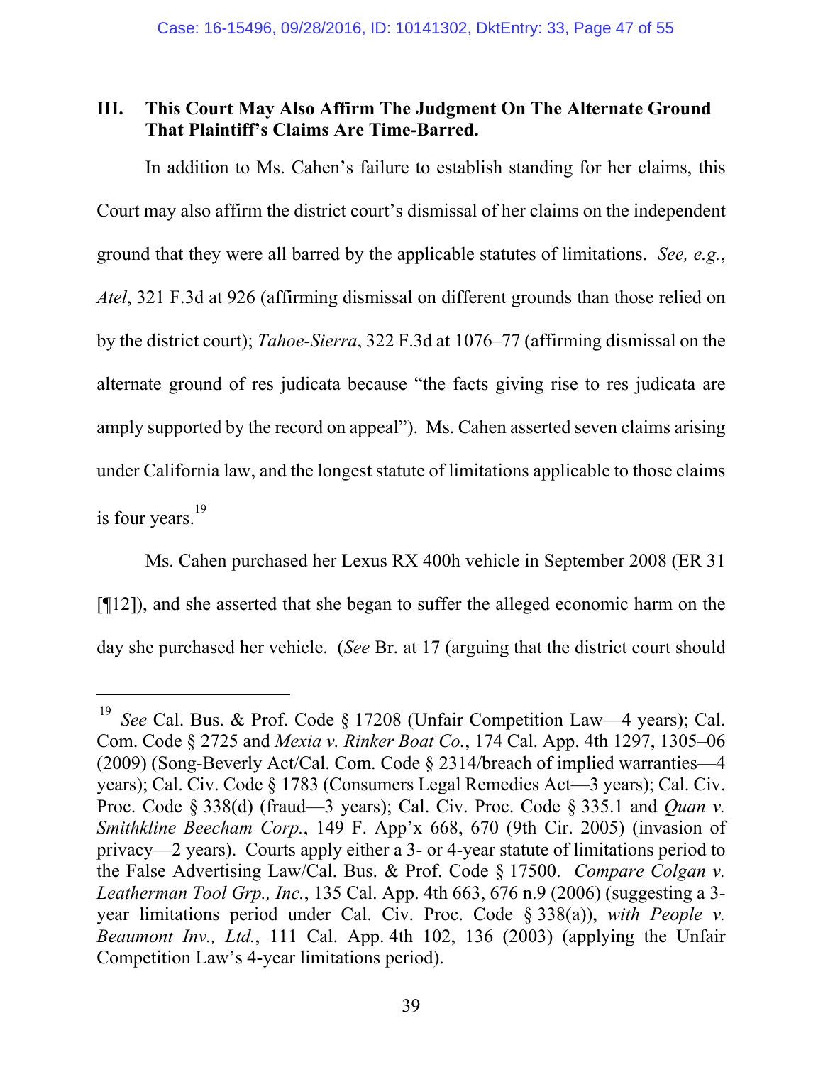## III. This Court May Also Affirm The Judgment On The Alternate Ground That Plaintiff's Claims Are Time-Barred.

In addition to Ms. Cahen's failure to establish standing for her claims, this Court may also affirm the district court's dismissal of her claims on the independent ground that they were all barred by the applicable statutes of limitations. *See, e.g.*, *Atel*, 321 F.3d at 926 (affirming dismissal on different grounds than those relied on by the district court); *Tahoe-Sierra*, 322 F.3d at 1076–77 (affirming dismissal on the alternate ground of res judicata because "the facts giving rise to res judicata are amply supported by the record on appeal"). Ms. Cahen asserted seven claims arising under California law, and the longest statute of limitations applicable to those claims is four years.[19]

Ms. Cahen purchased her Lexus RX 400h vehicle in September 2008 (ER 31 [¶12]), and she asserted that she began to suffer the alleged economic harm on the day she purchased her vehicle. (*See* Br. at 17 (arguing that the district court should

---

[19] *See* Cal. Bus. & Prof. Code § 17208 (Unfair Competition Law—4 years); Cal. Com. Code § 2725 and *Mexia v. Rinker Boat Co.*, 174 Cal. App. 4th 1297, 1305–06 (2009) (Song-Beverly Act/Cal. Com. Code § 2314/breach of implied warranties—4 years); Cal. Civ. Code § 1783 (Consumers Legal Remedies Act—3 years); Cal. Civ. Proc. Code § 338(d) (fraud—3 years); Cal. Civ. Proc. Code § 335.1 and *Quan v. Smithkline Beecham Corp.*, 149 F. App'x 668, 670 (9th Cir. 2005) (invasion of privacy—2 years). Courts apply either a 3- or 4-year statute of limitations period to the False Advertising Law/Cal. Bus. & Prof. Code § 17500. *Compare Colgan v. Leatherman Tool Grp., Inc.*, 135 Cal. App. 4th 663, 676 n.9 (2006) (suggesting a 3-year limitations period under Cal. Civ. Proc. Code § 338(a)), *with People v. Beaumont Inv., Ltd.*, 111 Cal. App. 4th 102, 136 (2003) (applying the Unfair Competition Law's 4-year limitations period).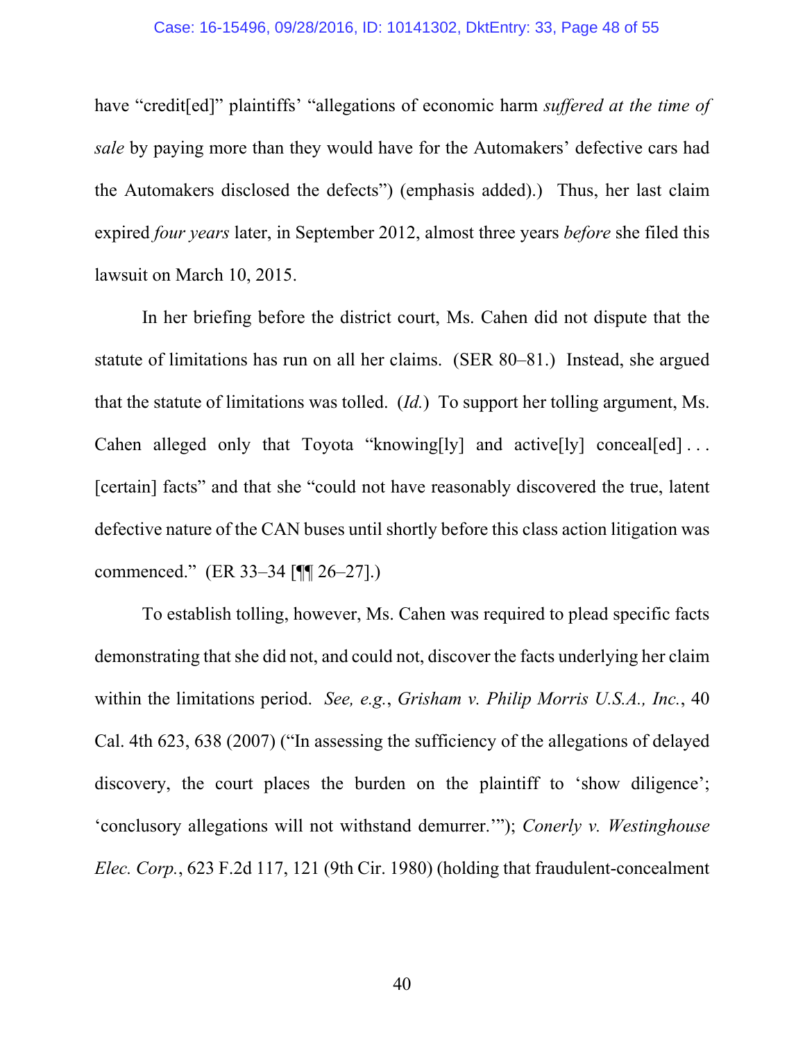have "credit[ed]" plaintiffs' "allegations of economic harm *suffered at the time of sale* by paying more than they would have for the Automakers' defective cars had the Automakers disclosed the defects") (emphasis added).) Thus, her last claim expired *four years* later, in September 2012, almost three years *before* she filed this lawsuit on March 10, 2015.

In her briefing before the district court, Ms. Cahen did not dispute that the statute of limitations has run on all her claims. (SER 80–81.) Instead, she argued that the statute of limitations was tolled. (*Id.*) To support her tolling argument, Ms. Cahen alleged only that Toyota "knowing[ly] and active[ly] conceal[ed] . . . [certain] facts" and that she "could not have reasonably discovered the true, latent defective nature of the CAN buses until shortly before this class action litigation was commenced." (ER 33–34 [¶¶ 26–27].)

To establish tolling, however, Ms. Cahen was required to plead specific facts demonstrating that she did not, and could not, discover the facts underlying her claim within the limitations period. *See, e.g.*, *Grisham v. Philip Morris U.S.A., Inc.*, 40 Cal. 4th 623, 638 (2007) ("In assessing the sufficiency of the allegations of delayed discovery, the court places the burden on the plaintiff to 'show diligence'; 'conclusory allegations will not withstand demurrer.'"); *Conerly v. Westinghouse Elec. Corp.*, 623 F.2d 117, 121 (9th Cir. 1980) (holding that fraudulent-concealment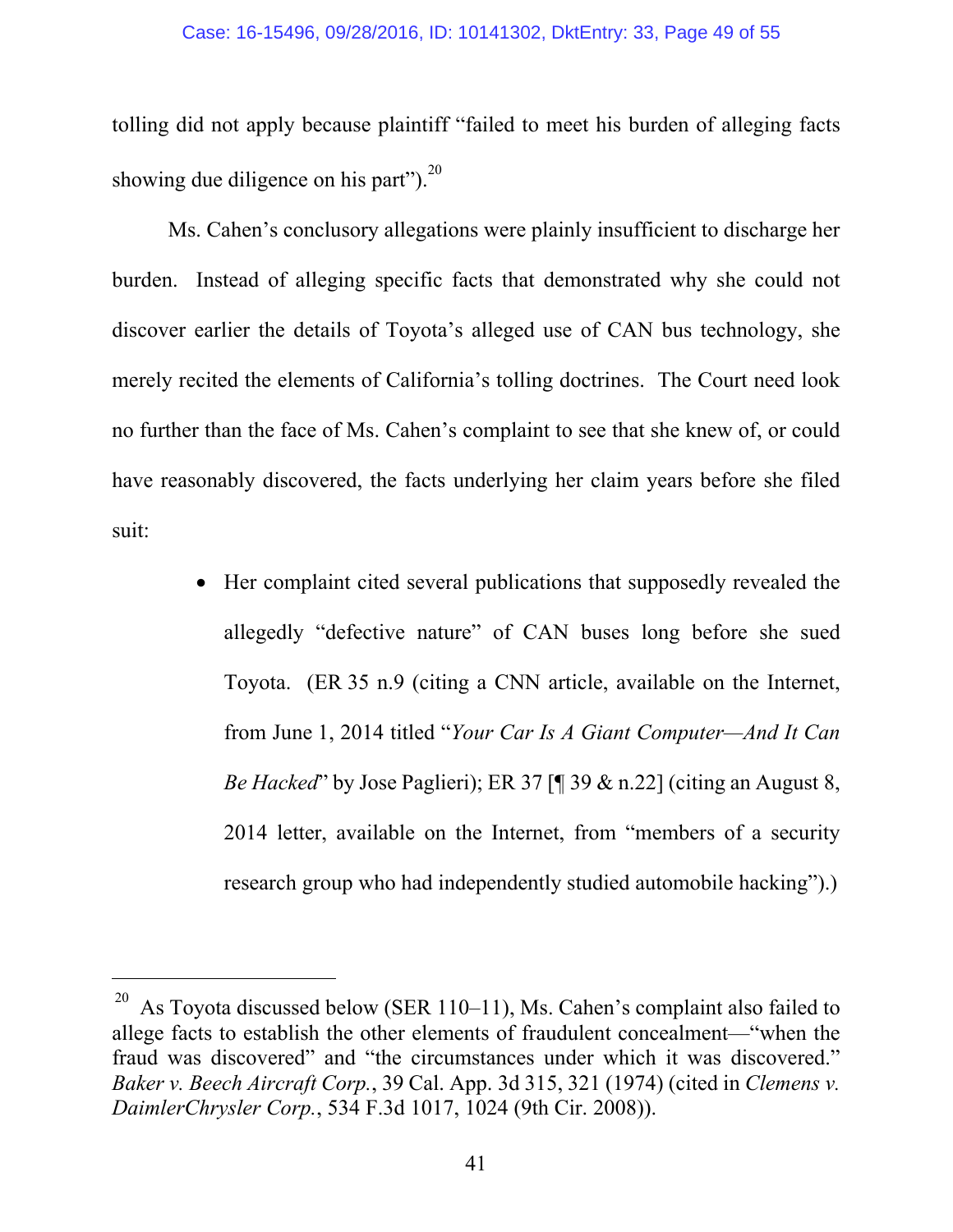tolling did not apply because plaintiff "failed to meet his burden of alleging facts showing due diligence on his part").[20]

Ms. Cahen's conclusory allegations were plainly insufficient to discharge her burden. Instead of alleging specific facts that demonstrated why she could not discover earlier the details of Toyota's alleged use of CAN bus technology, she merely recited the elements of California's tolling doctrines. The Court need look no further than the face of Ms. Cahen's complaint to see that she knew of, or could have reasonably discovered, the facts underlying her claim years before she filed suit:

- Her complaint cited several publications that supposedly revealed the allegedly "defective nature" of CAN buses long before she sued Toyota. (ER 35 n.9 (citing a CNN article, available on the Internet, from June 1, 2014 titled "*Your Car Is A Giant Computer—And It Can Be Hacked*" by Jose Paglieri); ER 37 [¶ 39 & n.22] (citing an August 8, 2014 letter, available on the Internet, from "members of a security research group who had independently studied automobile hacking").)

---

[20] As Toyota discussed below (SER 110–11), Ms. Cahen's complaint also failed to allege facts to establish the other elements of fraudulent concealment—"when the fraud was discovered" and "the circumstances under which it was discovered." *Baker v. Beech Aircraft Corp.*, 39 Cal. App. 3d 315, 321 (1974) (cited in *Clemens v. DaimlerChrysler Corp.*, 534 F.3d 1017, 1024 (9th Cir. 2008)).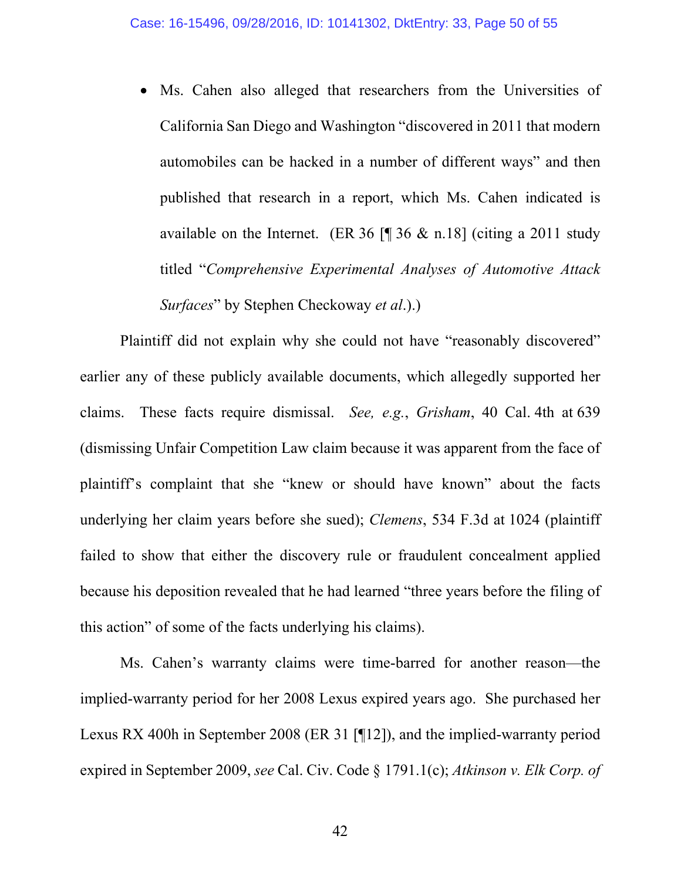- Ms. Cahen also alleged that researchers from the Universities of California San Diego and Washington "discovered in 2011 that modern automobiles can be hacked in a number of different ways" and then published that research in a report, which Ms. Cahen indicated is available on the Internet. (ER 36 [¶ 36 & n.18] (citing a 2011 study titled "*Comprehensive Experimental Analyses of Automotive Attack Surfaces*" by Stephen Checkoway *et al*.).)

Plaintiff did not explain why she could not have "reasonably discovered" earlier any of these publicly available documents, which allegedly supported her claims. These facts require dismissal. *See, e.g.*, *Grisham*, 40 Cal. 4th at 639 (dismissing Unfair Competition Law claim because it was apparent from the face of plaintiff's complaint that she "knew or should have known" about the facts underlying her claim years before she sued); *Clemens*, 534 F.3d at 1024 (plaintiff failed to show that either the discovery rule or fraudulent concealment applied because his deposition revealed that he had learned "three years before the filing of this action" of some of the facts underlying his claims).

Ms. Cahen's warranty claims were time-barred for another reason—the implied-warranty period for her 2008 Lexus expired years ago. She purchased her Lexus RX 400h in September 2008 (ER 31 [¶12]), and the implied-warranty period expired in September 2009, *see* Cal. Civ. Code § 1791.1(c); *Atkinson v. Elk Corp. of*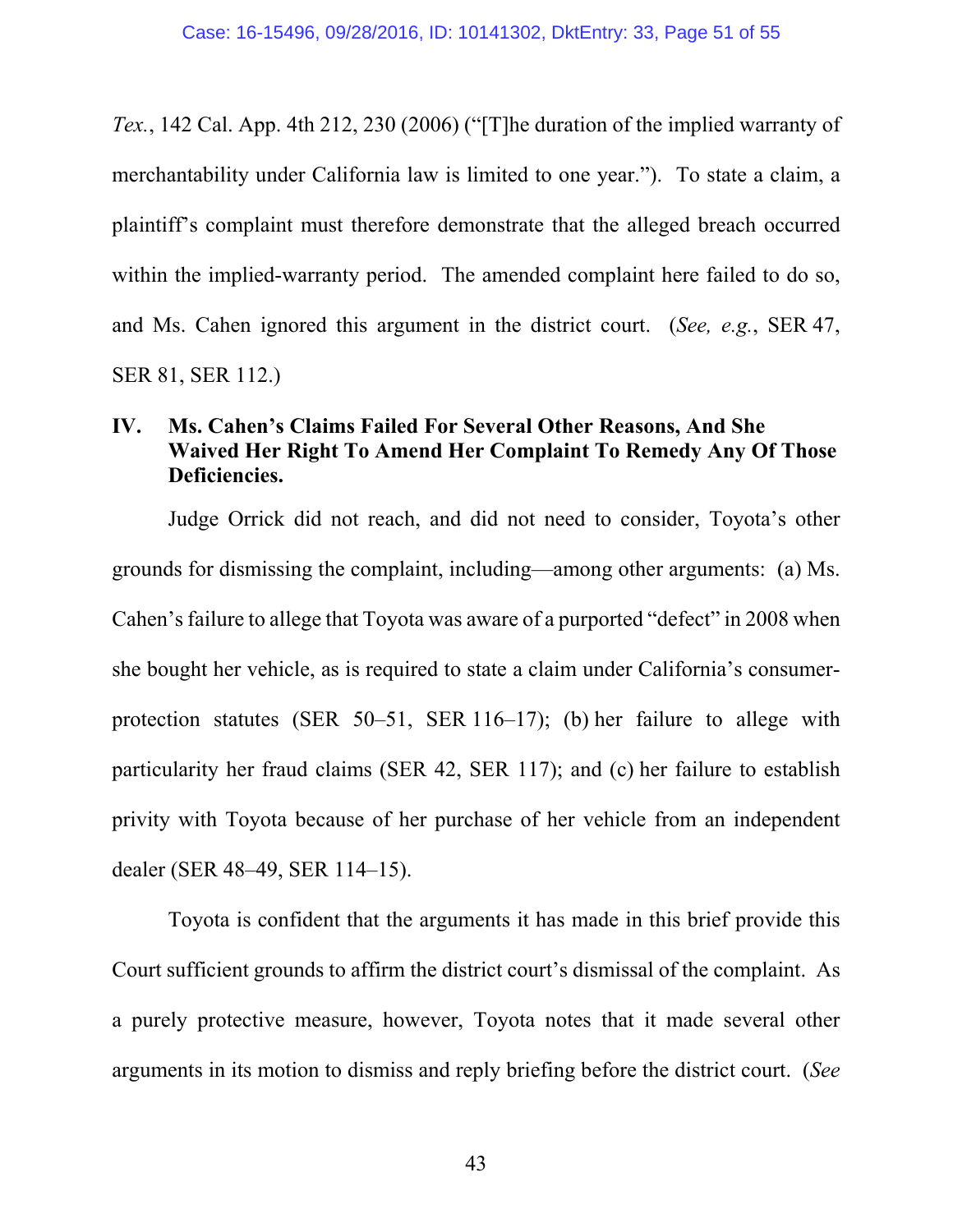*Tex.*, 142 Cal. App. 4th 212, 230 (2006) ("[T]he duration of the implied warranty of merchantability under California law is limited to one year."). To state a claim, a plaintiff's complaint must therefore demonstrate that the alleged breach occurred within the implied-warranty period. The amended complaint here failed to do so, and Ms. Cahen ignored this argument in the district court. (*See, e.g.*, SER 47, SER 81, SER 112.)

## IV. Ms. Cahen's Claims Failed For Several Other Reasons, And She Waived Her Right To Amend Her Complaint To Remedy Any Of Those Deficiencies.

Judge Orrick did not reach, and did not need to consider, Toyota's other grounds for dismissing the complaint, including—among other arguments: (a) Ms. Cahen's failure to allege that Toyota was aware of a purported "defect" in 2008 when she bought her vehicle, as is required to state a claim under California's consumer-protection statutes (SER 50–51, SER 116–17); (b) her failure to allege with particularity her fraud claims (SER 42, SER 117); and (c) her failure to establish privity with Toyota because of her purchase of her vehicle from an independent dealer (SER 48–49, SER 114–15).

Toyota is confident that the arguments it has made in this brief provide this Court sufficient grounds to affirm the district court's dismissal of the complaint. As a purely protective measure, however, Toyota notes that it made several other arguments in its motion to dismiss and reply briefing before the district court. (*See*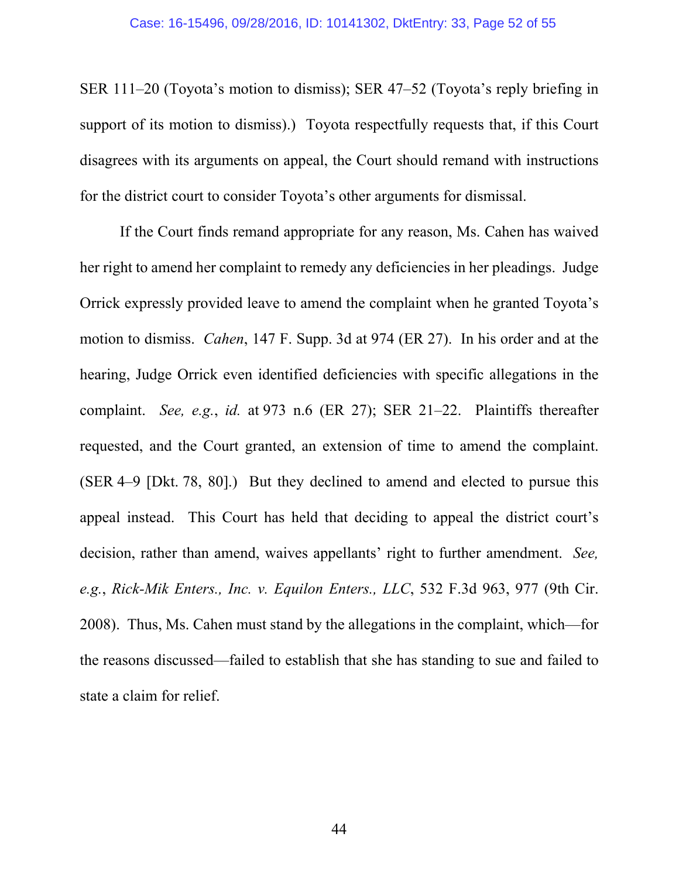SER 111–20 (Toyota's motion to dismiss); SER 47–52 (Toyota's reply briefing in support of its motion to dismiss).) Toyota respectfully requests that, if this Court disagrees with its arguments on appeal, the Court should remand with instructions for the district court to consider Toyota's other arguments for dismissal.

If the Court finds remand appropriate for any reason, Ms. Cahen has waived her right to amend her complaint to remedy any deficiencies in her pleadings. Judge Orrick expressly provided leave to amend the complaint when he granted Toyota's motion to dismiss. *Cahen*, 147 F. Supp. 3d at 974 (ER 27). In his order and at the hearing, Judge Orrick even identified deficiencies with specific allegations in the complaint. *See, e.g.*, *id.* at 973 n.6 (ER 27); SER 21–22. Plaintiffs thereafter requested, and the Court granted, an extension of time to amend the complaint. (SER 4–9 [Dkt. 78, 80].) But they declined to amend and elected to pursue this appeal instead. This Court has held that deciding to appeal the district court's decision, rather than amend, waives appellants' right to further amendment. *See, e.g.*, *Rick-Mik Enters., Inc. v. Equilon Enters., LLC*, 532 F.3d 963, 977 (9th Cir. 2008). Thus, Ms. Cahen must stand by the allegations in the complaint, which—for the reasons discussed—failed to establish that she has standing to sue and failed to state a claim for relief.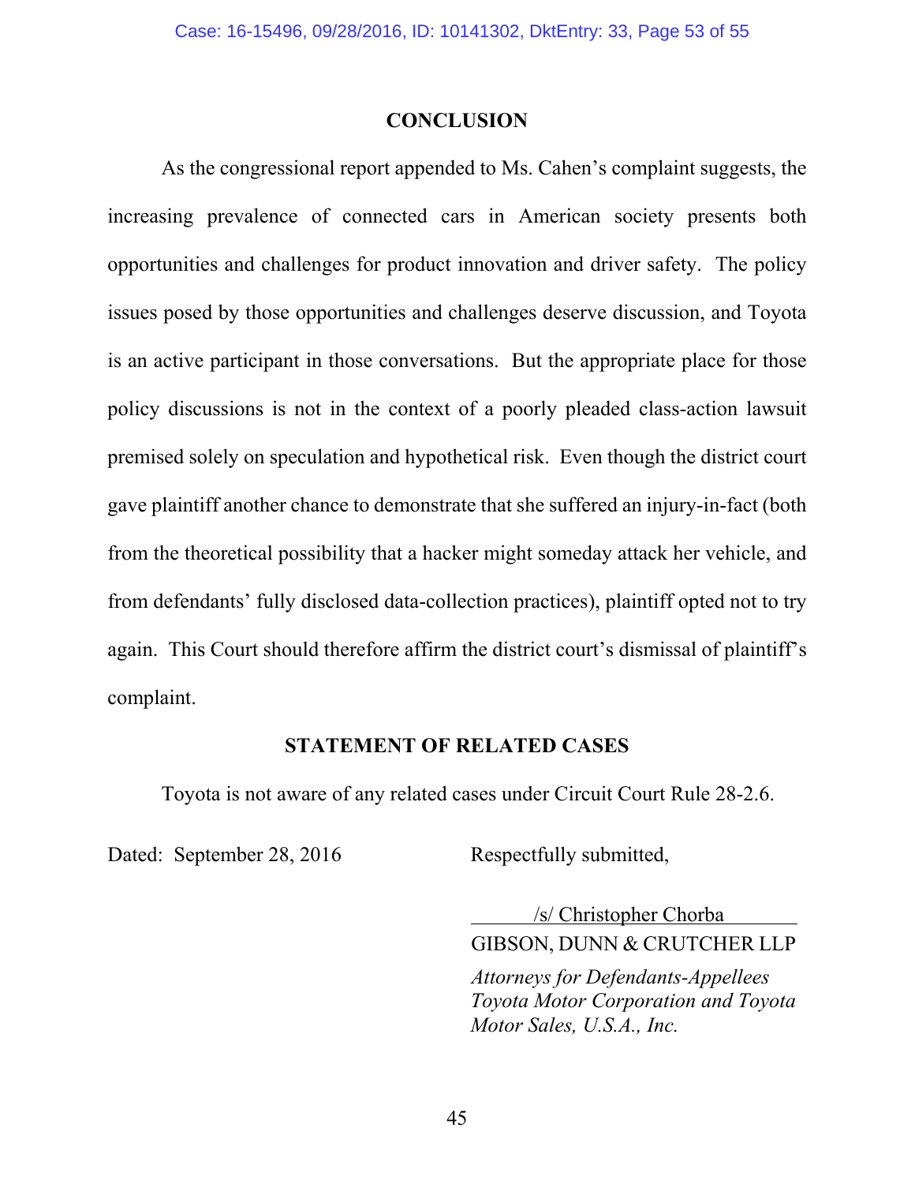## CONCLUSION

As the congressional report appended to Ms. Cahen's complaint suggests, the increasing prevalence of connected cars in American society presents both opportunities and challenges for product innovation and driver safety. The policy issues posed by those opportunities and challenges deserve discussion, and Toyota is an active participant in those conversations. But the appropriate place for those policy discussions is not in the context of a poorly pleaded class-action lawsuit premised solely on speculation and hypothetical risk. Even though the district court gave plaintiff another chance to demonstrate that she suffered an injury-in-fact (both from the theoretical possibility that a hacker might someday attack her vehicle, and from defendants' fully disclosed data-collection practices), plaintiff opted not to try again. This Court should therefore affirm the district court's dismissal of plaintiff's complaint.

## STATEMENT OF RELATED CASES

Toyota is not aware of any related cases under Circuit Court Rule 28-2.6.

Dated: September 28, 2016

Respectfully submitted,

/s/ Christopher Chorba
GIBSON, DUNN & CRUTCHER LLP

*Attorneys for Defendants-Appellees Toyota Motor Corporation and Toyota Motor Sales, U.S.A., Inc.*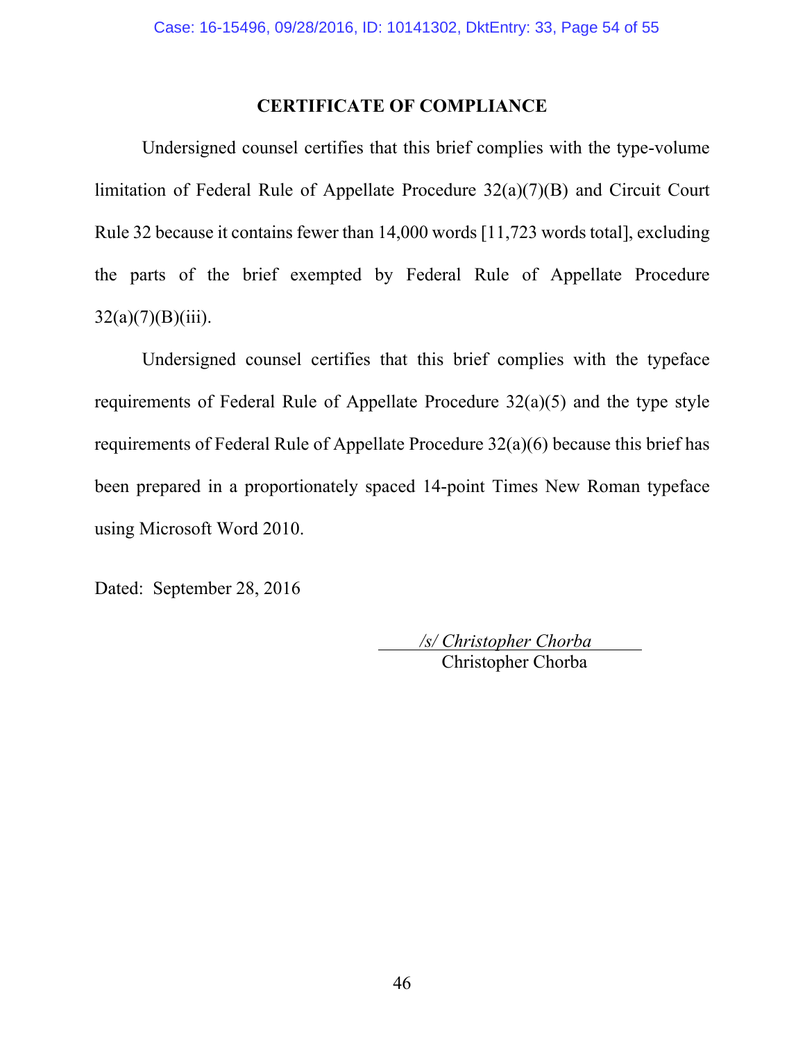## CERTIFICATE OF COMPLIANCE

Undersigned counsel certifies that this brief complies with the type-volume limitation of Federal Rule of Appellate Procedure 32(a)(7)(B) and Circuit Court Rule 32 because it contains fewer than 14,000 words [11,723 words total], excluding the parts of the brief exempted by Federal Rule of Appellate Procedure 32(a)(7)(B)(iii).

Undersigned counsel certifies that this brief complies with the typeface requirements of Federal Rule of Appellate Procedure 32(a)(5) and the type style requirements of Federal Rule of Appellate Procedure 32(a)(6) because this brief has been prepared in a proportionately spaced 14-point Times New Roman typeface using Microsoft Word 2010.

Dated: September 28, 2016

*/s/ Christopher Chorba*
Christopher Chorba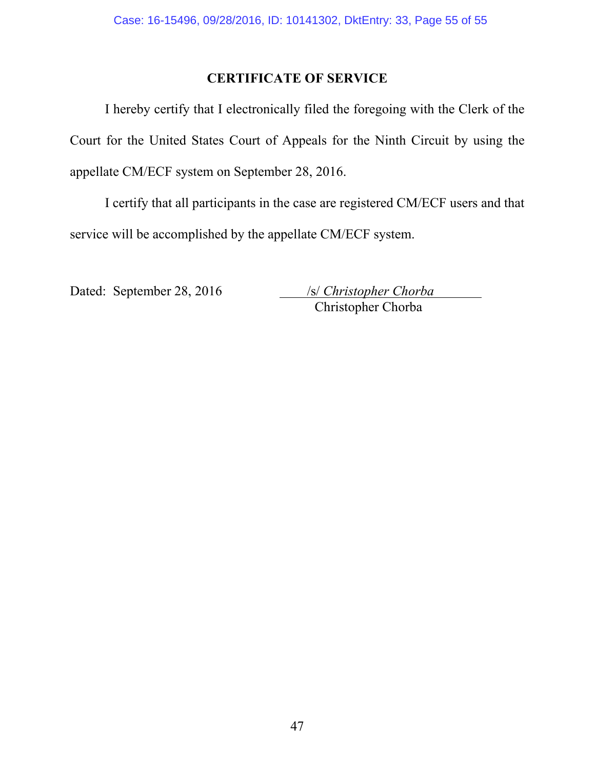## CERTIFICATE OF SERVICE

I hereby certify that I electronically filed the foregoing with the Clerk of the Court for the United States Court of Appeals for the Ninth Circuit by using the appellate CM/ECF system on September 28, 2016.

I certify that all participants in the case are registered CM/ECF users and that service will be accomplished by the appellate CM/ECF system.

Dated: September 28, 2016

/s/ *Christopher Chorba*
Christopher Chorba